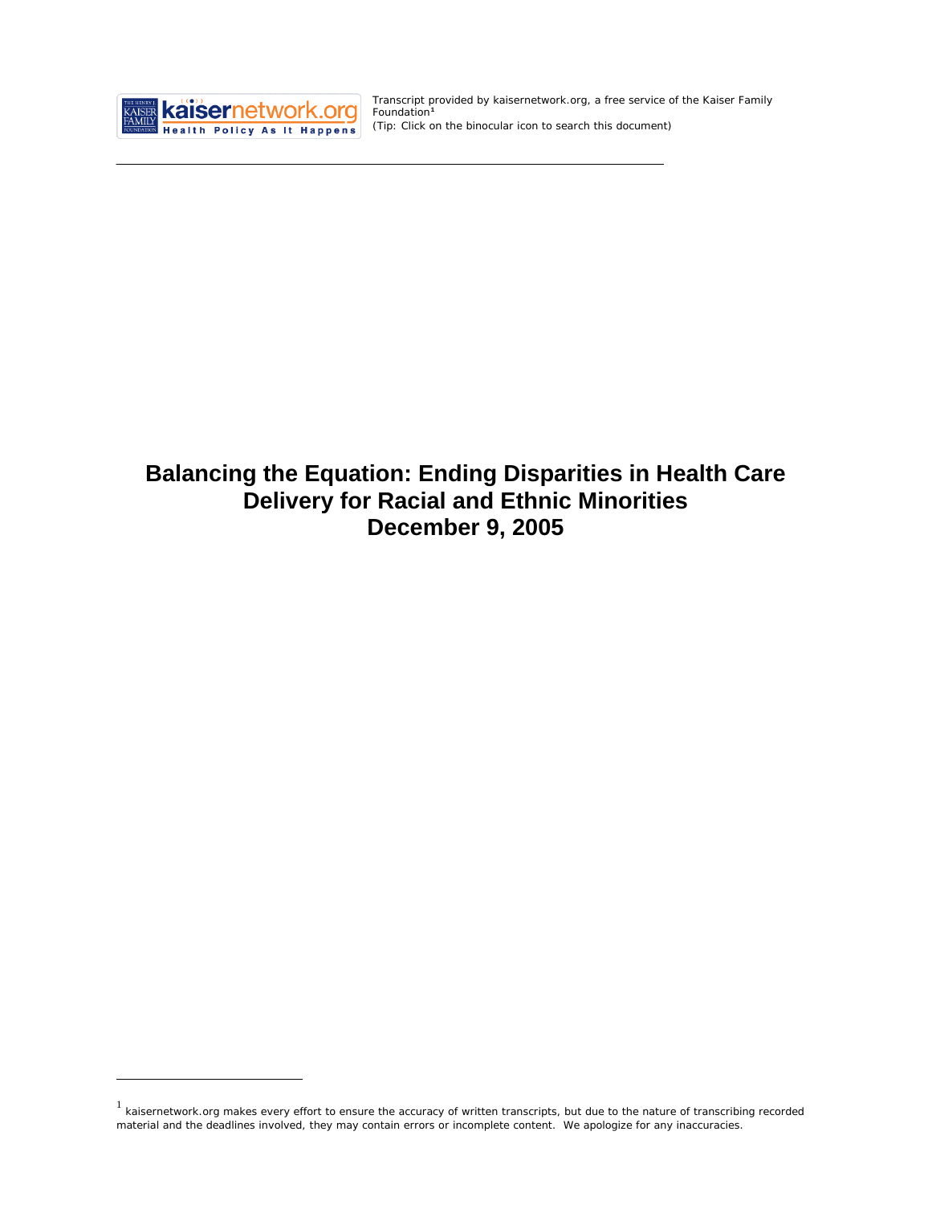Transcript provided by kaisernetwork.org, a free service of the Kaiser Family Foundation[1]
(Tip: Click on the binocular icon to search this document)

# Balancing the Equation: Ending Disparities in Health Care Delivery for Racial and Ethnic Minorities
# December 9, 2005

[1] kaisernetwork.org makes every effort to ensure the accuracy of written transcripts, but due to the nature of transcribing recorded material and the deadlines involved, they may contain errors or incomplete content. We apologize for any inaccuracies.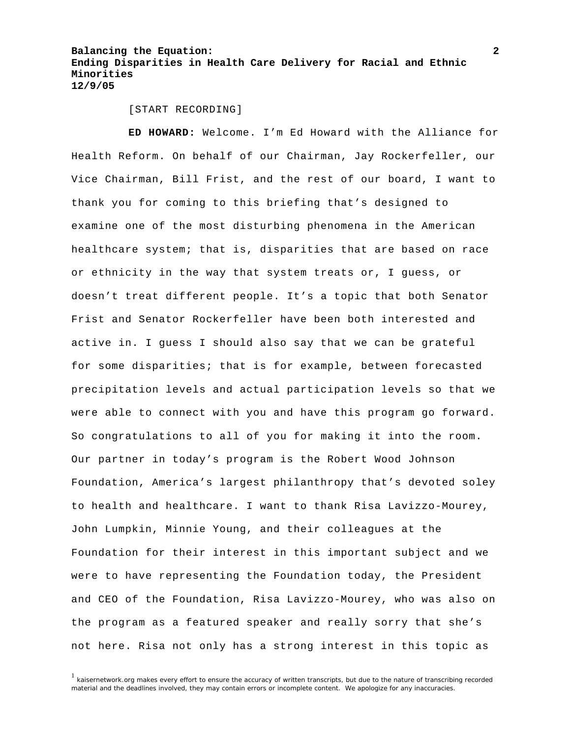[START RECORDING]

**ED HOWARD:** Welcome. I'm Ed Howard with the Alliance for Health Reform. On behalf of our Chairman, Jay Rockerfeller, our Vice Chairman, Bill Frist, and the rest of our board, I want to thank you for coming to this briefing that's designed to examine one of the most disturbing phenomena in the American healthcare system; that is, disparities that are based on race or ethnicity in the way that system treats or, I guess, or doesn't treat different people. It's a topic that both Senator Frist and Senator Rockerfeller have been both interested and active in. I guess I should also say that we can be grateful for some disparities; that is for example, between forecasted precipitation levels and actual participation levels so that we were able to connect with you and have this program go forward. So congratulations to all of you for making it into the room. Our partner in today's program is the Robert Wood Johnson Foundation, America's largest philanthropy that's devoted soley to health and healthcare. I want to thank Risa Lavizzo-Mourey, John Lumpkin, Minnie Young, and their colleagues at the Foundation for their interest in this important subject and we were to have representing the Foundation today, the President and CEO of the Foundation, Risa Lavizzo-Mourey, who was also on the program as a featured speaker and really sorry that she's not here. Risa not only has a strong interest in this topic as

[1] kaisernetwork.org makes every effort to ensure the accuracy of written transcripts, but due to the nature of transcribing recorded material and the deadlines involved, they may contain errors or incomplete content. We apologize for any inaccuracies.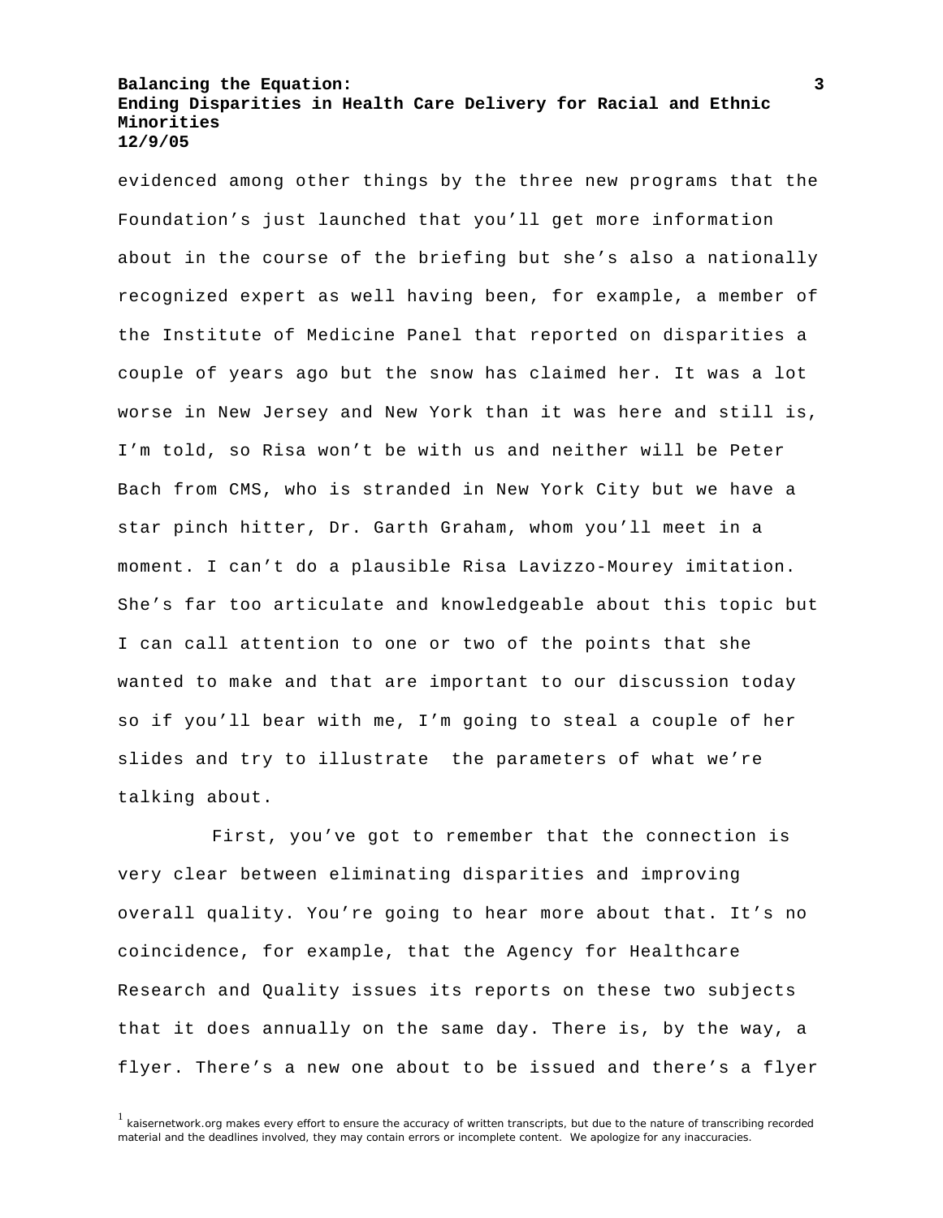evidenced among other things by the three new programs that the Foundation's just launched that you'll get more information about in the course of the briefing but she's also a nationally recognized expert as well having been, for example, a member of the Institute of Medicine Panel that reported on disparities a couple of years ago but the snow has claimed her. It was a lot worse in New Jersey and New York than it was here and still is, I'm told, so Risa won't be with us and neither will be Peter Bach from CMS, who is stranded in New York City but we have a star pinch hitter, Dr. Garth Graham, whom you'll meet in a moment. I can't do a plausible Risa Lavizzo-Mourey imitation. She's far too articulate and knowledgeable about this topic but I can call attention to one or two of the points that she wanted to make and that are important to our discussion today so if you'll bear with me, I'm going to steal a couple of her slides and try to illustrate the parameters of what we're talking about.

First, you've got to remember that the connection is very clear between eliminating disparities and improving overall quality. You're going to hear more about that. It's no coincidence, for example, that the Agency for Healthcare Research and Quality issues its reports on these two subjects that it does annually on the same day. There is, by the way, a flyer. There's a new one about to be issued and there's a flyer

[1] kaisernetwork.org makes every effort to ensure the accuracy of written transcripts, but due to the nature of transcribing recorded material and the deadlines involved, they may contain errors or incomplete content. We apologize for any inaccuracies.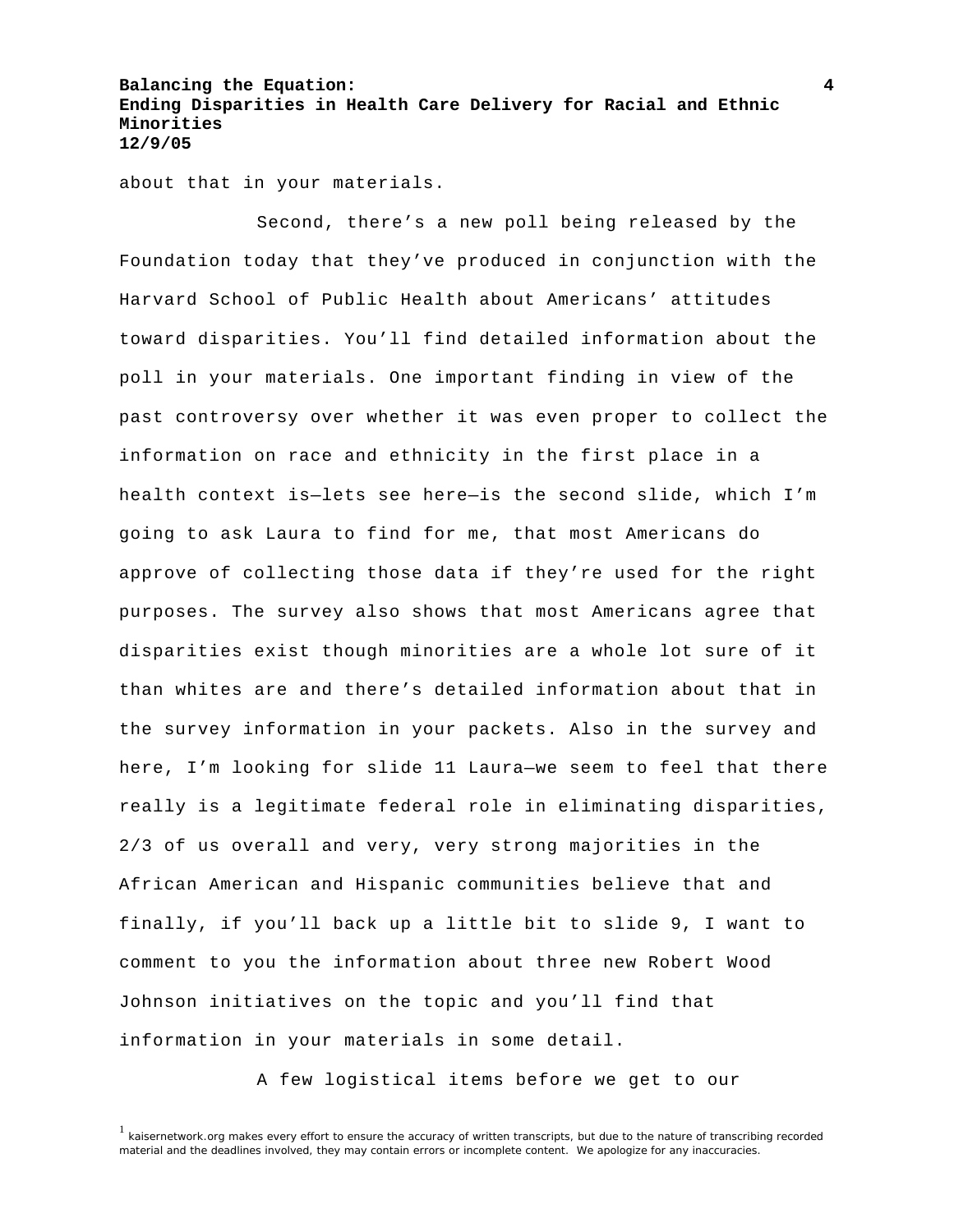about that in your materials.

Second, there's a new poll being released by the Foundation today that they've produced in conjunction with the Harvard School of Public Health about Americans' attitudes toward disparities. You'll find detailed information about the poll in your materials. One important finding in view of the past controversy over whether it was even proper to collect the information on race and ethnicity in the first place in a health context is—lets see here—is the second slide, which I'm going to ask Laura to find for me, that most Americans do approve of collecting those data if they're used for the right purposes. The survey also shows that most Americans agree that disparities exist though minorities are a whole lot sure of it than whites are and there's detailed information about that in the survey information in your packets. Also in the survey and here, I'm looking for slide 11 Laura—we seem to feel that there really is a legitimate federal role in eliminating disparities, 2/3 of us overall and very, very strong majorities in the African American and Hispanic communities believe that and finally, if you'll back up a little bit to slide 9, I want to comment to you the information about three new Robert Wood Johnson initiatives on the topic and you'll find that information in your materials in some detail.

A few logistical items before we get to our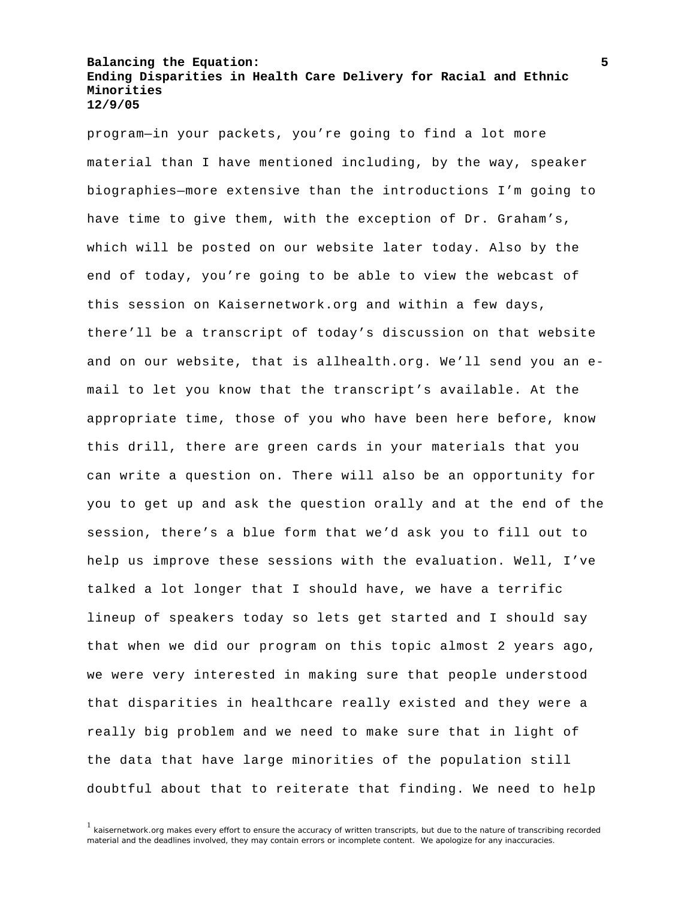program—in your packets, you're going to find a lot more material than I have mentioned including, by the way, speaker biographies—more extensive than the introductions I'm going to have time to give them, with the exception of Dr. Graham's, which will be posted on our website later today. Also by the end of today, you're going to be able to view the webcast of this session on Kaisernetwork.org and within a few days, there'll be a transcript of today's discussion on that website and on our website, that is allhealth.org. We'll send you an e-mail to let you know that the transcript's available. At the appropriate time, those of you who have been here before, know this drill, there are green cards in your materials that you can write a question on. There will also be an opportunity for you to get up and ask the question orally and at the end of the session, there's a blue form that we'd ask you to fill out to help us improve these sessions with the evaluation. Well, I've talked a lot longer that I should have, we have a terrific lineup of speakers today so lets get started and I should say that when we did our program on this topic almost 2 years ago, we were very interested in making sure that people understood that disparities in healthcare really existed and they were a really big problem and we need to make sure that in light of the data that have large minorities of the population still doubtful about that to reiterate that finding. We need to help

[1] kaisernetwork.org makes every effort to ensure the accuracy of written transcripts, but due to the nature of transcribing recorded material and the deadlines involved, they may contain errors or incomplete content. We apologize for any inaccuracies.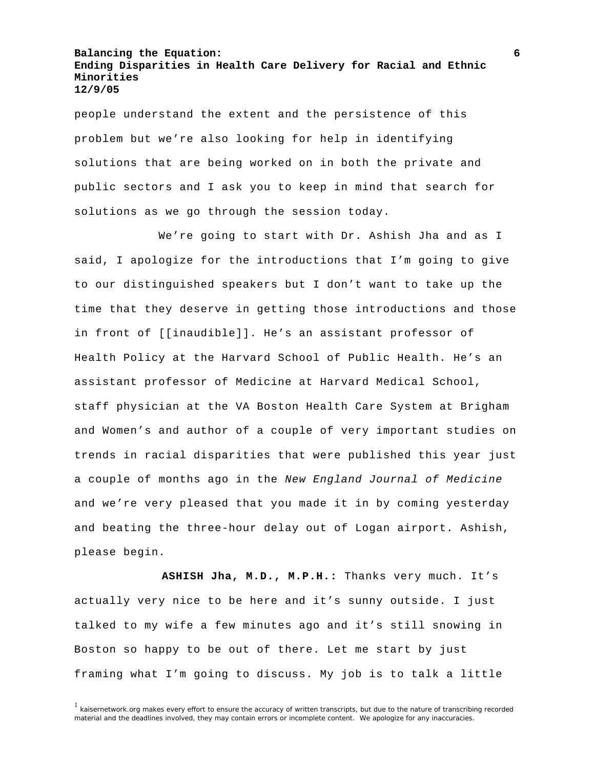people understand the extent and the persistence of this problem but we're also looking for help in identifying solutions that are being worked on in both the private and public sectors and I ask you to keep in mind that search for solutions as we go through the session today.

We're going to start with Dr. Ashish Jha and as I said, I apologize for the introductions that I'm going to give to our distinguished speakers but I don't want to take up the time that they deserve in getting those introductions and those in front of [[inaudible]]. He's an assistant professor of Health Policy at the Harvard School of Public Health. He's an assistant professor of Medicine at Harvard Medical School, staff physician at the VA Boston Health Care System at Brigham and Women's and author of a couple of very important studies on trends in racial disparities that were published this year just a couple of months ago in the *New England Journal of Medicine* and we're very pleased that you made it in by coming yesterday and beating the three-hour delay out of Logan airport. Ashish, please begin.

**ASHISH Jha, M.D., M.P.H.:** Thanks very much. It's actually very nice to be here and it's sunny outside. I just talked to my wife a few minutes ago and it's still snowing in Boston so happy to be out of there. Let me start by just framing what I'm going to discuss. My job is to talk a little

[1] kaisernetwork.org makes every effort to ensure the accuracy of written transcripts, but due to the nature of transcribing recorded material and the deadlines involved, they may contain errors or incomplete content. We apologize for any inaccuracies.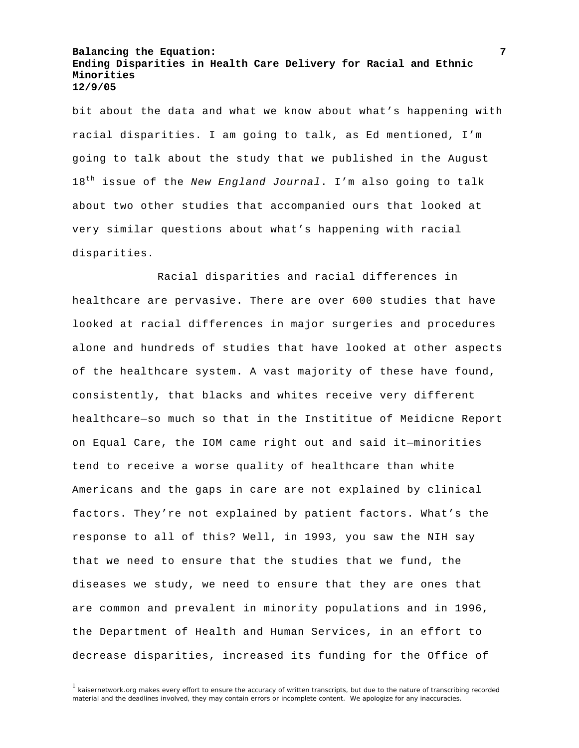bit about the data and what we know about what's happening with racial disparities. I am going to talk, as Ed mentioned, I'm going to talk about the study that we published in the August 18th issue of the *New England Journal*. I'm also going to talk about two other studies that accompanied ours that looked at very similar questions about what's happening with racial disparities.

Racial disparities and racial differences in healthcare are pervasive. There are over 600 studies that have looked at racial differences in major surgeries and procedures alone and hundreds of studies that have looked at other aspects of the healthcare system. A vast majority of these have found, consistently, that blacks and whites receive very different healthcare—so much so that in the Instititue of Meidicne Report on Equal Care, the IOM came right out and said it—minorities tend to receive a worse quality of healthcare than white Americans and the gaps in care are not explained by clinical factors. They're not explained by patient factors. What's the response to all of this? Well, in 1993, you saw the NIH say that we need to ensure that the studies that we fund, the diseases we study, we need to ensure that they are ones that are common and prevalent in minority populations and in 1996, the Department of Health and Human Services, in an effort to decrease disparities, increased its funding for the Office of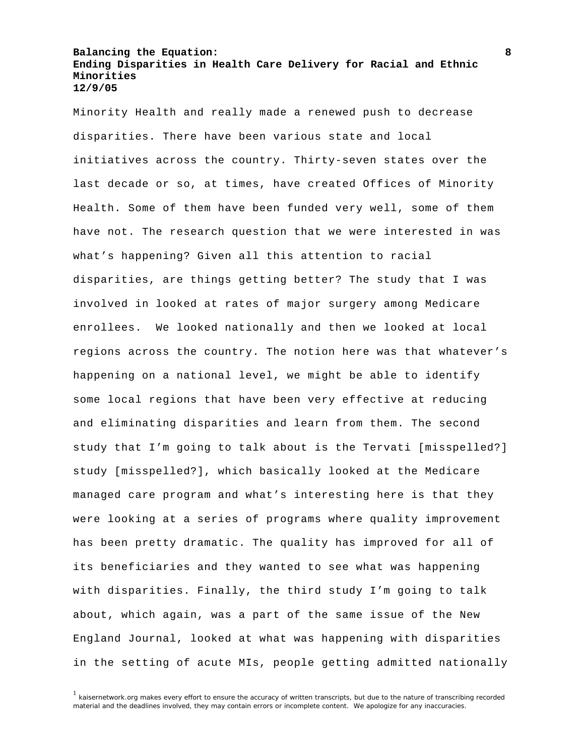Minority Health and really made a renewed push to decrease disparities. There have been various state and local initiatives across the country. Thirty-seven states over the last decade or so, at times, have created Offices of Minority Health. Some of them have been funded very well, some of them have not. The research question that we were interested in was what's happening? Given all this attention to racial disparities, are things getting better? The study that I was involved in looked at rates of major surgery among Medicare enrollees. We looked nationally and then we looked at local regions across the country. The notion here was that whatever's happening on a national level, we might be able to identify some local regions that have been very effective at reducing and eliminating disparities and learn from them. The second study that I'm going to talk about is the Tervati [misspelled?] study [misspelled?], which basically looked at the Medicare managed care program and what's interesting here is that they were looking at a series of programs where quality improvement has been pretty dramatic. The quality has improved for all of its beneficiaries and they wanted to see what was happening with disparities. Finally, the third study I'm going to talk about, which again, was a part of the same issue of the New England Journal, looked at what was happening with disparities in the setting of acute MIs, people getting admitted nationally

[1] kaisernetwork.org makes every effort to ensure the accuracy of written transcripts, but due to the nature of transcribing recorded material and the deadlines involved, they may contain errors or incomplete content. We apologize for any inaccuracies.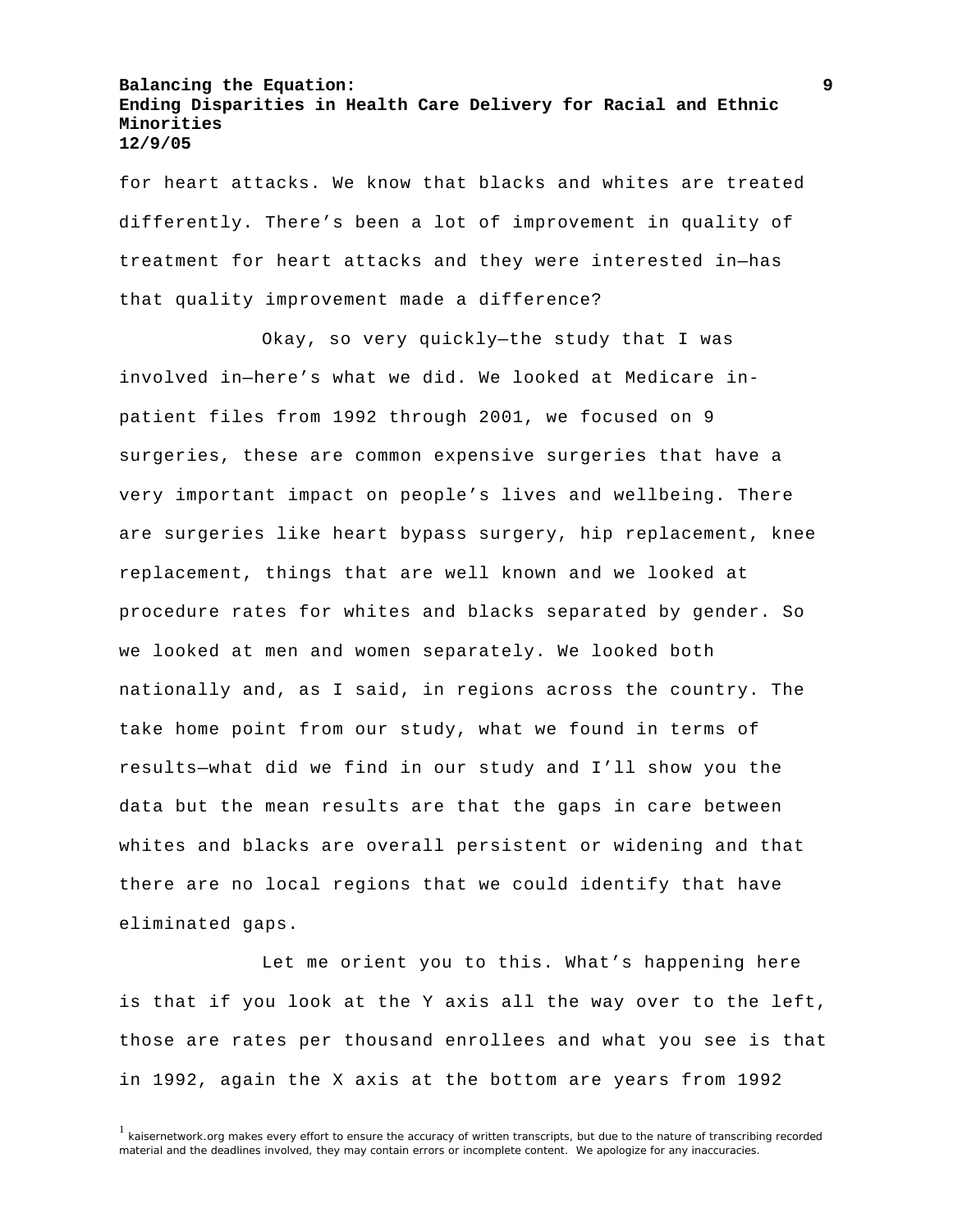for heart attacks. We know that blacks and whites are treated differently. There's been a lot of improvement in quality of treatment for heart attacks and they were interested in—has that quality improvement made a difference?

Okay, so very quickly—the study that I was involved in—here's what we did. We looked at Medicare in-patient files from 1992 through 2001, we focused on 9 surgeries, these are common expensive surgeries that have a very important impact on people's lives and wellbeing. There are surgeries like heart bypass surgery, hip replacement, knee replacement, things that are well known and we looked at procedure rates for whites and blacks separated by gender. So we looked at men and women separately. We looked both nationally and, as I said, in regions across the country. The take home point from our study, what we found in terms of results—what did we find in our study and I'll show you the data but the mean results are that the gaps in care between whites and blacks are overall persistent or widening and that there are no local regions that we could identify that have eliminated gaps.

Let me orient you to this. What's happening here is that if you look at the Y axis all the way over to the left, those are rates per thousand enrollees and what you see is that in 1992, again the X axis at the bottom are years from 1992

[1] kaisernetwork.org makes every effort to ensure the accuracy of written transcripts, but due to the nature of transcribing recorded material and the deadlines involved, they may contain errors or incomplete content. We apologize for any inaccuracies.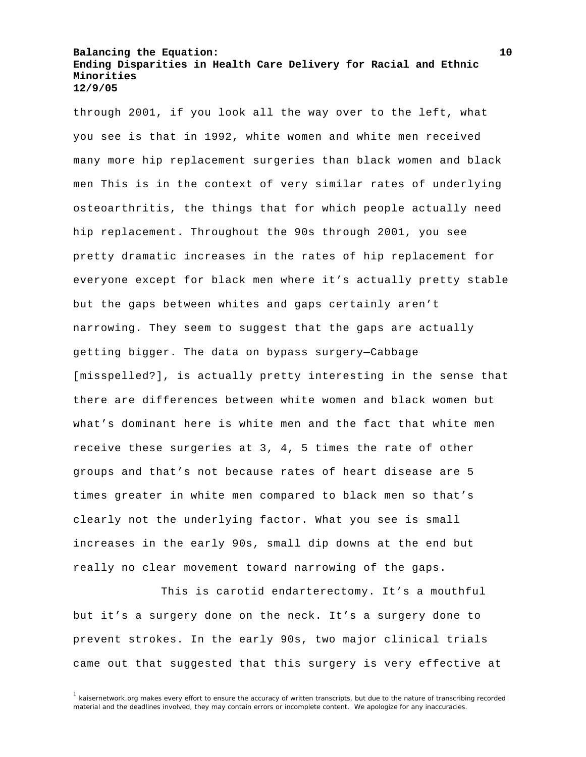through 2001, if you look all the way over to the left, what you see is that in 1992, white women and white men received many more hip replacement surgeries than black women and black men This is in the context of very similar rates of underlying osteoarthritis, the things that for which people actually need hip replacement. Throughout the 90s through 2001, you see pretty dramatic increases in the rates of hip replacement for everyone except for black men where it's actually pretty stable but the gaps between whites and gaps certainly aren't narrowing. They seem to suggest that the gaps are actually getting bigger. The data on bypass surgery—Cabbage [misspelled?], is actually pretty interesting in the sense that there are differences between white women and black women but what's dominant here is white men and the fact that white men receive these surgeries at 3, 4, 5 times the rate of other groups and that's not because rates of heart disease are 5 times greater in white men compared to black men so that's clearly not the underlying factor. What you see is small increases in the early 90s, small dip downs at the end but really no clear movement toward narrowing of the gaps.

This is carotid endarterectomy. It's a mouthful but it's a surgery done on the neck. It's a surgery done to prevent strokes. In the early 90s, two major clinical trials came out that suggested that this surgery is very effective at

[1] kaisernetwork.org makes every effort to ensure the accuracy of written transcripts, but due to the nature of transcribing recorded material and the deadlines involved, they may contain errors or incomplete content. We apologize for any inaccuracies.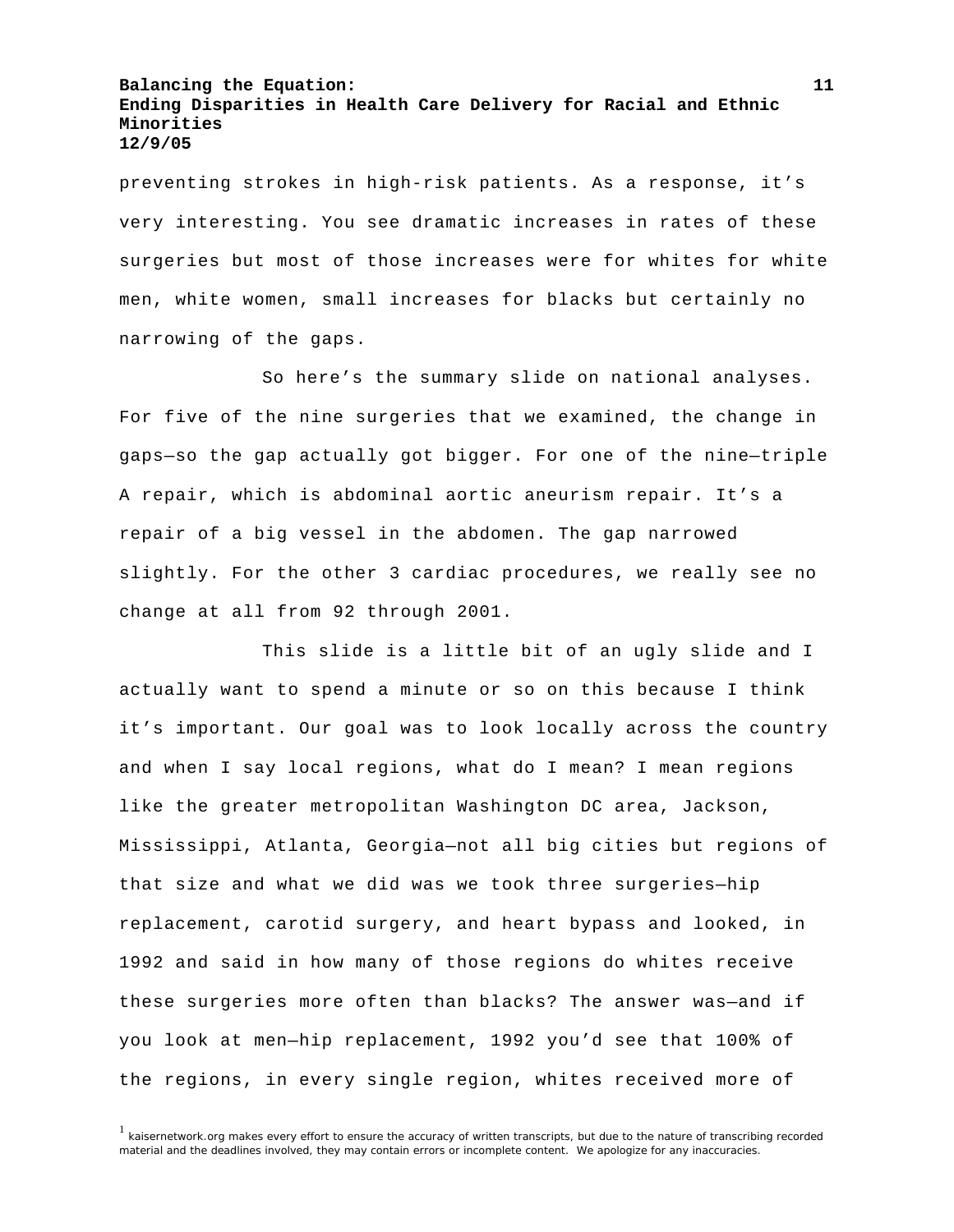preventing strokes in high-risk patients. As a response, it's very interesting. You see dramatic increases in rates of these surgeries but most of those increases were for whites for white men, white women, small increases for blacks but certainly no narrowing of the gaps.

So here's the summary slide on national analyses. For five of the nine surgeries that we examined, the change in gaps—so the gap actually got bigger. For one of the nine—triple A repair, which is abdominal aortic aneurism repair. It's a repair of a big vessel in the abdomen. The gap narrowed slightly. For the other 3 cardiac procedures, we really see no change at all from 92 through 2001.

This slide is a little bit of an ugly slide and I actually want to spend a minute or so on this because I think it's important. Our goal was to look locally across the country and when I say local regions, what do I mean? I mean regions like the greater metropolitan Washington DC area, Jackson, Mississippi, Atlanta, Georgia—not all big cities but regions of that size and what we did was we took three surgeries—hip replacement, carotid surgery, and heart bypass and looked, in 1992 and said in how many of those regions do whites receive these surgeries more often than blacks? The answer was—and if you look at men—hip replacement, 1992 you'd see that 100% of the regions, in every single region, whites received more of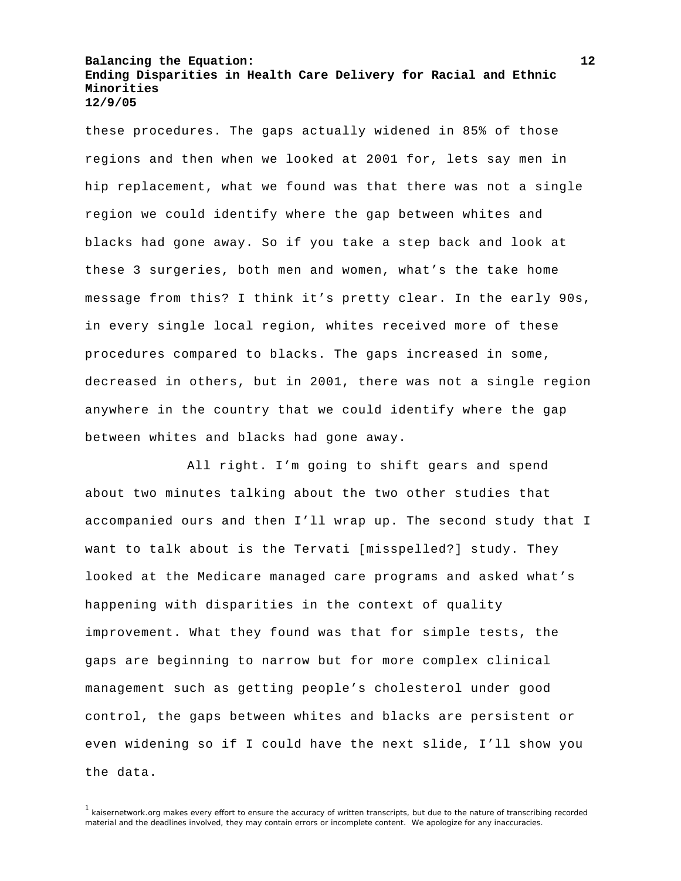these procedures. The gaps actually widened in 85% of those regions and then when we looked at 2001 for, lets say men in hip replacement, what we found was that there was not a single region we could identify where the gap between whites and blacks had gone away. So if you take a step back and look at these 3 surgeries, both men and women, what's the take home message from this? I think it's pretty clear. In the early 90s, in every single local region, whites received more of these procedures compared to blacks. The gaps increased in some, decreased in others, but in 2001, there was not a single region anywhere in the country that we could identify where the gap between whites and blacks had gone away.

All right. I'm going to shift gears and spend about two minutes talking about the two other studies that accompanied ours and then I'll wrap up. The second study that I want to talk about is the Tervati [misspelled?] study. They looked at the Medicare managed care programs and asked what's happening with disparities in the context of quality improvement. What they found was that for simple tests, the gaps are beginning to narrow but for more complex clinical management such as getting people's cholesterol under good control, the gaps between whites and blacks are persistent or even widening so if I could have the next slide, I'll show you the data.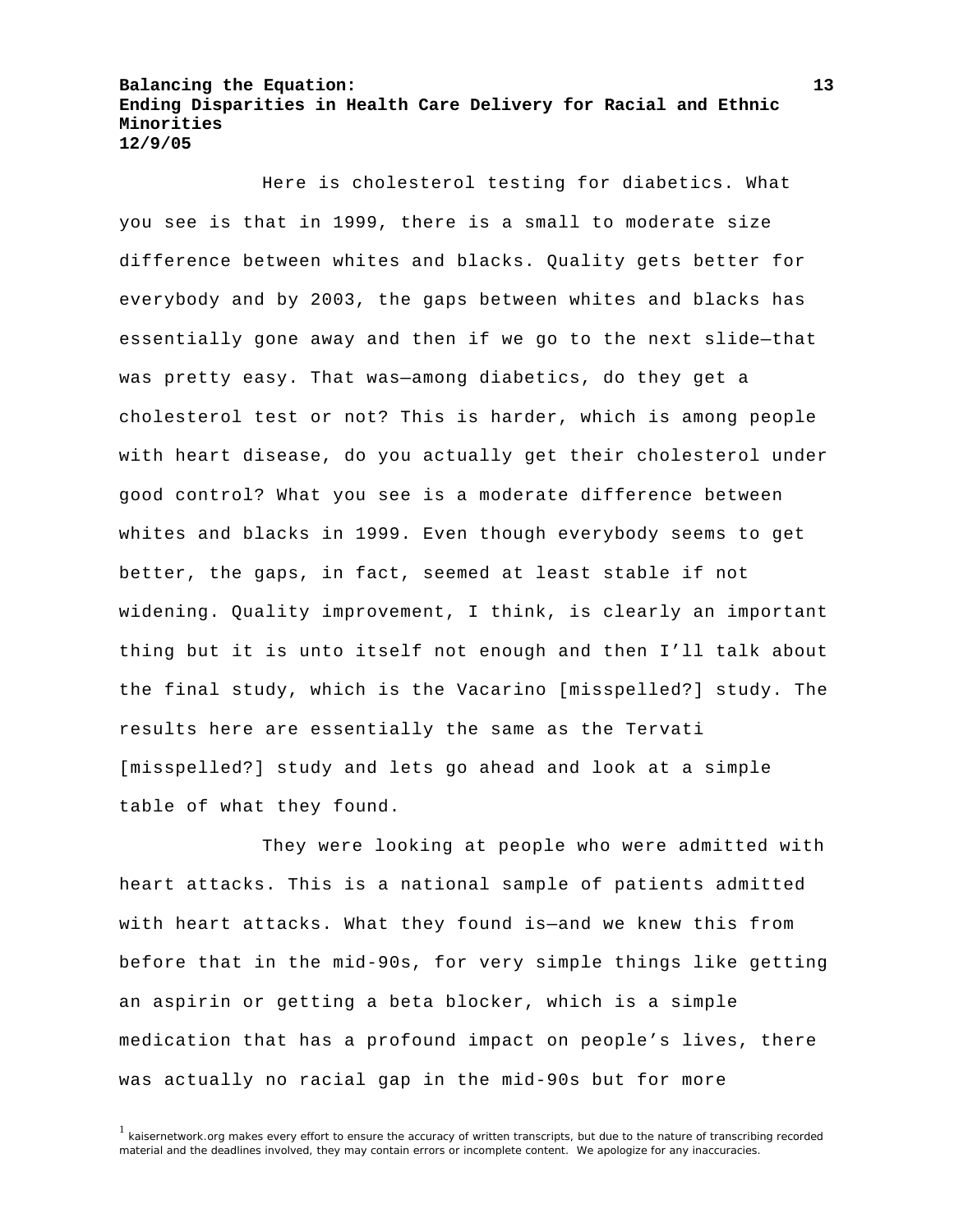Here is cholesterol testing for diabetics. What you see is that in 1999, there is a small to moderate size difference between whites and blacks. Quality gets better for everybody and by 2003, the gaps between whites and blacks has essentially gone away and then if we go to the next slide—that was pretty easy. That was—among diabetics, do they get a cholesterol test or not? This is harder, which is among people with heart disease, do you actually get their cholesterol under good control? What you see is a moderate difference between whites and blacks in 1999. Even though everybody seems to get better, the gaps, in fact, seemed at least stable if not widening. Quality improvement, I think, is clearly an important thing but it is unto itself not enough and then I'll talk about the final study, which is the Vacarino [misspelled?] study. The results here are essentially the same as the Tervati [misspelled?] study and lets go ahead and look at a simple table of what they found.

They were looking at people who were admitted with heart attacks. This is a national sample of patients admitted with heart attacks. What they found is—and we knew this from before that in the mid-90s, for very simple things like getting an aspirin or getting a beta blocker, which is a simple medication that has a profound impact on people's lives, there was actually no racial gap in the mid-90s but for more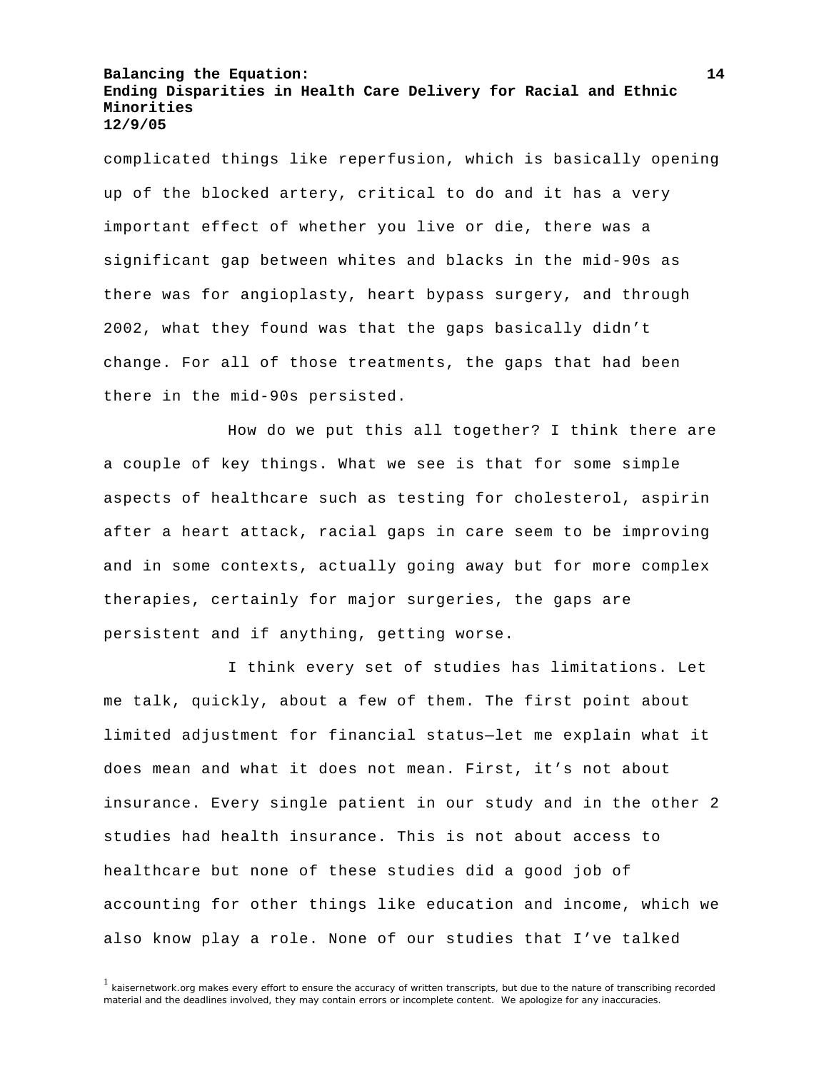complicated things like reperfusion, which is basically opening up of the blocked artery, critical to do and it has a very important effect of whether you live or die, there was a significant gap between whites and blacks in the mid-90s as there was for angioplasty, heart bypass surgery, and through 2002, what they found was that the gaps basically didn't change. For all of those treatments, the gaps that had been there in the mid-90s persisted.

How do we put this all together? I think there are a couple of key things. What we see is that for some simple aspects of healthcare such as testing for cholesterol, aspirin after a heart attack, racial gaps in care seem to be improving and in some contexts, actually going away but for more complex therapies, certainly for major surgeries, the gaps are persistent and if anything, getting worse.

I think every set of studies has limitations. Let me talk, quickly, about a few of them. The first point about limited adjustment for financial status—let me explain what it does mean and what it does not mean. First, it's not about insurance. Every single patient in our study and in the other 2 studies had health insurance. This is not about access to healthcare but none of these studies did a good job of accounting for other things like education and income, which we also know play a role. None of our studies that I've talked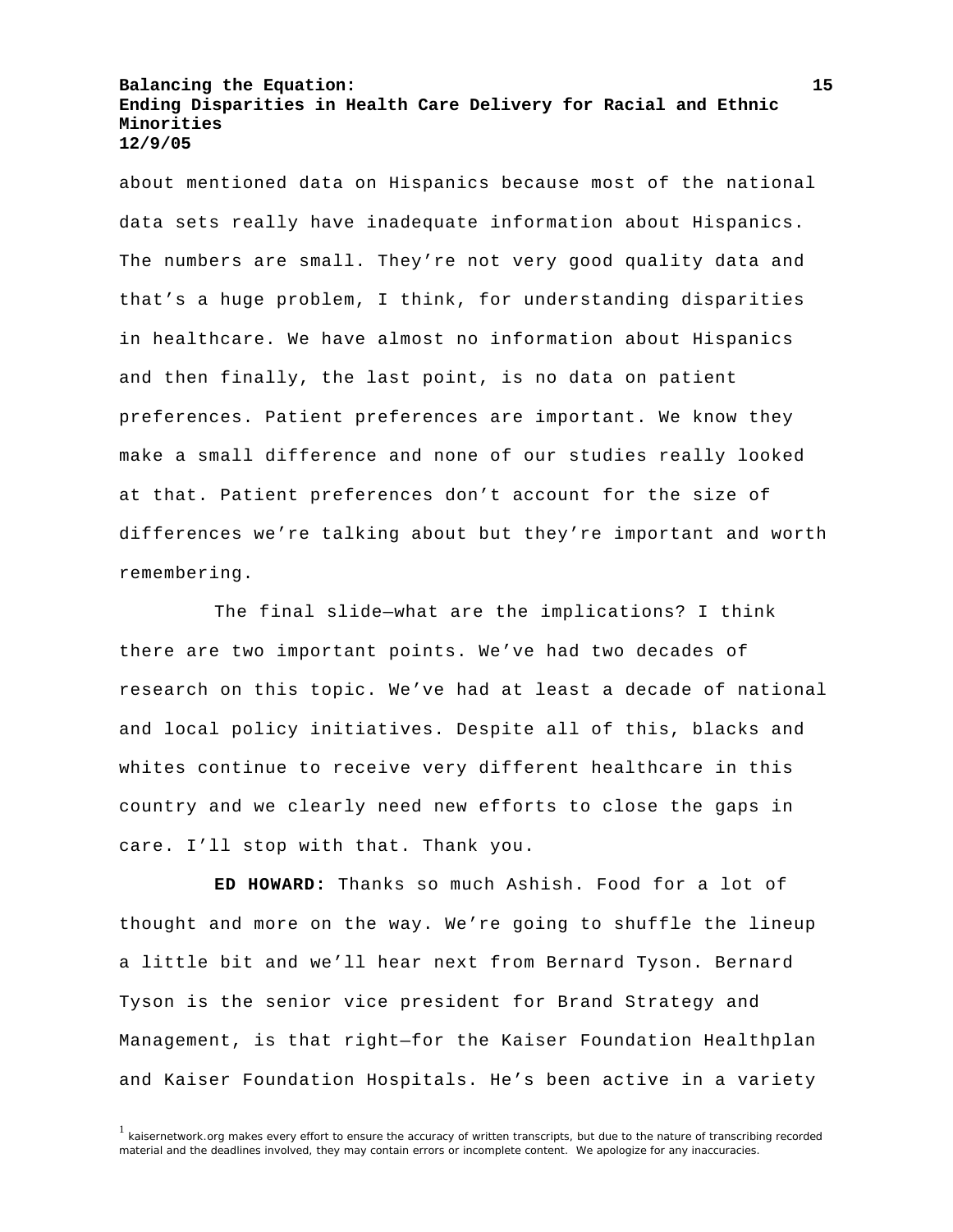about mentioned data on Hispanics because most of the national data sets really have inadequate information about Hispanics. The numbers are small. They're not very good quality data and that's a huge problem, I think, for understanding disparities in healthcare. We have almost no information about Hispanics and then finally, the last point, is no data on patient preferences. Patient preferences are important. We know they make a small difference and none of our studies really looked at that. Patient preferences don't account for the size of differences we're talking about but they're important and worth remembering.

The final slide—what are the implications? I think there are two important points. We've had two decades of research on this topic. We've had at least a decade of national and local policy initiatives. Despite all of this, blacks and whites continue to receive very different healthcare in this country and we clearly need new efforts to close the gaps in care. I'll stop with that. Thank you.

**ED HOWARD:** Thanks so much Ashish. Food for a lot of thought and more on the way. We're going to shuffle the lineup a little bit and we'll hear next from Bernard Tyson. Bernard Tyson is the senior vice president for Brand Strategy and Management, is that right—for the Kaiser Foundation Healthplan and Kaiser Foundation Hospitals. He's been active in a variety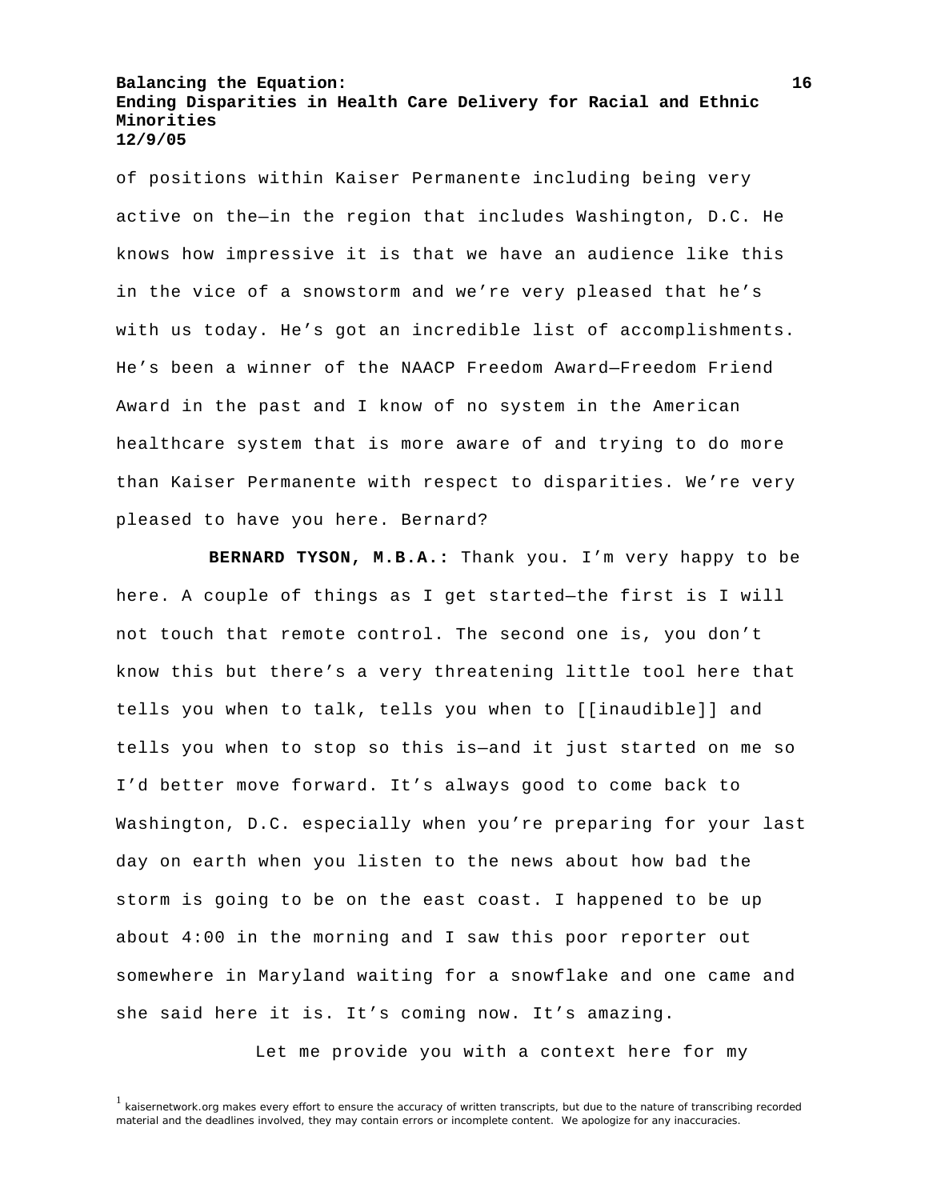of positions within Kaiser Permanente including being very active on the—in the region that includes Washington, D.C. He knows how impressive it is that we have an audience like this in the vice of a snowstorm and we're very pleased that he's with us today. He's got an incredible list of accomplishments. He's been a winner of the NAACP Freedom Award—Freedom Friend Award in the past and I know of no system in the American healthcare system that is more aware of and trying to do more than Kaiser Permanente with respect to disparities. We're very pleased to have you here. Bernard?

**BERNARD TYSON, M.B.A.:** Thank you. I'm very happy to be here. A couple of things as I get started—the first is I will not touch that remote control. The second one is, you don't know this but there's a very threatening little tool here that tells you when to talk, tells you when to [[inaudible]] and tells you when to stop so this is—and it just started on me so I'd better move forward. It's always good to come back to Washington, D.C. especially when you're preparing for your last day on earth when you listen to the news about how bad the storm is going to be on the east coast. I happened to be up about 4:00 in the morning and I saw this poor reporter out somewhere in Maryland waiting for a snowflake and one came and she said here it is. It's coming now. It's amazing.

Let me provide you with a context here for my

[1] kaisernetwork.org makes every effort to ensure the accuracy of written transcripts, but due to the nature of transcribing recorded material and the deadlines involved, they may contain errors or incomplete content. We apologize for any inaccuracies.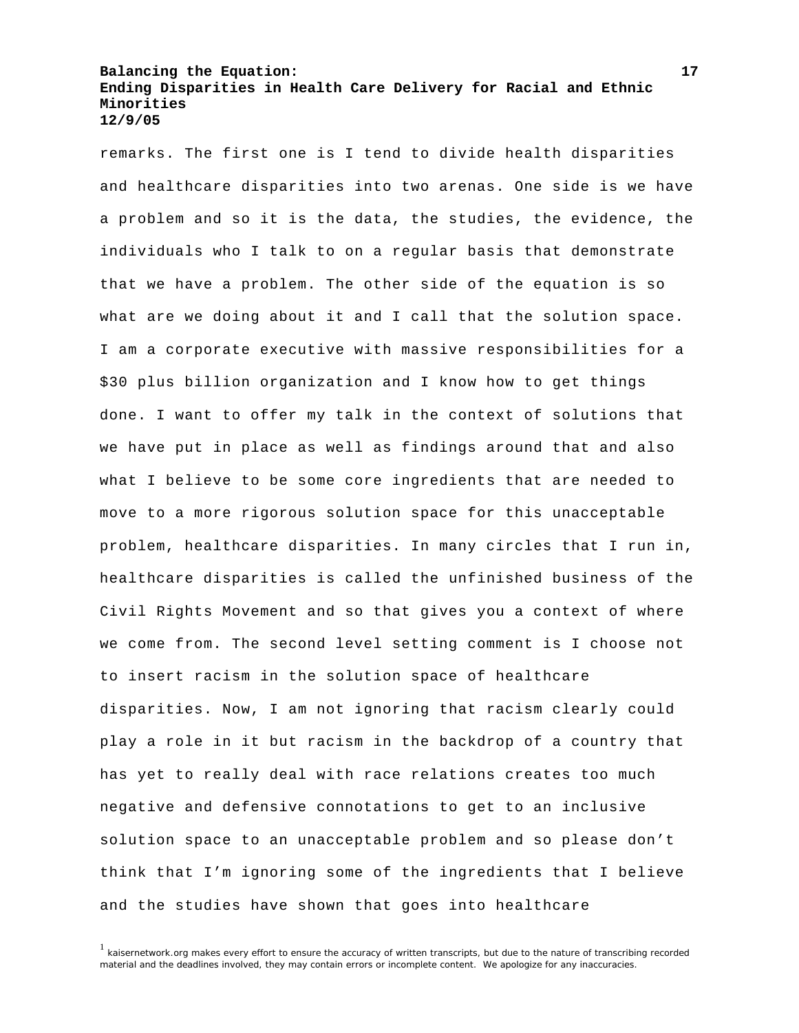remarks. The first one is I tend to divide health disparities and healthcare disparities into two arenas. One side is we have a problem and so it is the data, the studies, the evidence, the individuals who I talk to on a regular basis that demonstrate that we have a problem. The other side of the equation is so what are we doing about it and I call that the solution space. I am a corporate executive with massive responsibilities for a $30 plus billion organization and I know how to get things done. I want to offer my talk in the context of solutions that we have put in place as well as findings around that and also what I believe to be some core ingredients that are needed to move to a more rigorous solution space for this unacceptable problem, healthcare disparities. In many circles that I run in, healthcare disparities is called the unfinished business of the Civil Rights Movement and so that gives you a context of where we come from. The second level setting comment is I choose not to insert racism in the solution space of healthcare disparities. Now, I am not ignoring that racism clearly could play a role in it but racism in the backdrop of a country that has yet to really deal with race relations creates too much negative and defensive connotations to get to an inclusive solution space to an unacceptable problem and so please don't think that I'm ignoring some of the ingredients that I believe and the studies have shown that goes into healthcare

[1] kaisernetwork.org makes every effort to ensure the accuracy of written transcripts, but due to the nature of transcribing recorded material and the deadlines involved, they may contain errors or incomplete content. We apologize for any inaccuracies.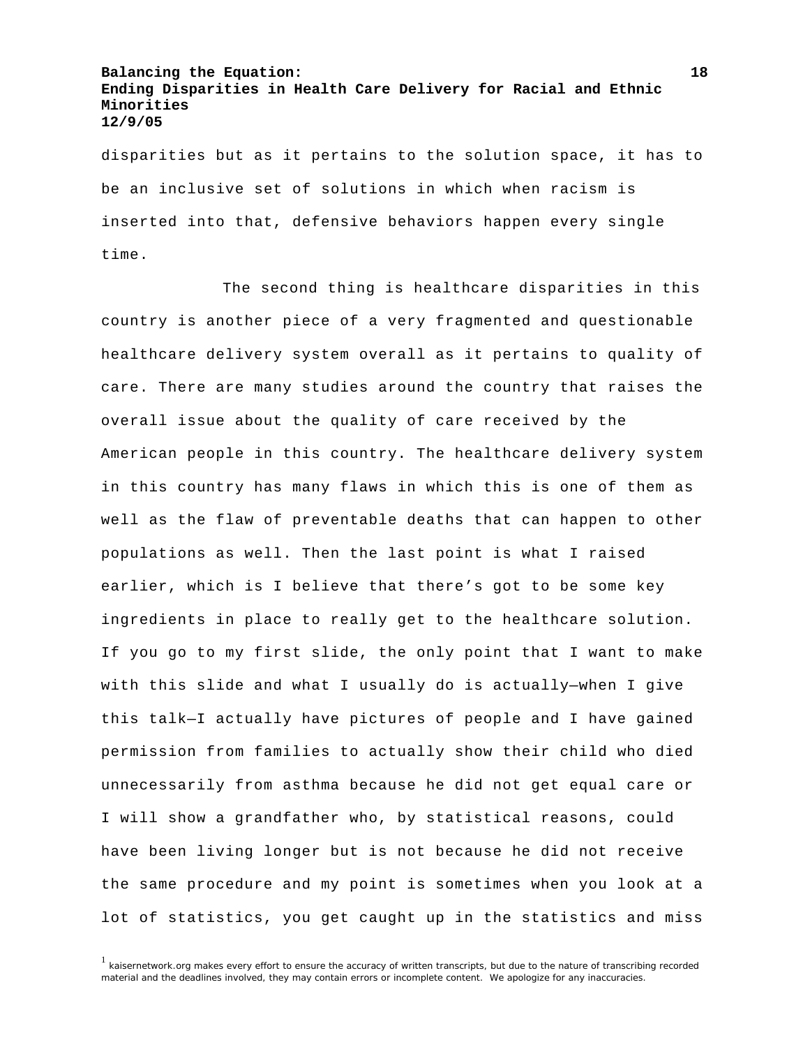disparities but as it pertains to the solution space, it has to be an inclusive set of solutions in which when racism is inserted into that, defensive behaviors happen every single time.

The second thing is healthcare disparities in this country is another piece of a very fragmented and questionable healthcare delivery system overall as it pertains to quality of care. There are many studies around the country that raises the overall issue about the quality of care received by the American people in this country. The healthcare delivery system in this country has many flaws in which this is one of them as well as the flaw of preventable deaths that can happen to other populations as well. Then the last point is what I raised earlier, which is I believe that there's got to be some key ingredients in place to really get to the healthcare solution. If you go to my first slide, the only point that I want to make with this slide and what I usually do is actually—when I give this talk—I actually have pictures of people and I have gained permission from families to actually show their child who died unnecessarily from asthma because he did not get equal care or I will show a grandfather who, by statistical reasons, could have been living longer but is not because he did not receive the same procedure and my point is sometimes when you look at a lot of statistics, you get caught up in the statistics and miss

[1] kaisernetwork.org makes every effort to ensure the accuracy of written transcripts, but due to the nature of transcribing recorded material and the deadlines involved, they may contain errors or incomplete content. We apologize for any inaccuracies.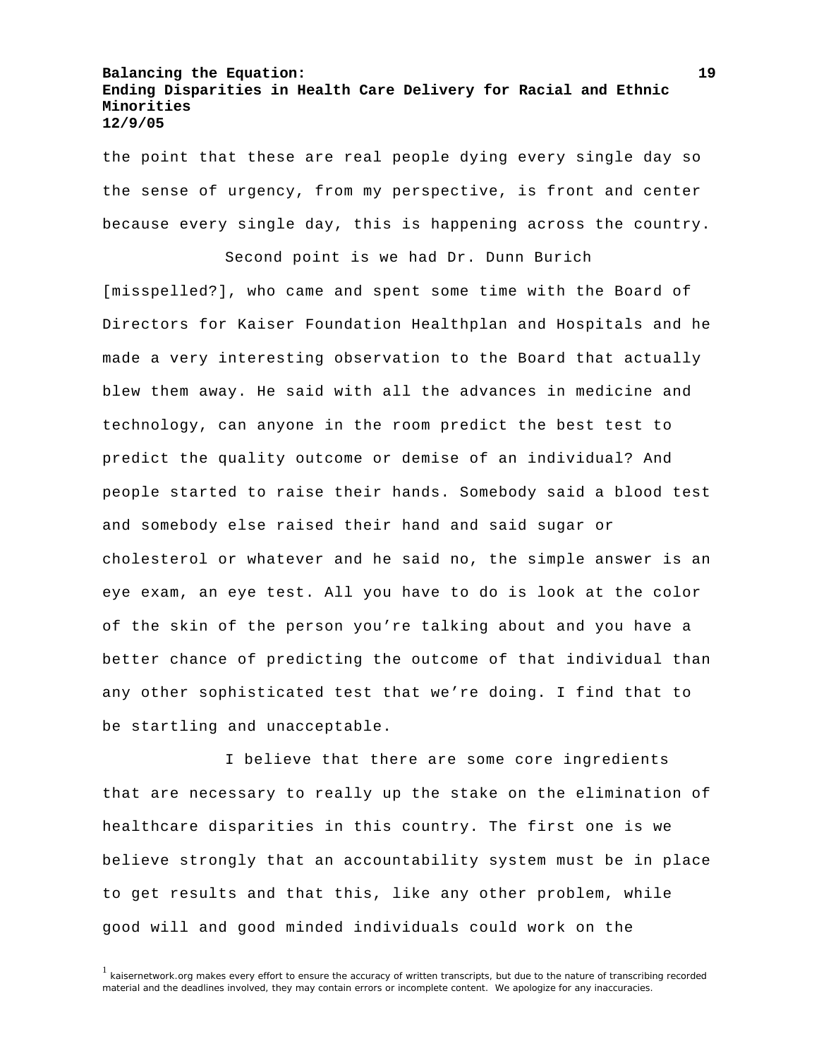the point that these are real people dying every single day so the sense of urgency, from my perspective, is front and center because every single day, this is happening across the country.

Second point is we had Dr. Dunn Burich [misspelled?], who came and spent some time with the Board of Directors for Kaiser Foundation Healthplan and Hospitals and he made a very interesting observation to the Board that actually blew them away. He said with all the advances in medicine and technology, can anyone in the room predict the best test to predict the quality outcome or demise of an individual? And people started to raise their hands. Somebody said a blood test and somebody else raised their hand and said sugar or cholesterol or whatever and he said no, the simple answer is an eye exam, an eye test. All you have to do is look at the color of the skin of the person you're talking about and you have a better chance of predicting the outcome of that individual than any other sophisticated test that we're doing. I find that to be startling and unacceptable.

I believe that there are some core ingredients that are necessary to really up the stake on the elimination of healthcare disparities in this country. The first one is we believe strongly that an accountability system must be in place to get results and that this, like any other problem, while good will and good minded individuals could work on the

[1] kaisernetwork.org makes every effort to ensure the accuracy of written transcripts, but due to the nature of transcribing recorded material and the deadlines involved, they may contain errors or incomplete content. We apologize for any inaccuracies.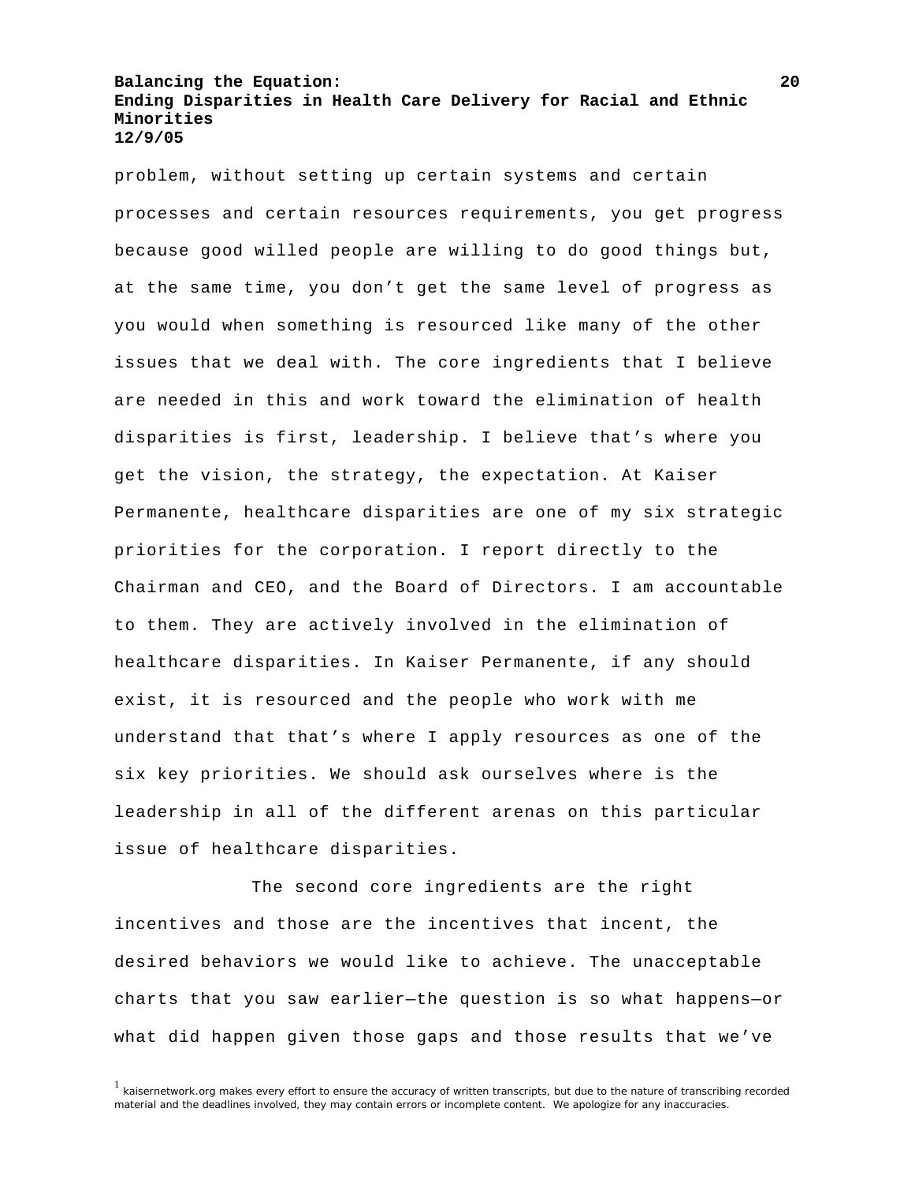problem, without setting up certain systems and certain processes and certain resources requirements, you get progress because good willed people are willing to do good things but, at the same time, you don't get the same level of progress as you would when something is resourced like many of the other issues that we deal with. The core ingredients that I believe are needed in this and work toward the elimination of health disparities is first, leadership. I believe that's where you get the vision, the strategy, the expectation. At Kaiser Permanente, healthcare disparities are one of my six strategic priorities for the corporation. I report directly to the Chairman and CEO, and the Board of Directors. I am accountable to them. They are actively involved in the elimination of healthcare disparities. In Kaiser Permanente, if any should exist, it is resourced and the people who work with me understand that that's where I apply resources as one of the six key priorities. We should ask ourselves where is the leadership in all of the different arenas on this particular issue of healthcare disparities.

The second core ingredients are the right incentives and those are the incentives that incent, the desired behaviors we would like to achieve. The unacceptable charts that you saw earlier—the question is so what happens—or what did happen given those gaps and those results that we've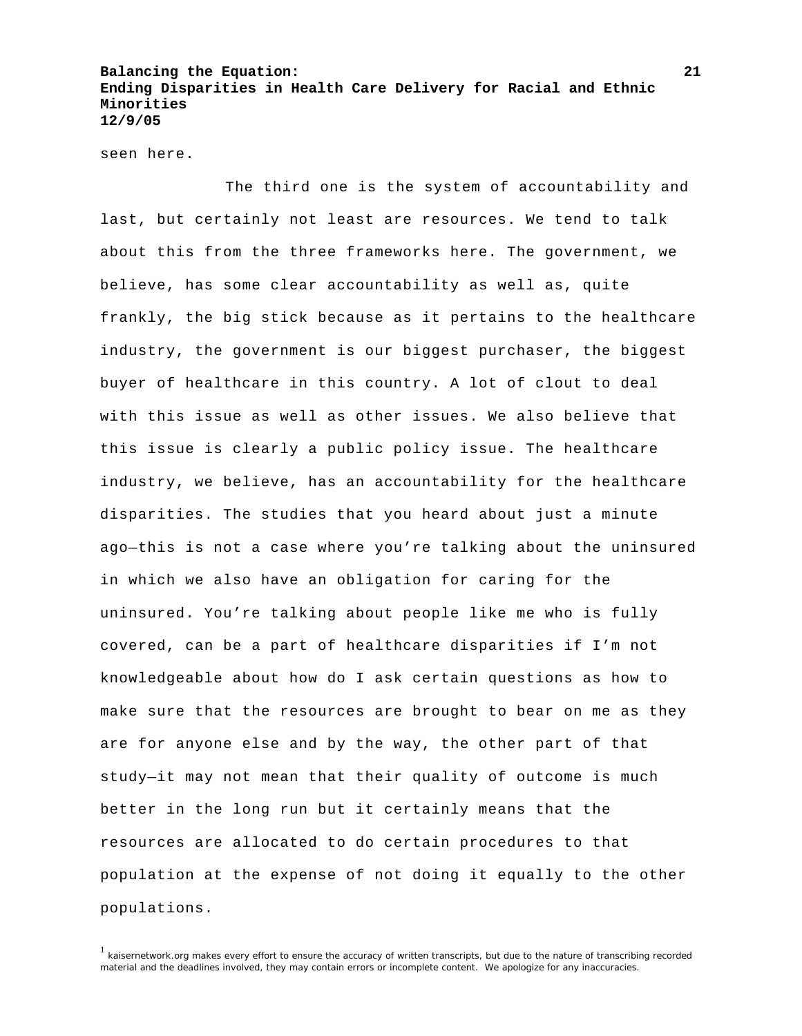seen here.

The third one is the system of accountability and last, but certainly not least are resources. We tend to talk about this from the three frameworks here. The government, we believe, has some clear accountability as well as, quite frankly, the big stick because as it pertains to the healthcare industry, the government is our biggest purchaser, the biggest buyer of healthcare in this country. A lot of clout to deal with this issue as well as other issues. We also believe that this issue is clearly a public policy issue. The healthcare industry, we believe, has an accountability for the healthcare disparities. The studies that you heard about just a minute ago—this is not a case where you're talking about the uninsured in which we also have an obligation for caring for the uninsured. You're talking about people like me who is fully covered, can be a part of healthcare disparities if I'm not knowledgeable about how do I ask certain questions as how to make sure that the resources are brought to bear on me as they are for anyone else and by the way, the other part of that study—it may not mean that their quality of outcome is much better in the long run but it certainly means that the resources are allocated to do certain procedures to that population at the expense of not doing it equally to the other populations.

[1] kaisernetwork.org makes every effort to ensure the accuracy of written transcripts, but due to the nature of transcribing recorded material and the deadlines involved, they may contain errors or incomplete content. We apologize for any inaccuracies.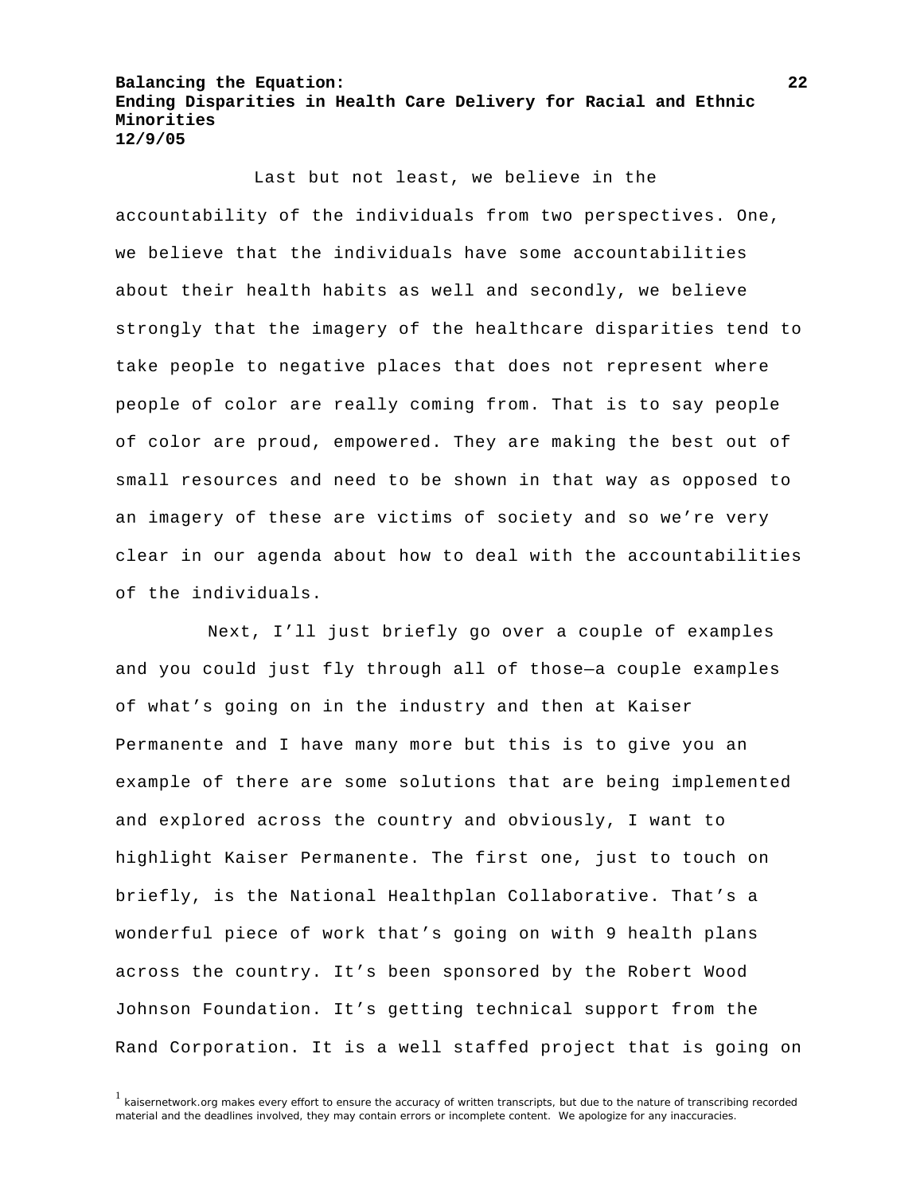Last but not least, we believe in the accountability of the individuals from two perspectives. One, we believe that the individuals have some accountabilities about their health habits as well and secondly, we believe strongly that the imagery of the healthcare disparities tend to take people to negative places that does not represent where people of color are really coming from. That is to say people of color are proud, empowered. They are making the best out of small resources and need to be shown in that way as opposed to an imagery of these are victims of society and so we're very clear in our agenda about how to deal with the accountabilities of the individuals.

Next, I'll just briefly go over a couple of examples and you could just fly through all of those—a couple examples of what's going on in the industry and then at Kaiser Permanente and I have many more but this is to give you an example of there are some solutions that are being implemented and explored across the country and obviously, I want to highlight Kaiser Permanente. The first one, just to touch on briefly, is the National Healthplan Collaborative. That's a wonderful piece of work that's going on with 9 health plans across the country. It's been sponsored by the Robert Wood Johnson Foundation. It's getting technical support from the Rand Corporation. It is a well staffed project that is going on

[1] kaisernetwork.org makes every effort to ensure the accuracy of written transcripts, but due to the nature of transcribing recorded material and the deadlines involved, they may contain errors or incomplete content. We apologize for any inaccuracies.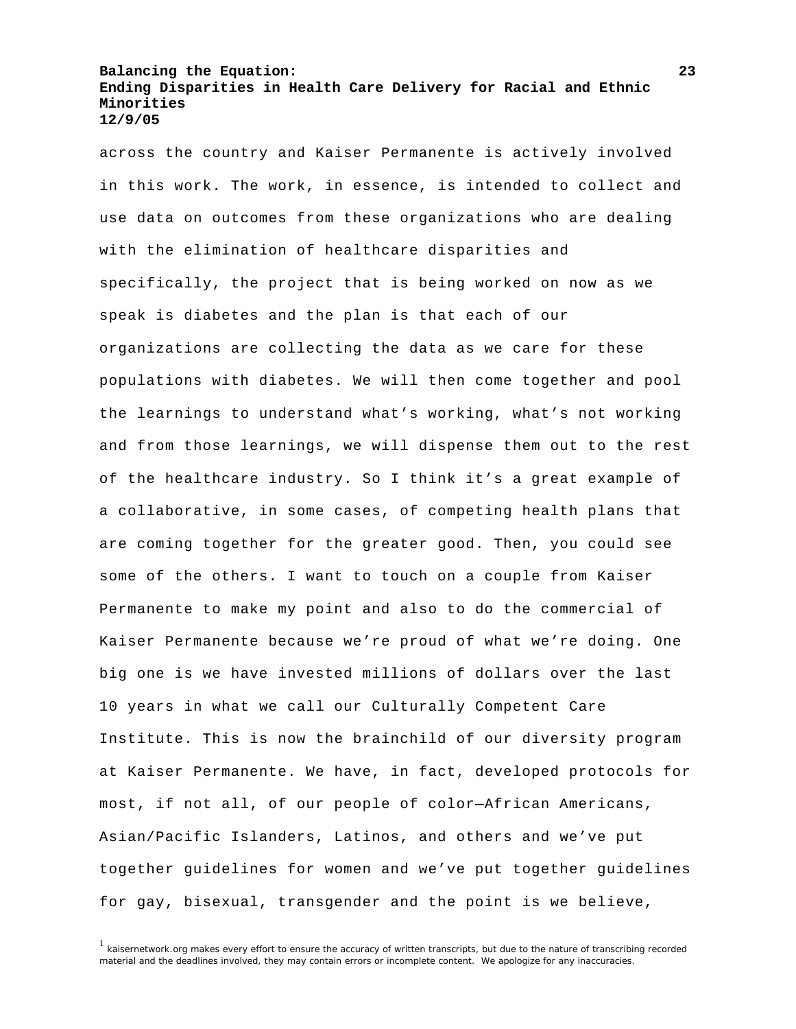across the country and Kaiser Permanente is actively involved in this work. The work, in essence, is intended to collect and use data on outcomes from these organizations who are dealing with the elimination of healthcare disparities and specifically, the project that is being worked on now as we speak is diabetes and the plan is that each of our organizations are collecting the data as we care for these populations with diabetes. We will then come together and pool the learnings to understand what's working, what's not working and from those learnings, we will dispense them out to the rest of the healthcare industry. So I think it's a great example of a collaborative, in some cases, of competing health plans that are coming together for the greater good. Then, you could see some of the others. I want to touch on a couple from Kaiser Permanente to make my point and also to do the commercial of Kaiser Permanente because we're proud of what we're doing. One big one is we have invested millions of dollars over the last 10 years in what we call our Culturally Competent Care Institute. This is now the brainchild of our diversity program at Kaiser Permanente. We have, in fact, developed protocols for most, if not all, of our people of color—African Americans, Asian/Pacific Islanders, Latinos, and others and we've put together guidelines for women and we've put together guidelines for gay, bisexual, transgender and the point is we believe,

[1] kaisernetwork.org makes every effort to ensure the accuracy of written transcripts, but due to the nature of transcribing recorded material and the deadlines involved, they may contain errors or incomplete content. We apologize for any inaccuracies.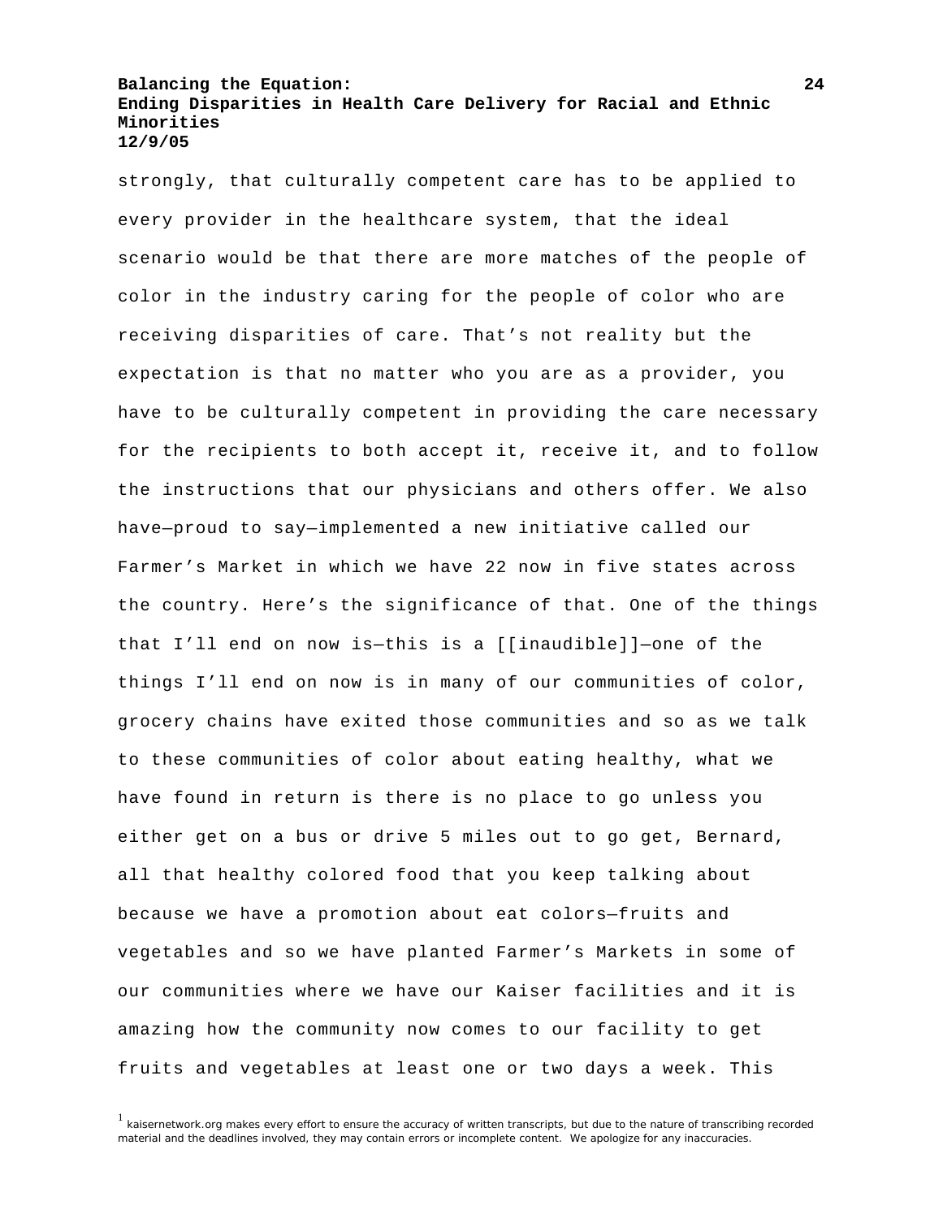strongly, that culturally competent care has to be applied to every provider in the healthcare system, that the ideal scenario would be that there are more matches of the people of color in the industry caring for the people of color who are receiving disparities of care. That's not reality but the expectation is that no matter who you are as a provider, you have to be culturally competent in providing the care necessary for the recipients to both accept it, receive it, and to follow the instructions that our physicians and others offer. We also have—proud to say—implemented a new initiative called our Farmer's Market in which we have 22 now in five states across the country. Here's the significance of that. One of the things that I'll end on now is—this is a [[inaudible]]—one of the things I'll end on now is in many of our communities of color, grocery chains have exited those communities and so as we talk to these communities of color about eating healthy, what we have found in return is there is no place to go unless you either get on a bus or drive 5 miles out to go get, Bernard, all that healthy colored food that you keep talking about because we have a promotion about eat colors—fruits and vegetables and so we have planted Farmer's Markets in some of our communities where we have our Kaiser facilities and it is amazing how the community now comes to our facility to get fruits and vegetables at least one or two days a week. This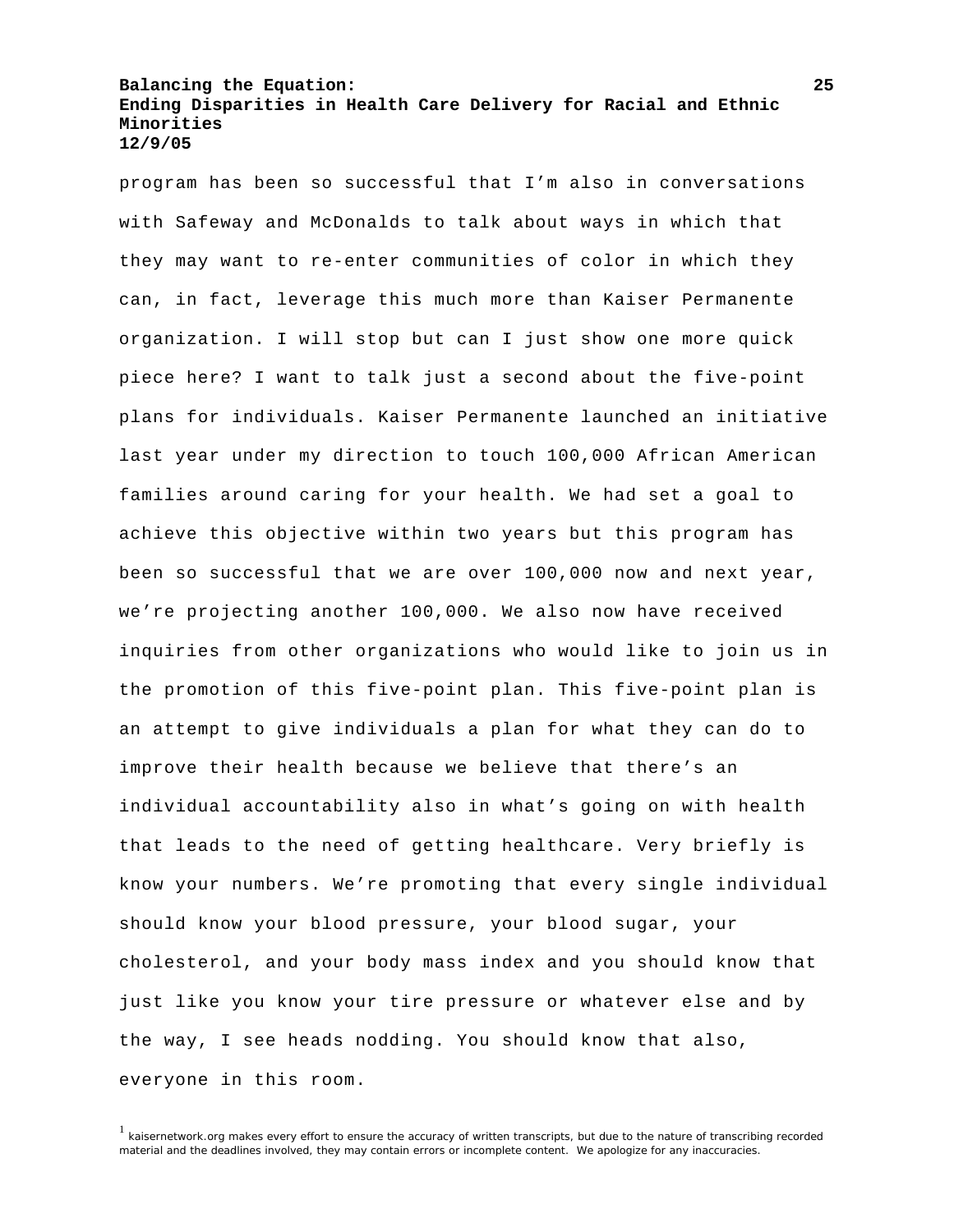program has been so successful that I'm also in conversations with Safeway and McDonalds to talk about ways in which that they may want to re-enter communities of color in which they can, in fact, leverage this much more than Kaiser Permanente organization. I will stop but can I just show one more quick piece here? I want to talk just a second about the five-point plans for individuals. Kaiser Permanente launched an initiative last year under my direction to touch 100,000 African American families around caring for your health. We had set a goal to achieve this objective within two years but this program has been so successful that we are over 100,000 now and next year, we're projecting another 100,000. We also now have received inquiries from other organizations who would like to join us in the promotion of this five-point plan. This five-point plan is an attempt to give individuals a plan for what they can do to improve their health because we believe that there's an individual accountability also in what's going on with health that leads to the need of getting healthcare. Very briefly is know your numbers. We're promoting that every single individual should know your blood pressure, your blood sugar, your cholesterol, and your body mass index and you should know that just like you know your tire pressure or whatever else and by the way, I see heads nodding. You should know that also, everyone in this room.

[1] kaisernetwork.org makes every effort to ensure the accuracy of written transcripts, but due to the nature of transcribing recorded material and the deadlines involved, they may contain errors or incomplete content. We apologize for any inaccuracies.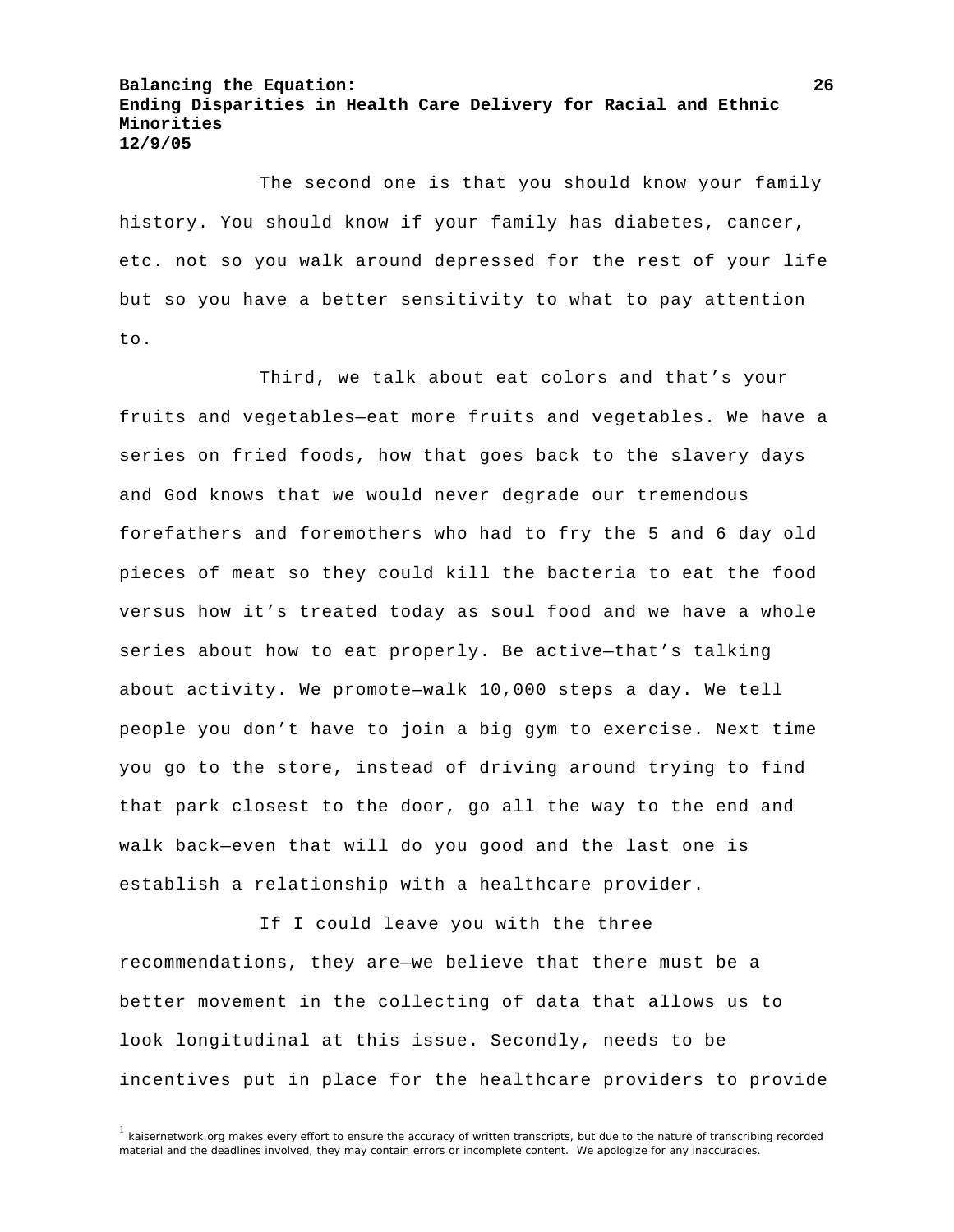The second one is that you should know your family history. You should know if your family has diabetes, cancer, etc. not so you walk around depressed for the rest of your life but so you have a better sensitivity to what to pay attention to.

Third, we talk about eat colors and that's your fruits and vegetables—eat more fruits and vegetables. We have a series on fried foods, how that goes back to the slavery days and God knows that we would never degrade our tremendous forefathers and foremothers who had to fry the 5 and 6 day old pieces of meat so they could kill the bacteria to eat the food versus how it's treated today as soul food and we have a whole series about how to eat properly. Be active—that's talking about activity. We promote—walk 10,000 steps a day. We tell people you don't have to join a big gym to exercise. Next time you go to the store, instead of driving around trying to find that park closest to the door, go all the way to the end and walk back—even that will do you good and the last one is establish a relationship with a healthcare provider.

If I could leave you with the three recommendations, they are—we believe that there must be a better movement in the collecting of data that allows us to look longitudinal at this issue. Secondly, needs to be incentives put in place for the healthcare providers to provide

[1] kaisernetwork.org makes every effort to ensure the accuracy of written transcripts, but due to the nature of transcribing recorded material and the deadlines involved, they may contain errors or incomplete content. We apologize for any inaccuracies.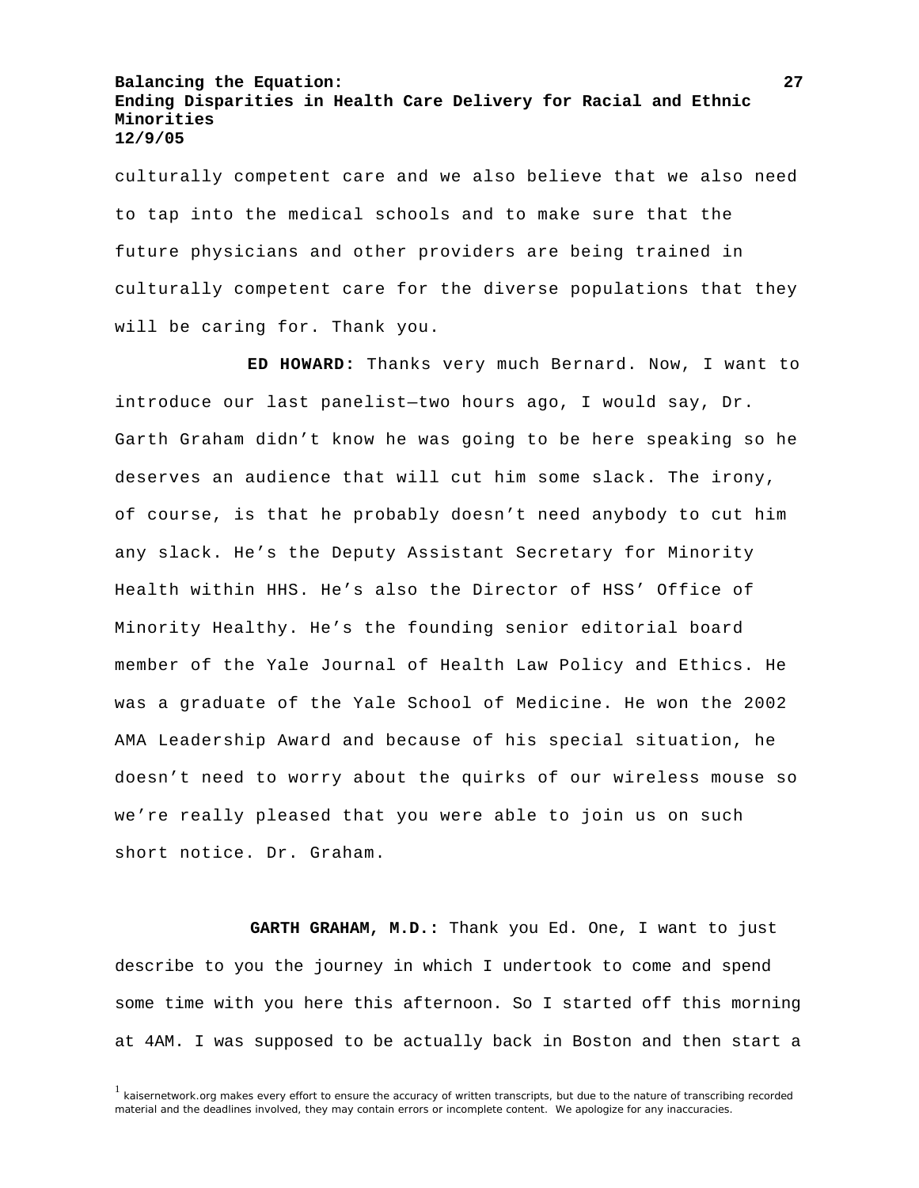culturally competent care and we also believe that we also need to tap into the medical schools and to make sure that the future physicians and other providers are being trained in culturally competent care for the diverse populations that they will be caring for. Thank you.

**ED HOWARD:** Thanks very much Bernard. Now, I want to introduce our last panelist—two hours ago, I would say, Dr. Garth Graham didn't know he was going to be here speaking so he deserves an audience that will cut him some slack. The irony, of course, is that he probably doesn't need anybody to cut him any slack. He's the Deputy Assistant Secretary for Minority Health within HHS. He's also the Director of HSS' Office of Minority Healthy. He's the founding senior editorial board member of the Yale Journal of Health Law Policy and Ethics. He was a graduate of the Yale School of Medicine. He won the 2002 AMA Leadership Award and because of his special situation, he doesn't need to worry about the quirks of our wireless mouse so we're really pleased that you were able to join us on such short notice. Dr. Graham.

**GARTH GRAHAM, M.D.:** Thank you Ed. One, I want to just describe to you the journey in which I undertook to come and spend some time with you here this afternoon. So I started off this morning at 4AM. I was supposed to be actually back in Boston and then start a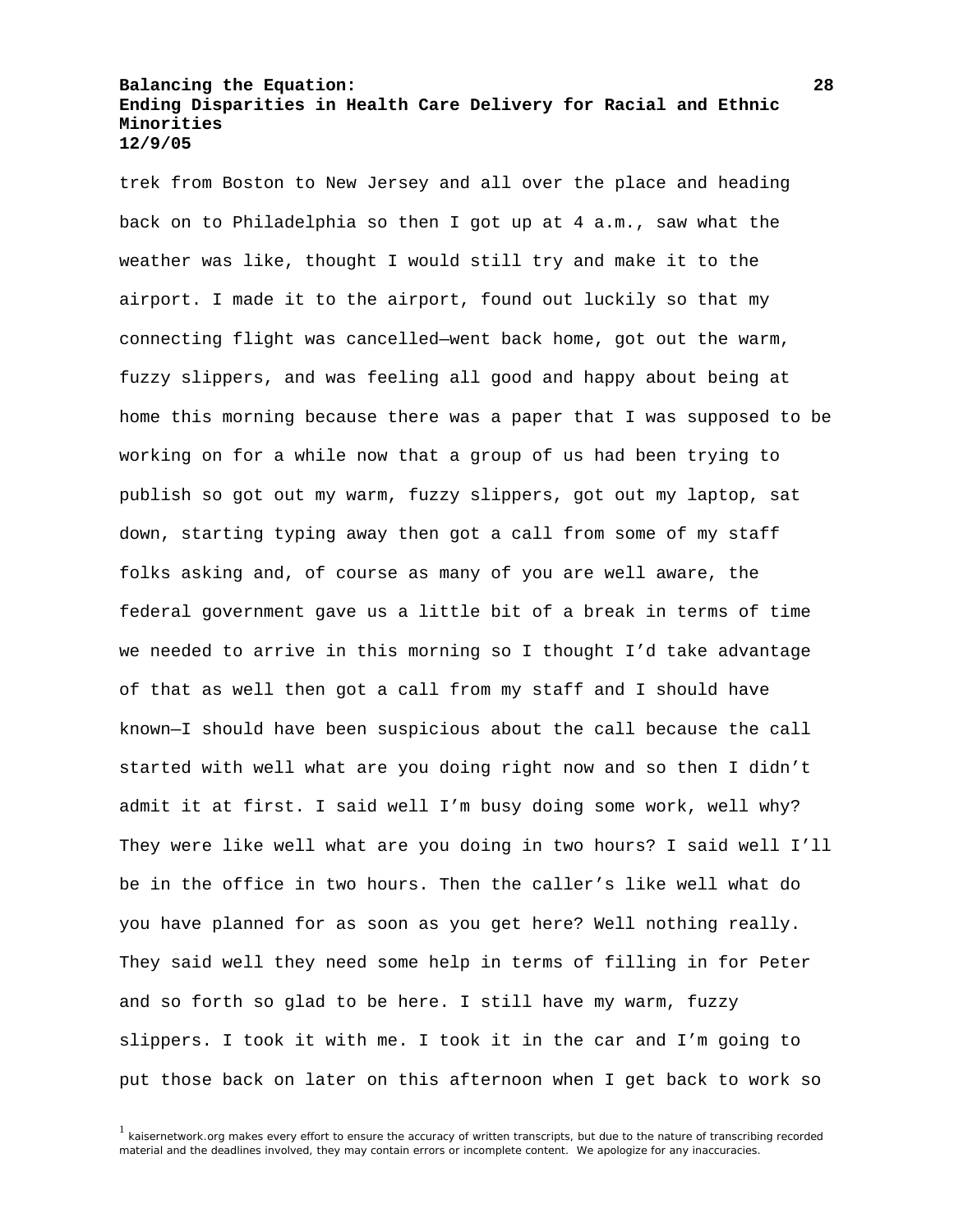trek from Boston to New Jersey and all over the place and heading back on to Philadelphia so then I got up at 4 a.m., saw what the weather was like, thought I would still try and make it to the airport. I made it to the airport, found out luckily so that my connecting flight was cancelled—went back home, got out the warm, fuzzy slippers, and was feeling all good and happy about being at home this morning because there was a paper that I was supposed to be working on for a while now that a group of us had been trying to publish so got out my warm, fuzzy slippers, got out my laptop, sat down, starting typing away then got a call from some of my staff folks asking and, of course as many of you are well aware, the federal government gave us a little bit of a break in terms of time we needed to arrive in this morning so I thought I'd take advantage of that as well then got a call from my staff and I should have known—I should have been suspicious about the call because the call started with well what are you doing right now and so then I didn't admit it at first. I said well I'm busy doing some work, well why? They were like well what are you doing in two hours? I said well I'll be in the office in two hours. Then the caller's like well what do you have planned for as soon as you get here? Well nothing really. They said well they need some help in terms of filling in for Peter and so forth so glad to be here. I still have my warm, fuzzy slippers. I took it with me. I took it in the car and I'm going to put those back on later on this afternoon when I get back to work so

[1] kaisernetwork.org makes every effort to ensure the accuracy of written transcripts, but due to the nature of transcribing recorded material and the deadlines involved, they may contain errors or incomplete content. We apologize for any inaccuracies.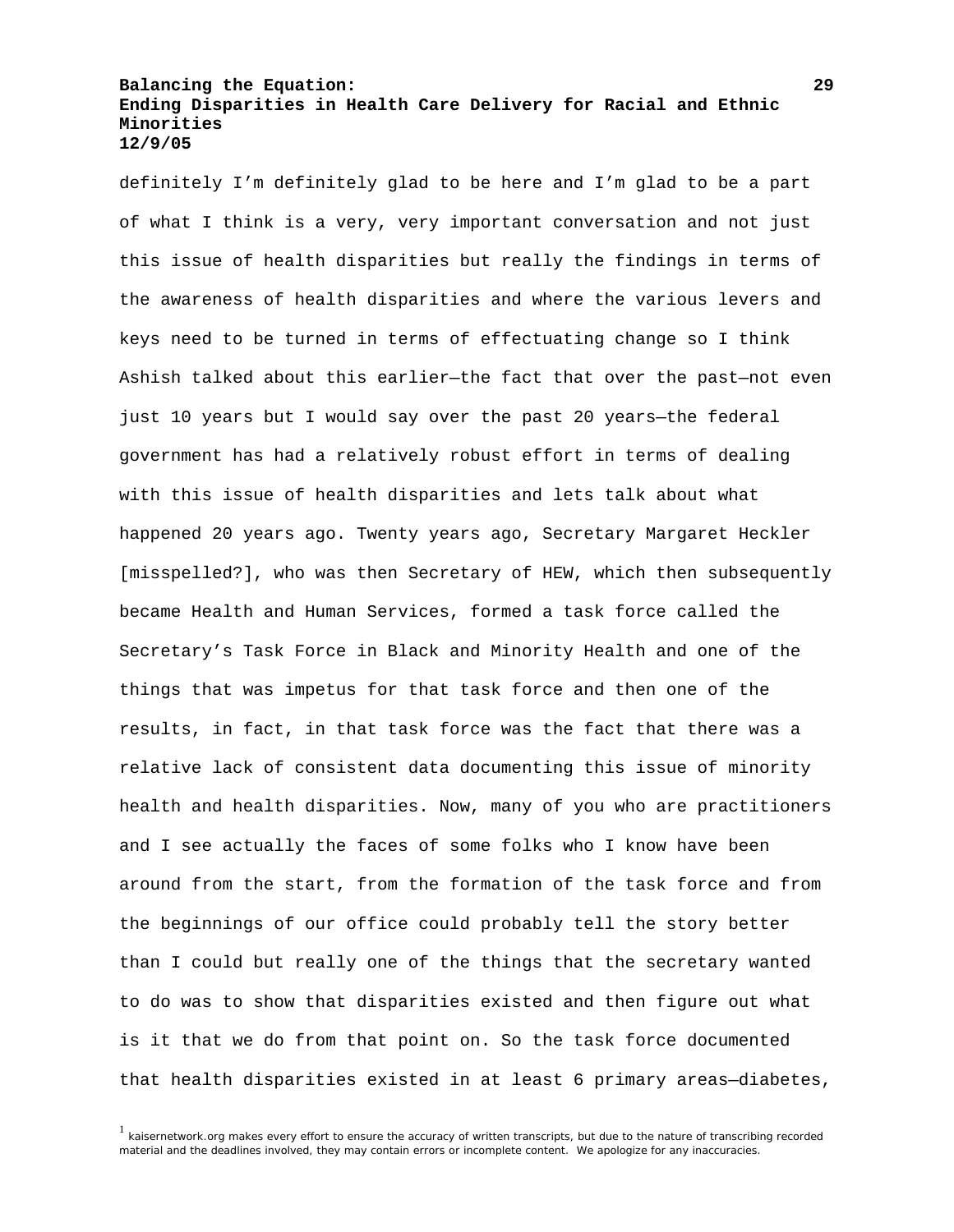definitely I'm definitely glad to be here and I'm glad to be a part of what I think is a very, very important conversation and not just this issue of health disparities but really the findings in terms of the awareness of health disparities and where the various levers and keys need to be turned in terms of effectuating change so I think Ashish talked about this earlier—the fact that over the past—not even just 10 years but I would say over the past 20 years—the federal government has had a relatively robust effort in terms of dealing with this issue of health disparities and lets talk about what happened 20 years ago. Twenty years ago, Secretary Margaret Heckler [misspelled?], who was then Secretary of HEW, which then subsequently became Health and Human Services, formed a task force called the Secretary's Task Force in Black and Minority Health and one of the things that was impetus for that task force and then one of the results, in fact, in that task force was the fact that there was a relative lack of consistent data documenting this issue of minority health and health disparities. Now, many of you who are practitioners and I see actually the faces of some folks who I know have been around from the start, from the formation of the task force and from the beginnings of our office could probably tell the story better than I could but really one of the things that the secretary wanted to do was to show that disparities existed and then figure out what is it that we do from that point on. So the task force documented that health disparities existed in at least 6 primary areas—diabetes,

[1] kaisernetwork.org makes every effort to ensure the accuracy of written transcripts, but due to the nature of transcribing recorded material and the deadlines involved, they may contain errors or incomplete content. We apologize for any inaccuracies.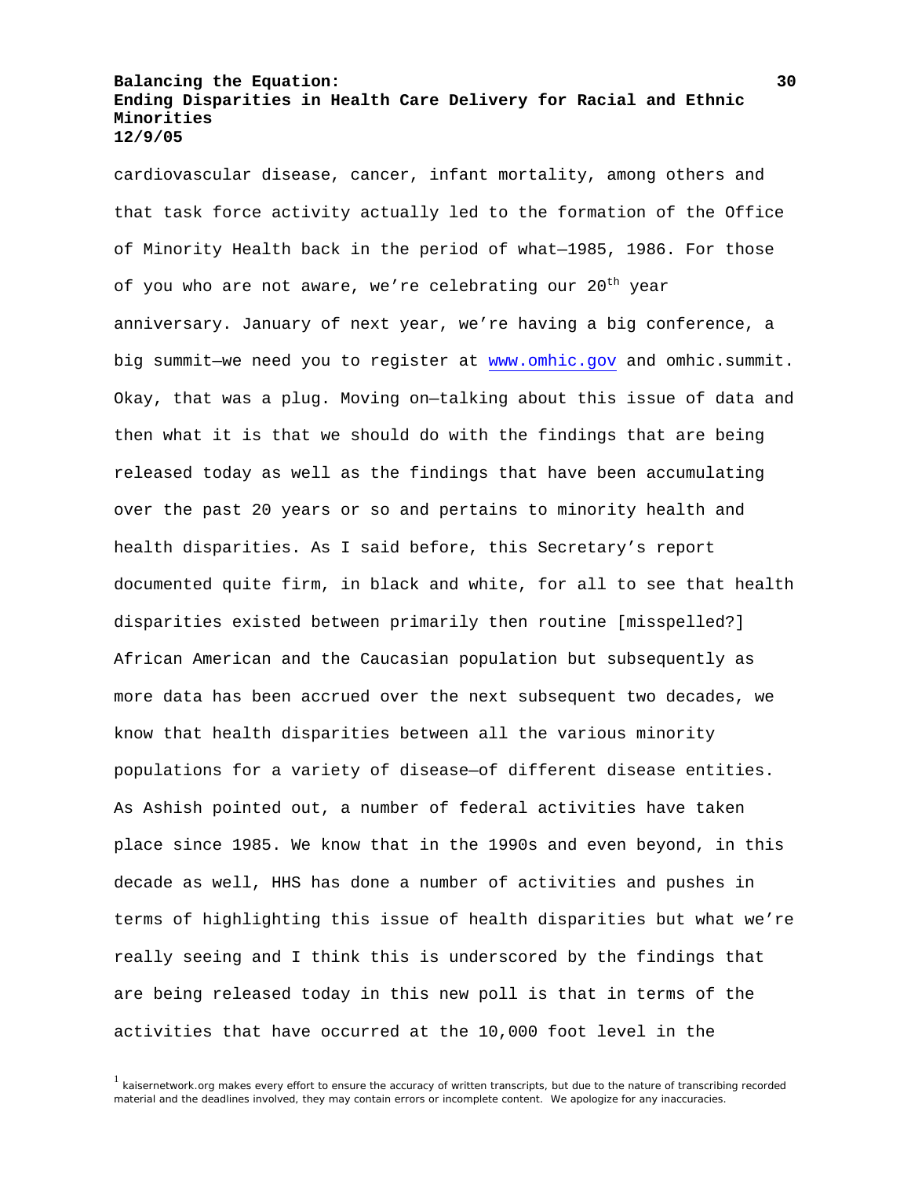cardiovascular disease, cancer, infant mortality, among others and that task force activity actually led to the formation of the Office of Minority Health back in the period of what—1985, 1986. For those of you who are not aware, we're celebrating our 20th year anniversary. January of next year, we're having a big conference, a big summit—we need you to register at www.omhic.gov and omhic.summit. Okay, that was a plug. Moving on—talking about this issue of data and then what it is that we should do with the findings that are being released today as well as the findings that have been accumulating over the past 20 years or so and pertains to minority health and health disparities. As I said before, this Secretary's report documented quite firm, in black and white, for all to see that health disparities existed between primarily then routine [misspelled?] African American and the Caucasian population but subsequently as more data has been accrued over the next subsequent two decades, we know that health disparities between all the various minority populations for a variety of disease—of different disease entities. As Ashish pointed out, a number of federal activities have taken place since 1985. We know that in the 1990s and even beyond, in this decade as well, HHS has done a number of activities and pushes in terms of highlighting this issue of health disparities but what we're really seeing and I think this is underscored by the findings that are being released today in this new poll is that in terms of the activities that have occurred at the 10,000 foot level in the

[1] kaisernetwork.org makes every effort to ensure the accuracy of written transcripts, but due to the nature of transcribing recorded material and the deadlines involved, they may contain errors or incomplete content. We apologize for any inaccuracies.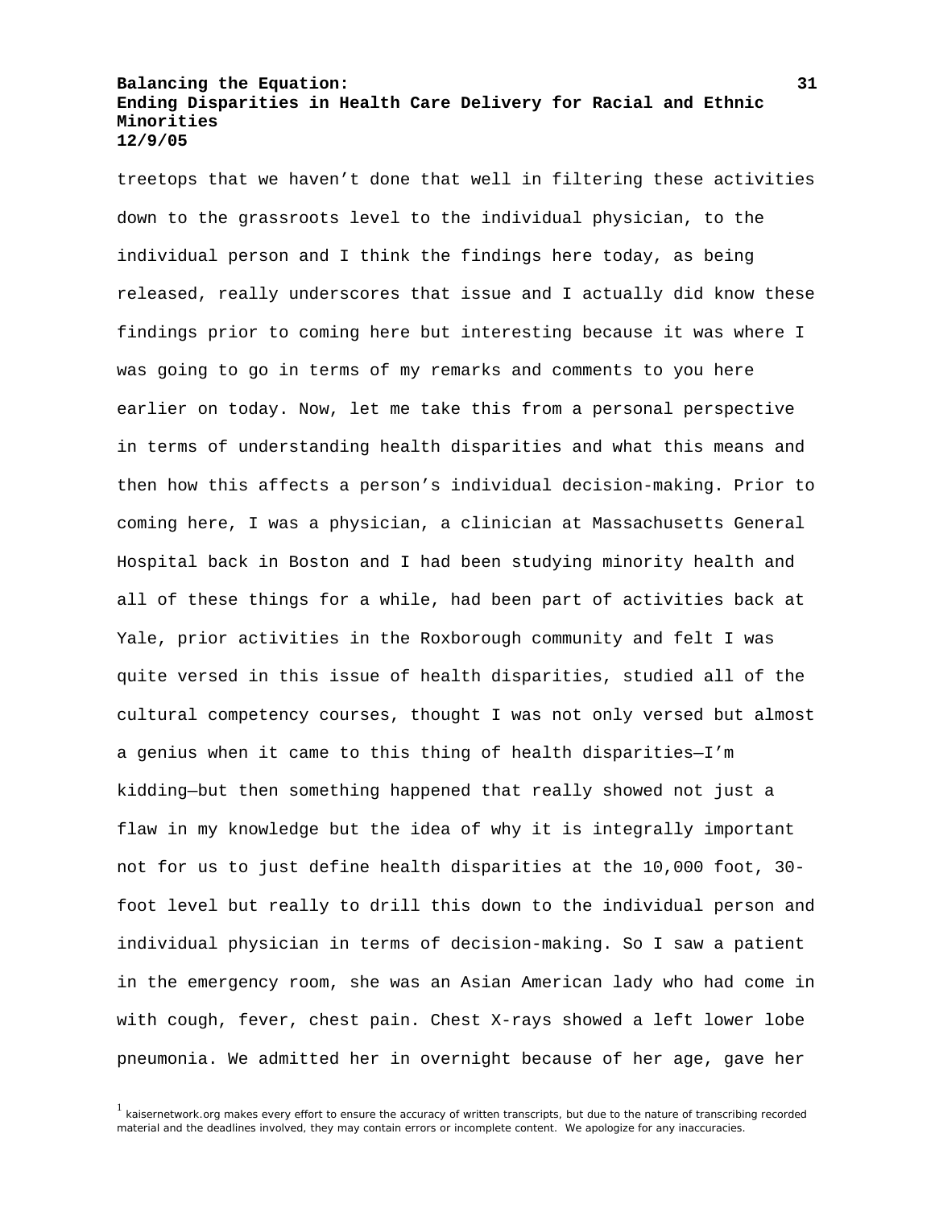treetops that we haven't done that well in filtering these activities down to the grassroots level to the individual physician, to the individual person and I think the findings here today, as being released, really underscores that issue and I actually did know these findings prior to coming here but interesting because it was where I was going to go in terms of my remarks and comments to you here earlier on today. Now, let me take this from a personal perspective in terms of understanding health disparities and what this means and then how this affects a person's individual decision-making. Prior to coming here, I was a physician, a clinician at Massachusetts General Hospital back in Boston and I had been studying minority health and all of these things for a while, had been part of activities back at Yale, prior activities in the Roxborough community and felt I was quite versed in this issue of health disparities, studied all of the cultural competency courses, thought I was not only versed but almost a genius when it came to this thing of health disparities—I'm kidding—but then something happened that really showed not just a flaw in my knowledge but the idea of why it is integrally important not for us to just define health disparities at the 10,000 foot, 30-foot level but really to drill this down to the individual person and individual physician in terms of decision-making. So I saw a patient in the emergency room, she was an Asian American lady who had come in with cough, fever, chest pain. Chest X-rays showed a left lower lobe pneumonia. We admitted her in overnight because of her age, gave her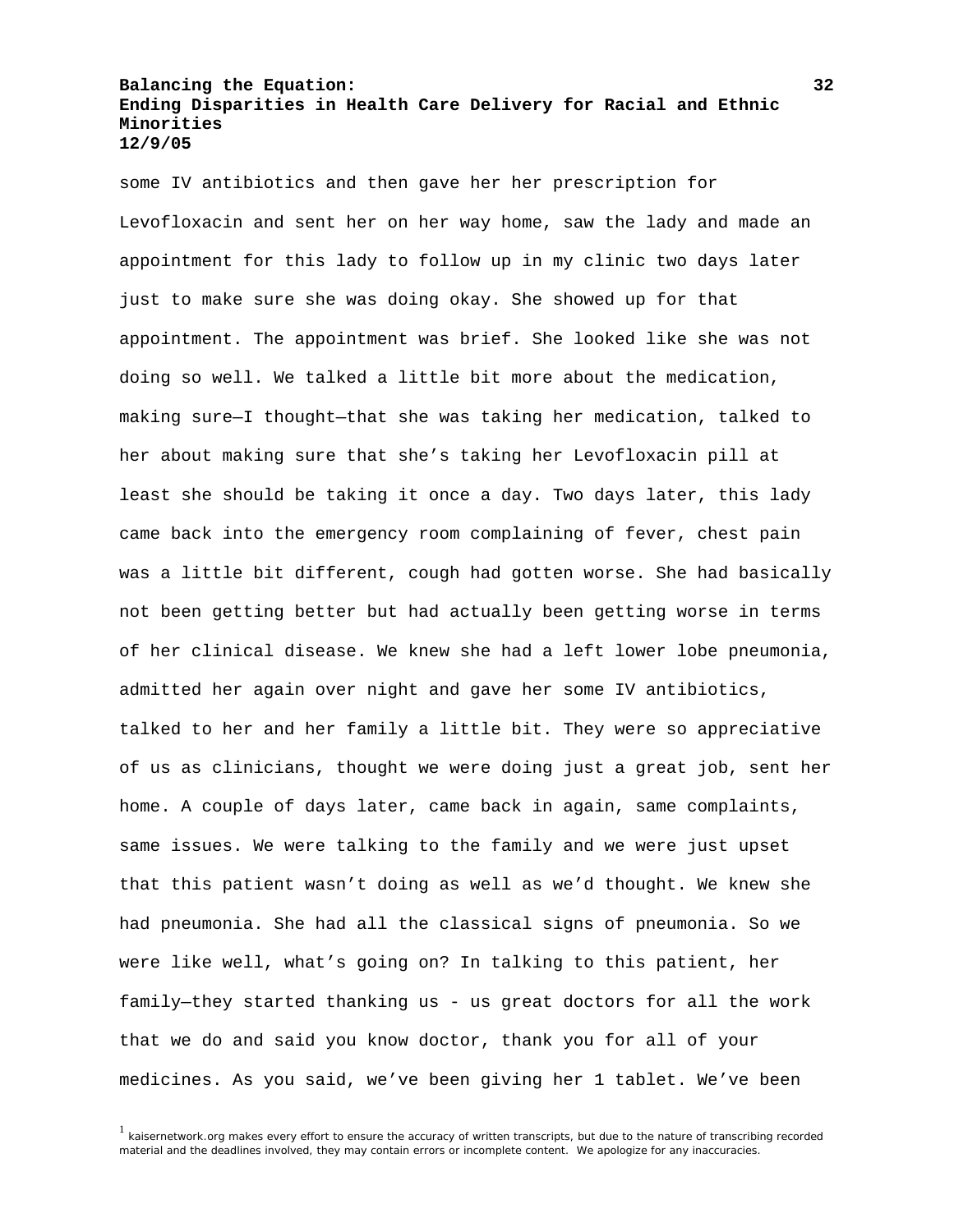some IV antibiotics and then gave her her prescription for Levofloxacin and sent her on her way home, saw the lady and made an appointment for this lady to follow up in my clinic two days later just to make sure she was doing okay. She showed up for that appointment. The appointment was brief. She looked like she was not doing so well. We talked a little bit more about the medication, making sure—I thought—that she was taking her medication, talked to her about making sure that she's taking her Levofloxacin pill at least she should be taking it once a day. Two days later, this lady came back into the emergency room complaining of fever, chest pain was a little bit different, cough had gotten worse. She had basically not been getting better but had actually been getting worse in terms of her clinical disease. We knew she had a left lower lobe pneumonia, admitted her again over night and gave her some IV antibiotics, talked to her and her family a little bit. They were so appreciative of us as clinicians, thought we were doing just a great job, sent her home. A couple of days later, came back in again, same complaints, same issues. We were talking to the family and we were just upset that this patient wasn't doing as well as we'd thought. We knew she had pneumonia. She had all the classical signs of pneumonia. So we were like well, what's going on? In talking to this patient, her family—they started thanking us - us great doctors for all the work that we do and said you know doctor, thank you for all of your medicines. As you said, we've been giving her 1 tablet. We've been

[1] kaisernetwork.org makes every effort to ensure the accuracy of written transcripts, but due to the nature of transcribing recorded material and the deadlines involved, they may contain errors or incomplete content. We apologize for any inaccuracies.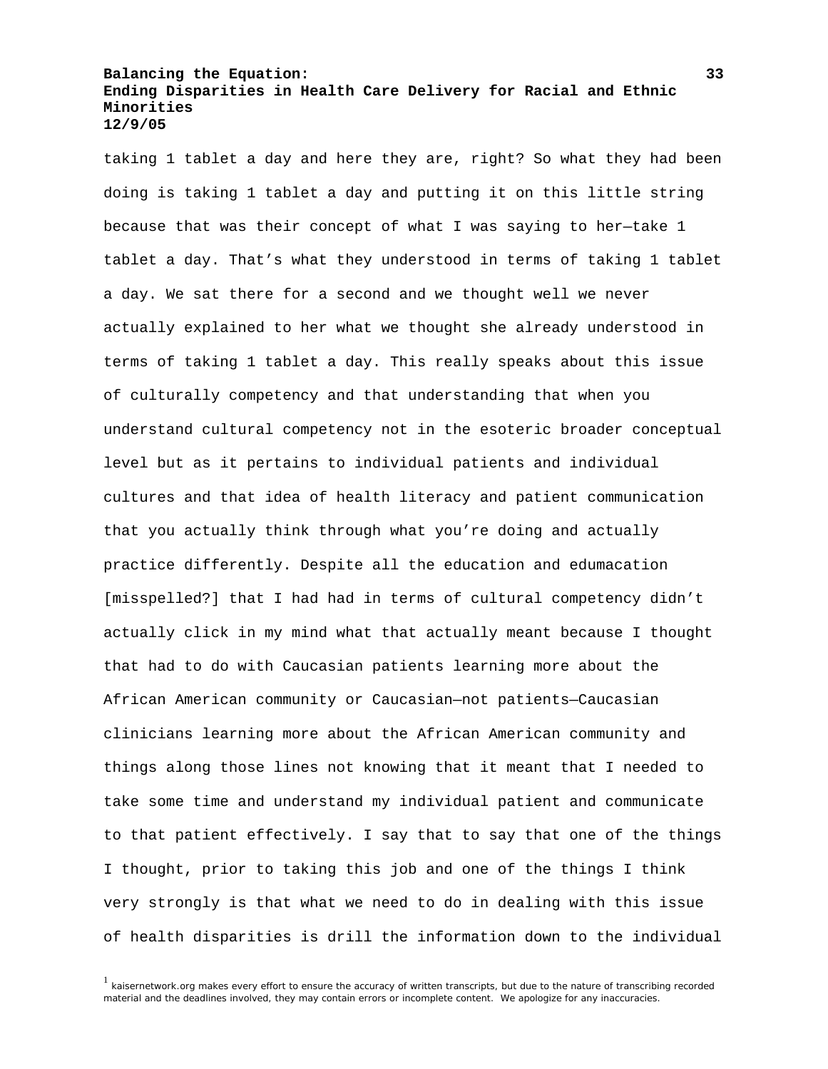taking 1 tablet a day and here they are, right? So what they had been doing is taking 1 tablet a day and putting it on this little string because that was their concept of what I was saying to her—take 1 tablet a day. That's what they understood in terms of taking 1 tablet a day. We sat there for a second and we thought well we never actually explained to her what we thought she already understood in terms of taking 1 tablet a day. This really speaks about this issue of culturally competency and that understanding that when you understand cultural competency not in the esoteric broader conceptual level but as it pertains to individual patients and individual cultures and that idea of health literacy and patient communication that you actually think through what you're doing and actually practice differently. Despite all the education and edumacation [misspelled?] that I had had in terms of cultural competency didn't actually click in my mind what that actually meant because I thought that had to do with Caucasian patients learning more about the African American community or Caucasian—not patients—Caucasian clinicians learning more about the African American community and things along those lines not knowing that it meant that I needed to take some time and understand my individual patient and communicate to that patient effectively. I say that to say that one of the things I thought, prior to taking this job and one of the things I think very strongly is that what we need to do in dealing with this issue of health disparities is drill the information down to the individual

[1] kaisernetwork.org makes every effort to ensure the accuracy of written transcripts, but due to the nature of transcribing recorded material and the deadlines involved, they may contain errors or incomplete content. We apologize for any inaccuracies.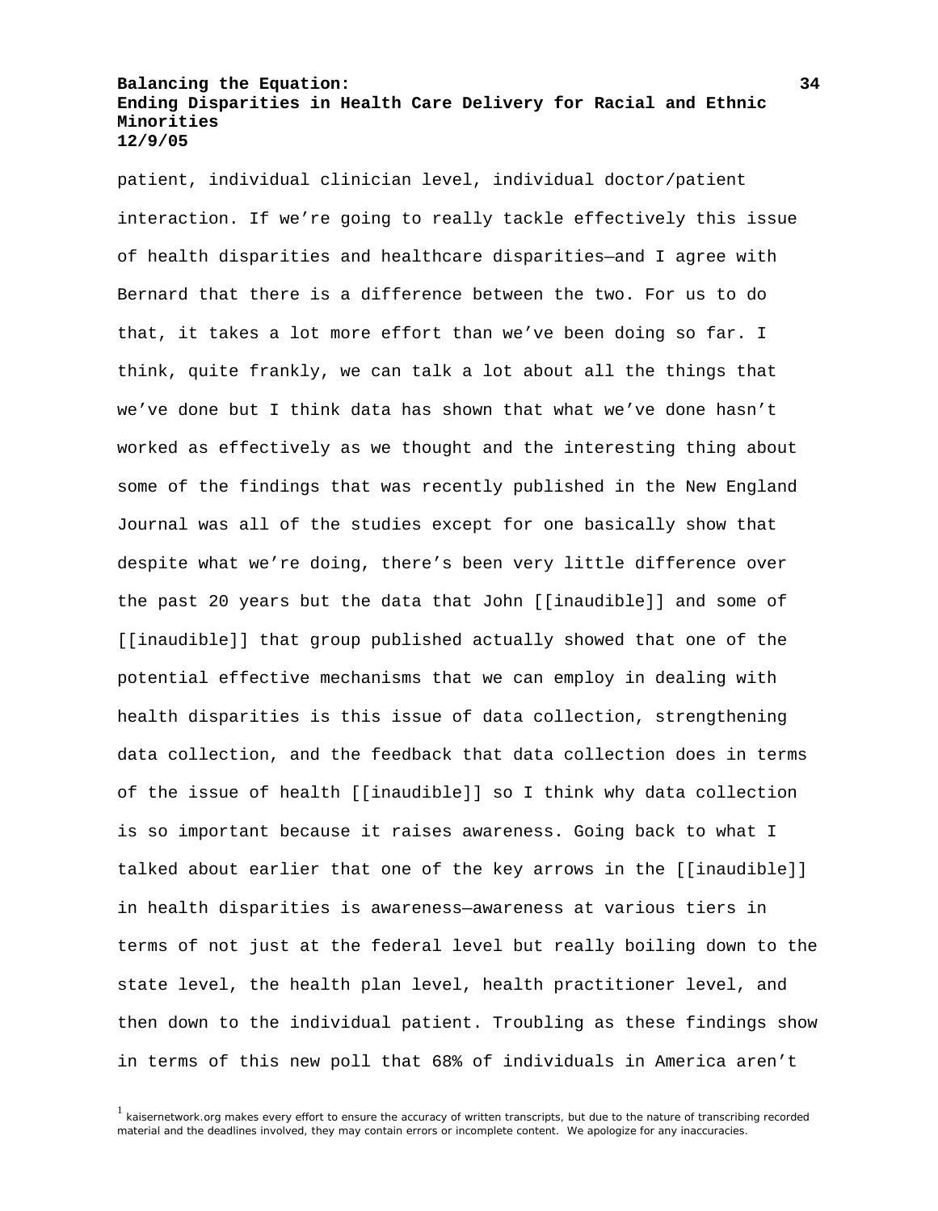patient, individual clinician level, individual doctor/patient interaction. If we're going to really tackle effectively this issue of health disparities and healthcare disparities—and I agree with Bernard that there is a difference between the two. For us to do that, it takes a lot more effort than we've been doing so far. I think, quite frankly, we can talk a lot about all the things that we've done but I think data has shown that what we've done hasn't worked as effectively as we thought and the interesting thing about some of the findings that was recently published in the New England Journal was all of the studies except for one basically show that despite what we're doing, there's been very little difference over the past 20 years but the data that John [[inaudible]] and some of [[inaudible]] that group published actually showed that one of the potential effective mechanisms that we can employ in dealing with health disparities is this issue of data collection, strengthening data collection, and the feedback that data collection does in terms of the issue of health [[inaudible]] so I think why data collection is so important because it raises awareness. Going back to what I talked about earlier that one of the key arrows in the [[inaudible]] in health disparities is awareness—awareness at various tiers in terms of not just at the federal level but really boiling down to the state level, the health plan level, health practitioner level, and then down to the individual patient. Troubling as these findings show in terms of this new poll that 68% of individuals in America aren't

[1] kaisernetwork.org makes every effort to ensure the accuracy of written transcripts, but due to the nature of transcribing recorded material and the deadlines involved, they may contain errors or incomplete content. We apologize for any inaccuracies.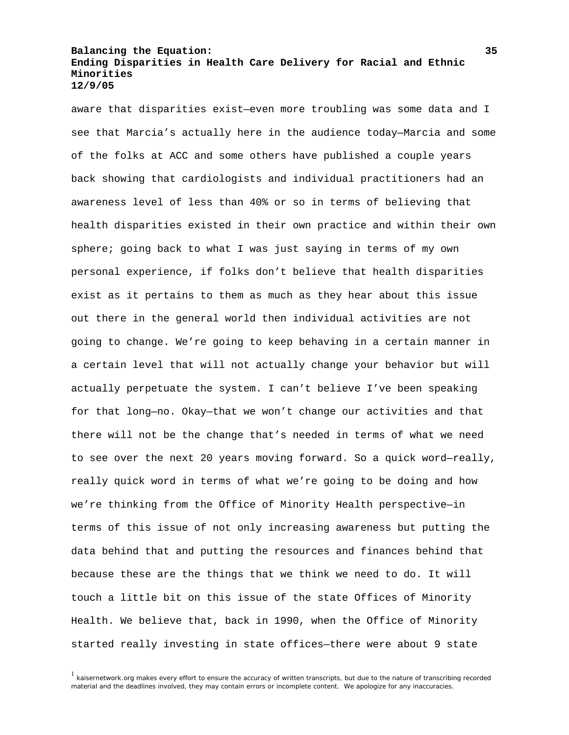aware that disparities exist—even more troubling was some data and I see that Marcia's actually here in the audience today—Marcia and some of the folks at ACC and some others have published a couple years back showing that cardiologists and individual practitioners had an awareness level of less than 40% or so in terms of believing that health disparities existed in their own practice and within their own sphere; going back to what I was just saying in terms of my own personal experience, if folks don't believe that health disparities exist as it pertains to them as much as they hear about this issue out there in the general world then individual activities are not going to change. We're going to keep behaving in a certain manner in a certain level that will not actually change your behavior but will actually perpetuate the system. I can't believe I've been speaking for that long—no. Okay—that we won't change our activities and that there will not be the change that's needed in terms of what we need to see over the next 20 years moving forward. So a quick word—really, really quick word in terms of what we're going to be doing and how we're thinking from the Office of Minority Health perspective—in terms of this issue of not only increasing awareness but putting the data behind that and putting the resources and finances behind that because these are the things that we think we need to do. It will touch a little bit on this issue of the state Offices of Minority Health. We believe that, back in 1990, when the Office of Minority started really investing in state offices—there were about 9 state

[1] kaisernetwork.org makes every effort to ensure the accuracy of written transcripts, but due to the nature of transcribing recorded material and the deadlines involved, they may contain errors or incomplete content. We apologize for any inaccuracies.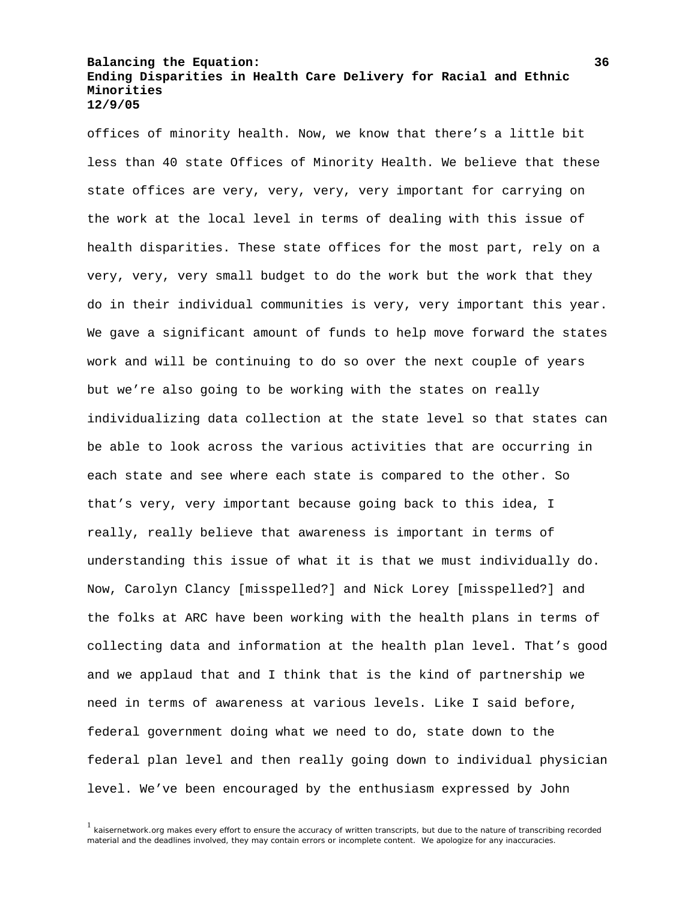offices of minority health. Now, we know that there's a little bit less than 40 state Offices of Minority Health. We believe that these state offices are very, very, very, very important for carrying on the work at the local level in terms of dealing with this issue of health disparities. These state offices for the most part, rely on a very, very, very small budget to do the work but the work that they do in their individual communities is very, very important this year. We gave a significant amount of funds to help move forward the states work and will be continuing to do so over the next couple of years but we're also going to be working with the states on really individualizing data collection at the state level so that states can be able to look across the various activities that are occurring in each state and see where each state is compared to the other. So that's very, very important because going back to this idea, I really, really believe that awareness is important in terms of understanding this issue of what it is that we must individually do. Now, Carolyn Clancy [misspelled?] and Nick Lorey [misspelled?] and the folks at ARC have been working with the health plans in terms of collecting data and information at the health plan level. That's good and we applaud that and I think that is the kind of partnership we need in terms of awareness at various levels. Like I said before, federal government doing what we need to do, state down to the federal plan level and then really going down to individual physician level. We've been encouraged by the enthusiasm expressed by John

[1] kaisernetwork.org makes every effort to ensure the accuracy of written transcripts, but due to the nature of transcribing recorded material and the deadlines involved, they may contain errors or incomplete content. We apologize for any inaccuracies.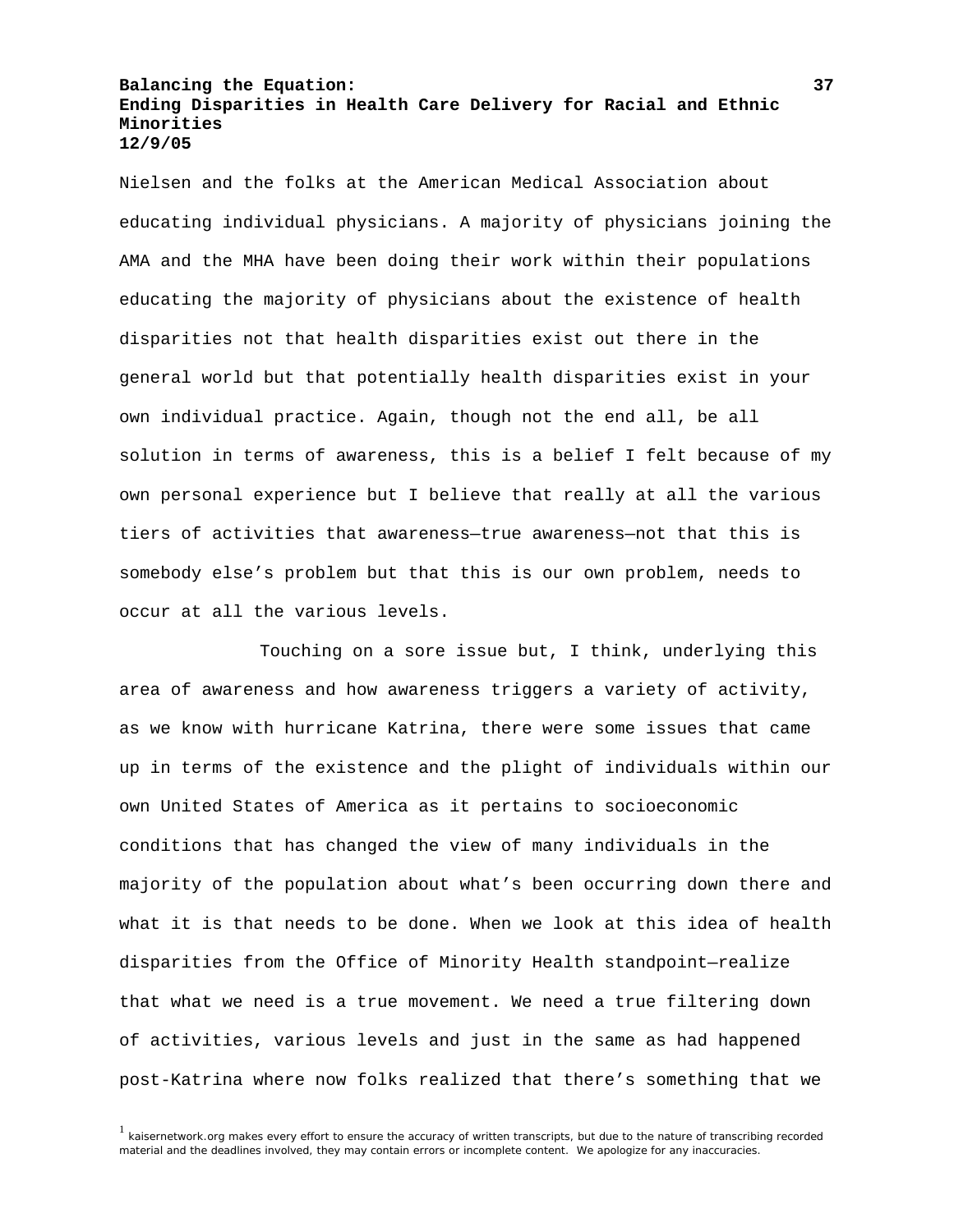Nielsen and the folks at the American Medical Association about educating individual physicians. A majority of physicians joining the AMA and the MHA have been doing their work within their populations educating the majority of physicians about the existence of health disparities not that health disparities exist out there in the general world but that potentially health disparities exist in your own individual practice. Again, though not the end all, be all solution in terms of awareness, this is a belief I felt because of my own personal experience but I believe that really at all the various tiers of activities that awareness—true awareness—not that this is somebody else's problem but that this is our own problem, needs to occur at all the various levels.

Touching on a sore issue but, I think, underlying this area of awareness and how awareness triggers a variety of activity, as we know with hurricane Katrina, there were some issues that came up in terms of the existence and the plight of individuals within our own United States of America as it pertains to socioeconomic conditions that has changed the view of many individuals in the majority of the population about what's been occurring down there and what it is that needs to be done. When we look at this idea of health disparities from the Office of Minority Health standpoint—realize that what we need is a true movement. We need a true filtering down of activities, various levels and just in the same as had happened post-Katrina where now folks realized that there's something that we

[1] kaisernetwork.org makes every effort to ensure the accuracy of written transcripts, but due to the nature of transcribing recorded material and the deadlines involved, they may contain errors or incomplete content. We apologize for any inaccuracies.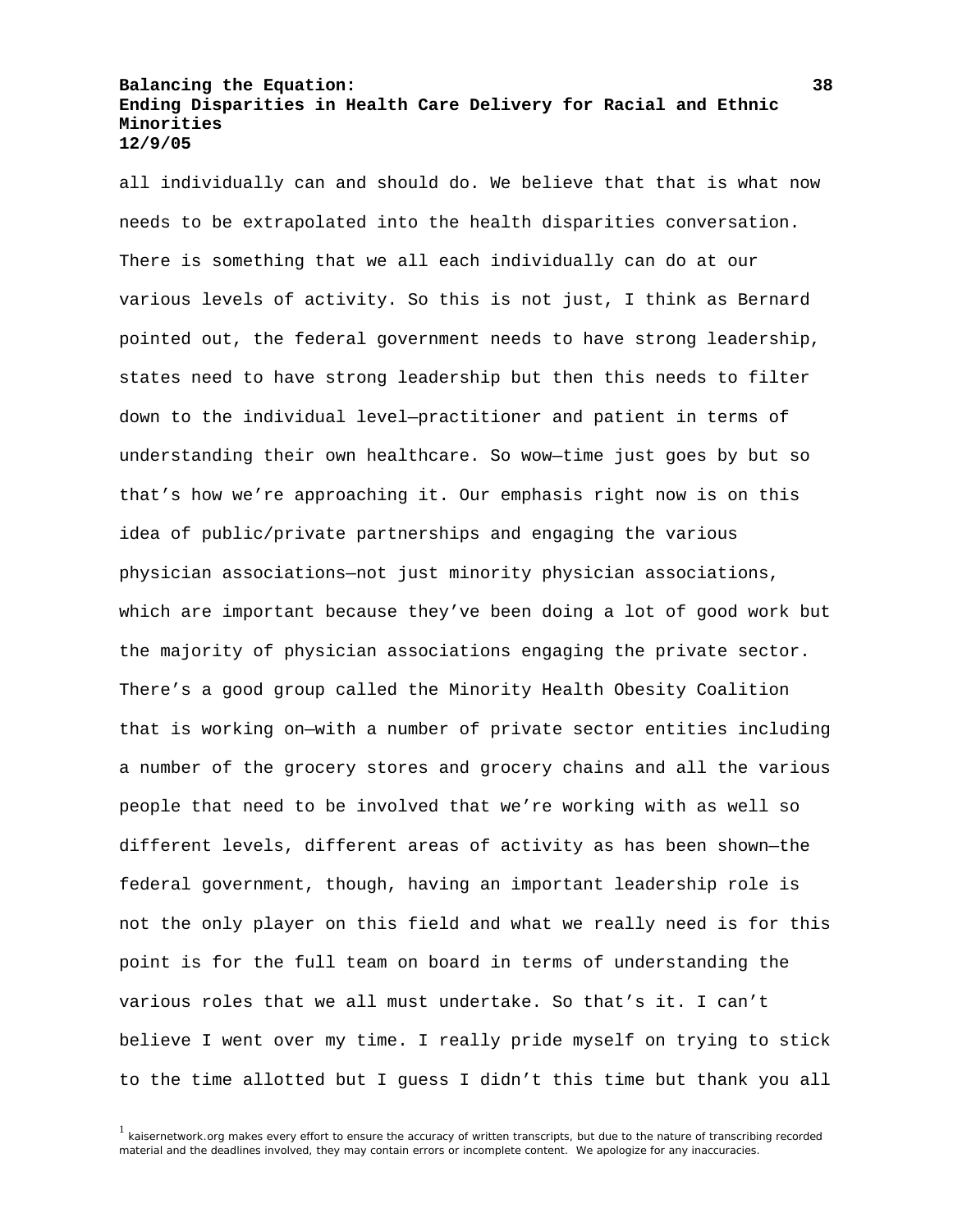all individually can and should do. We believe that that is what now needs to be extrapolated into the health disparities conversation. There is something that we all each individually can do at our various levels of activity. So this is not just, I think as Bernard pointed out, the federal government needs to have strong leadership, states need to have strong leadership but then this needs to filter down to the individual level—practitioner and patient in terms of understanding their own healthcare. So wow—time just goes by but so that's how we're approaching it. Our emphasis right now is on this idea of public/private partnerships and engaging the various physician associations—not just minority physician associations, which are important because they've been doing a lot of good work but the majority of physician associations engaging the private sector. There's a good group called the Minority Health Obesity Coalition that is working on—with a number of private sector entities including a number of the grocery stores and grocery chains and all the various people that need to be involved that we're working with as well so different levels, different areas of activity as has been shown—the federal government, though, having an important leadership role is not the only player on this field and what we really need is for this point is for the full team on board in terms of understanding the various roles that we all must undertake. So that's it. I can't believe I went over my time. I really pride myself on trying to stick to the time allotted but I guess I didn't this time but thank you all

[1] kaisernetwork.org makes every effort to ensure the accuracy of written transcripts, but due to the nature of transcribing recorded material and the deadlines involved, they may contain errors or incomplete content. We apologize for any inaccuracies.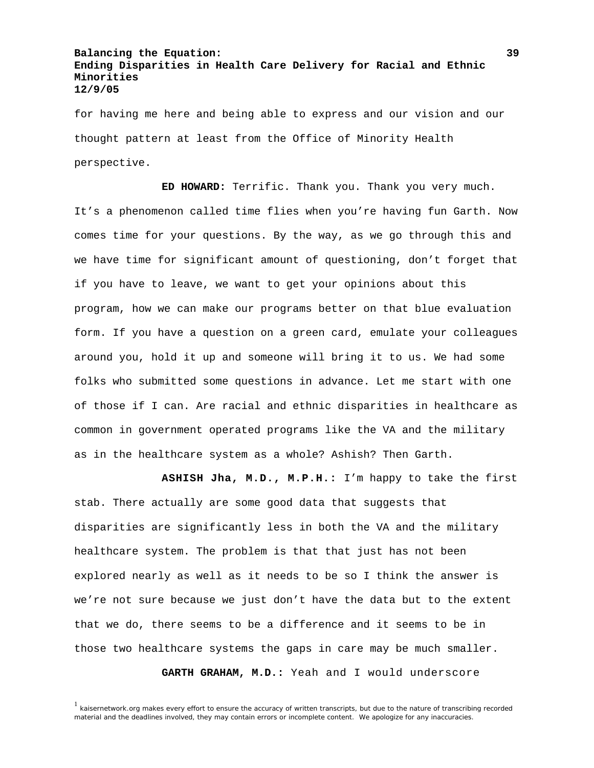for having me here and being able to express and our vision and our thought pattern at least from the Office of Minority Health perspective.

**ED HOWARD:** Terrific. Thank you. Thank you very much. It's a phenomenon called time flies when you're having fun Garth. Now comes time for your questions. By the way, as we go through this and we have time for significant amount of questioning, don't forget that if you have to leave, we want to get your opinions about this program, how we can make our programs better on that blue evaluation form. If you have a question on a green card, emulate your colleagues around you, hold it up and someone will bring it to us. We had some folks who submitted some questions in advance. Let me start with one of those if I can. Are racial and ethnic disparities in healthcare as common in government operated programs like the VA and the military as in the healthcare system as a whole? Ashish? Then Garth.

**ASHISH Jha, M.D., M.P.H.:** I'm happy to take the first stab. There actually are some good data that suggests that disparities are significantly less in both the VA and the military healthcare system. The problem is that that just has not been explored nearly as well as it needs to be so I think the answer is we're not sure because we just don't have the data but to the extent that we do, there seems to be a difference and it seems to be in those two healthcare systems the gaps in care may be much smaller.

**GARTH GRAHAM, M.D.:** Yeah and I would underscore

[1] kaisernetwork.org makes every effort to ensure the accuracy of written transcripts, but due to the nature of transcribing recorded material and the deadlines involved, they may contain errors or incomplete content. We apologize for any inaccuracies.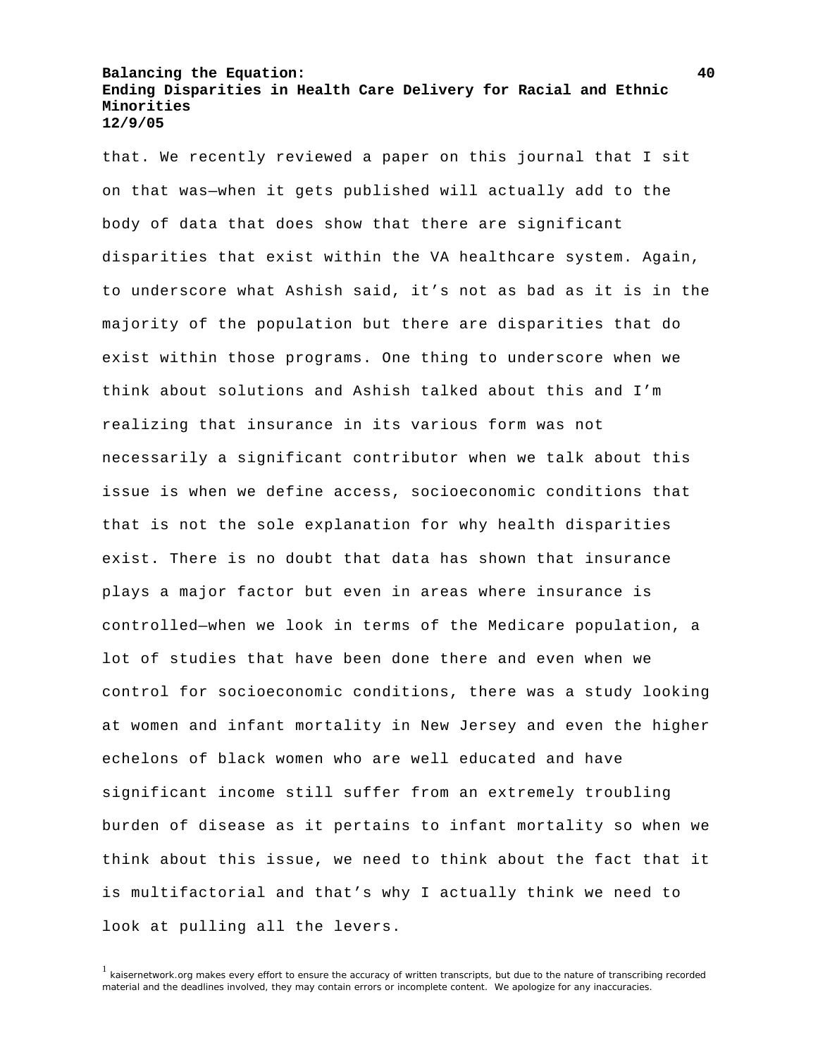that. We recently reviewed a paper on this journal that I sit on that was—when it gets published will actually add to the body of data that does show that there are significant disparities that exist within the VA healthcare system. Again, to underscore what Ashish said, it's not as bad as it is in the majority of the population but there are disparities that do exist within those programs. One thing to underscore when we think about solutions and Ashish talked about this and I'm realizing that insurance in its various form was not necessarily a significant contributor when we talk about this issue is when we define access, socioeconomic conditions that that is not the sole explanation for why health disparities exist. There is no doubt that data has shown that insurance plays a major factor but even in areas where insurance is controlled—when we look in terms of the Medicare population, a lot of studies that have been done there and even when we control for socioeconomic conditions, there was a study looking at women and infant mortality in New Jersey and even the higher echelons of black women who are well educated and have significant income still suffer from an extremely troubling burden of disease as it pertains to infant mortality so when we think about this issue, we need to think about the fact that it is multifactorial and that's why I actually think we need to look at pulling all the levers.

[1] kaisernetwork.org makes every effort to ensure the accuracy of written transcripts, but due to the nature of transcribing recorded material and the deadlines involved, they may contain errors or incomplete content. We apologize for any inaccuracies.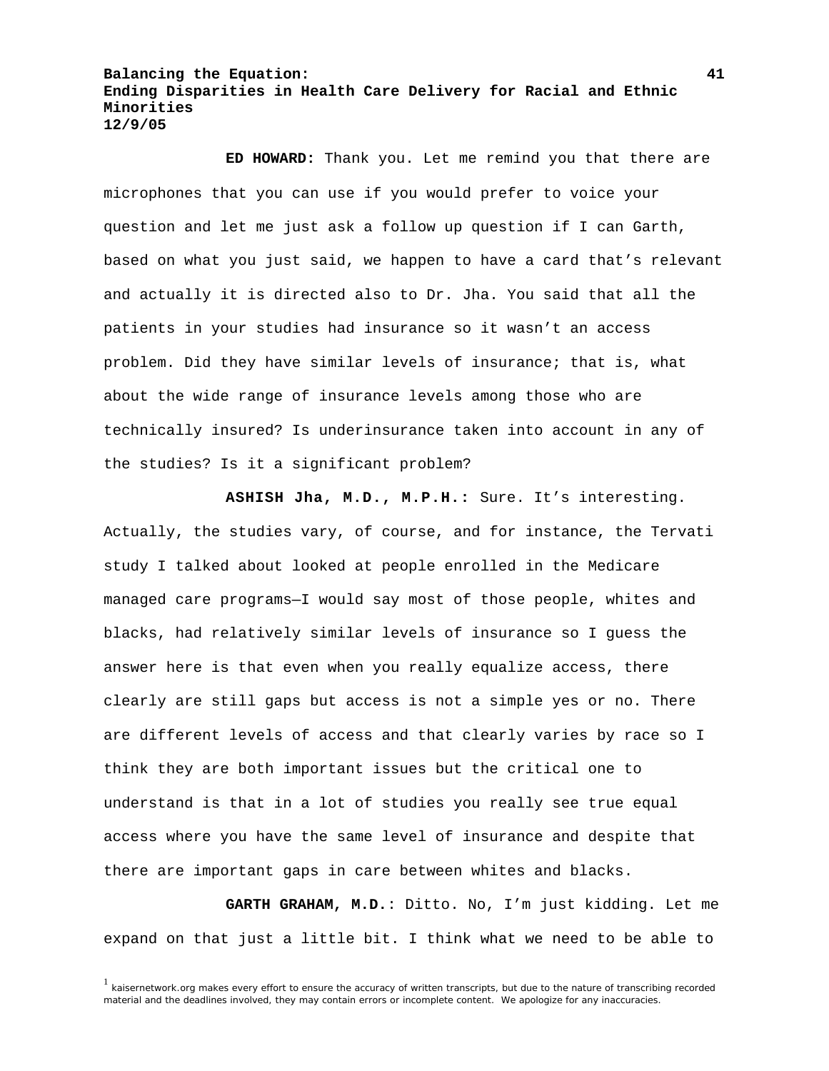**ED HOWARD:** Thank you. Let me remind you that there are microphones that you can use if you would prefer to voice your question and let me just ask a follow up question if I can Garth, based on what you just said, we happen to have a card that's relevant and actually it is directed also to Dr. Jha. You said that all the patients in your studies had insurance so it wasn't an access problem. Did they have similar levels of insurance; that is, what about the wide range of insurance levels among those who are technically insured? Is underinsurance taken into account in any of the studies? Is it a significant problem?

**ASHISH Jha, M.D., M.P.H.:** Sure. It's interesting. Actually, the studies vary, of course, and for instance, the Tervati study I talked about looked at people enrolled in the Medicare managed care programs—I would say most of those people, whites and blacks, had relatively similar levels of insurance so I guess the answer here is that even when you really equalize access, there clearly are still gaps but access is not a simple yes or no. There are different levels of access and that clearly varies by race so I think they are both important issues but the critical one to understand is that in a lot of studies you really see true equal access where you have the same level of insurance and despite that there are important gaps in care between whites and blacks.

**GARTH GRAHAM, M.D.**: Ditto. No, I'm just kidding. Let me expand on that just a little bit. I think what we need to be able to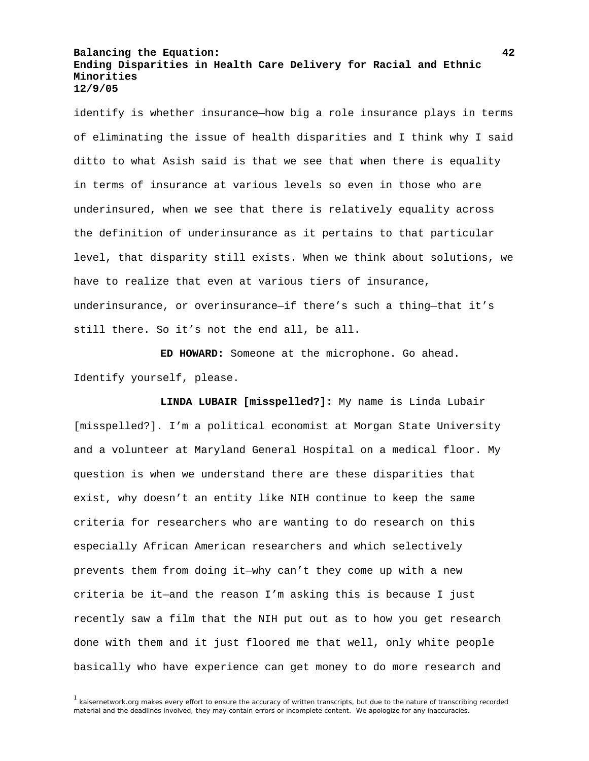identify is whether insurance—how big a role insurance plays in terms of eliminating the issue of health disparities and I think why I said ditto to what Asish said is that we see that when there is equality in terms of insurance at various levels so even in those who are underinsured, when we see that there is relatively equality across the definition of underinsurance as it pertains to that particular level, that disparity still exists. When we think about solutions, we have to realize that even at various tiers of insurance, underinsurance, or overinsurance—if there's such a thing—that it's still there. So it's not the end all, be all.

**ED HOWARD:** Someone at the microphone. Go ahead. Identify yourself, please.

**LINDA LUBAIR [misspelled?]:** My name is Linda Lubair [misspelled?]. I'm a political economist at Morgan State University and a volunteer at Maryland General Hospital on a medical floor. My question is when we understand there are these disparities that exist, why doesn't an entity like NIH continue to keep the same criteria for researchers who are wanting to do research on this especially African American researchers and which selectively prevents them from doing it—why can't they come up with a new criteria be it—and the reason I'm asking this is because I just recently saw a film that the NIH put out as to how you get research done with them and it just floored me that well, only white people basically who have experience can get money to do more research and

[1] kaisernetwork.org makes every effort to ensure the accuracy of written transcripts, but due to the nature of transcribing recorded material and the deadlines involved, they may contain errors or incomplete content. We apologize for any inaccuracies.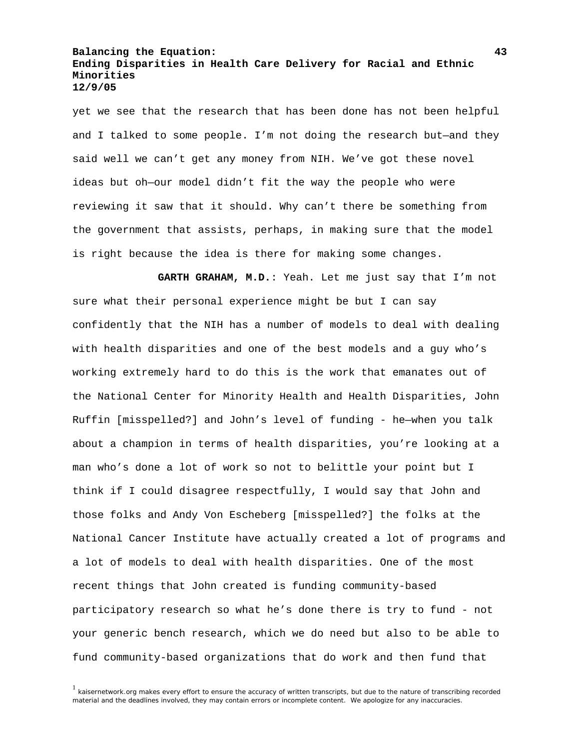yet we see that the research that has been done has not been helpful and I talked to some people. I'm not doing the research but—and they said well we can't get any money from NIH. We've got these novel ideas but oh—our model didn't fit the way the people who were reviewing it saw that it should. Why can't there be something from the government that assists, perhaps, in making sure that the model is right because the idea is there for making some changes.

**GARTH GRAHAM, M.D.**: Yeah. Let me just say that I'm not sure what their personal experience might be but I can say confidently that the NIH has a number of models to deal with dealing with health disparities and one of the best models and a guy who's working extremely hard to do this is the work that emanates out of the National Center for Minority Health and Health Disparities, John Ruffin [misspelled?] and John's level of funding - he—when you talk about a champion in terms of health disparities, you're looking at a man who's done a lot of work so not to belittle your point but I think if I could disagree respectfully, I would say that John and those folks and Andy Von Escheberg [misspelled?] the folks at the National Cancer Institute have actually created a lot of programs and a lot of models to deal with health disparities. One of the most recent things that John created is funding community-based participatory research so what he's done there is try to fund - not your generic bench research, which we do need but also to be able to fund community-based organizations that do work and then fund that

[1] kaisernetwork.org makes every effort to ensure the accuracy of written transcripts, but due to the nature of transcribing recorded material and the deadlines involved, they may contain errors or incomplete content. We apologize for any inaccuracies.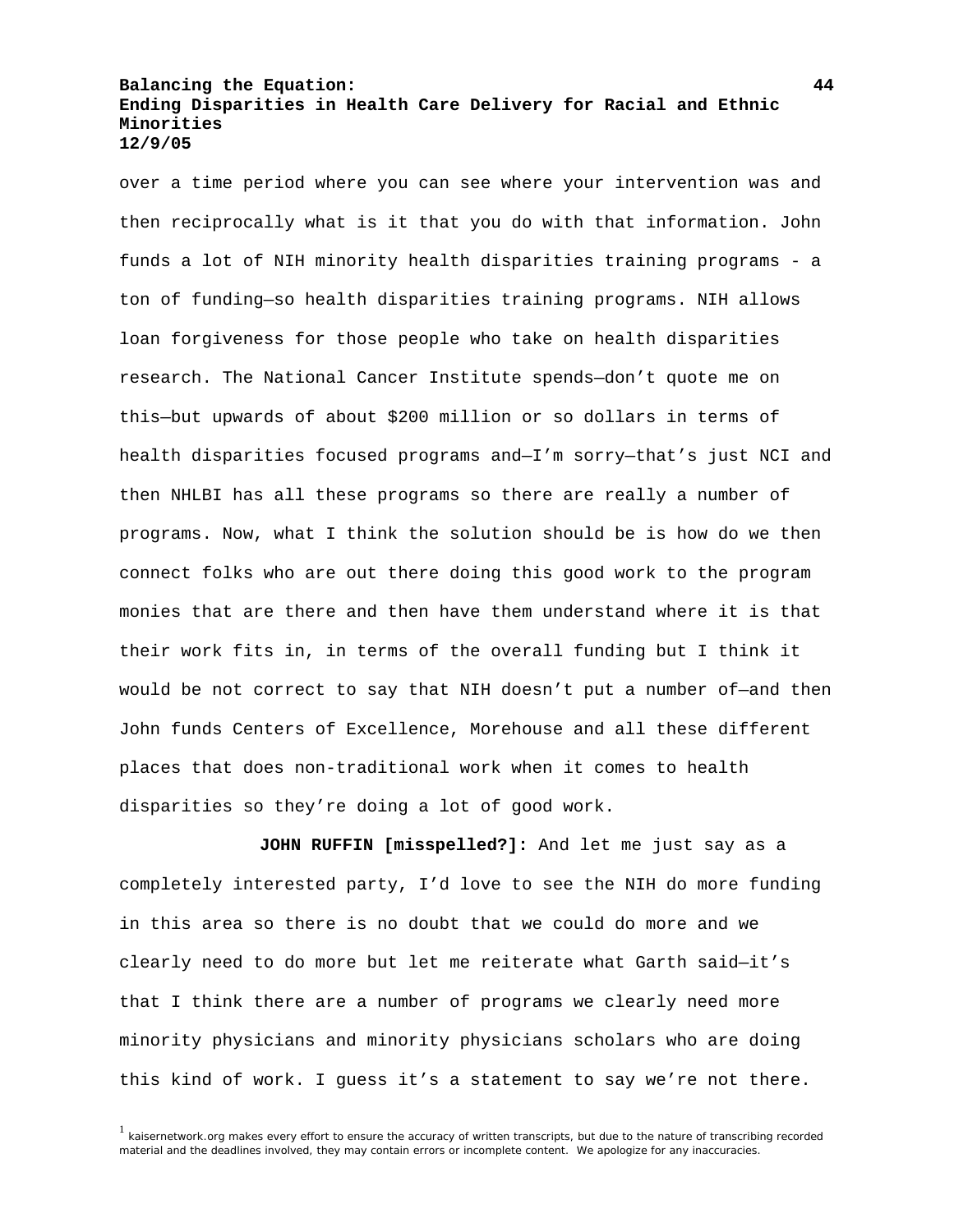over a time period where you can see where your intervention was and then reciprocally what is it that you do with that information. John funds a lot of NIH minority health disparities training programs - a ton of funding—so health disparities training programs. NIH allows loan forgiveness for those people who take on health disparities research. The National Cancer Institute spends—don't quote me on this—but upwards of about $200 million or so dollars in terms of health disparities focused programs and—I'm sorry—that's just NCI and then NHLBI has all these programs so there are really a number of programs. Now, what I think the solution should be is how do we then connect folks who are out there doing this good work to the program monies that are there and then have them understand where it is that their work fits in, in terms of the overall funding but I think it would be not correct to say that NIH doesn't put a number of—and then John funds Centers of Excellence, Morehouse and all these different places that does non-traditional work when it comes to health disparities so they're doing a lot of good work.

**JOHN RUFFIN [misspelled?]:** And let me just say as a completely interested party, I'd love to see the NIH do more funding in this area so there is no doubt that we could do more and we clearly need to do more but let me reiterate what Garth said—it's that I think there are a number of programs we clearly need more minority physicians and minority physicians scholars who are doing this kind of work. I guess it's a statement to say we're not there.

[1] kaisernetwork.org makes every effort to ensure the accuracy of written transcripts, but due to the nature of transcribing recorded material and the deadlines involved, they may contain errors or incomplete content. We apologize for any inaccuracies.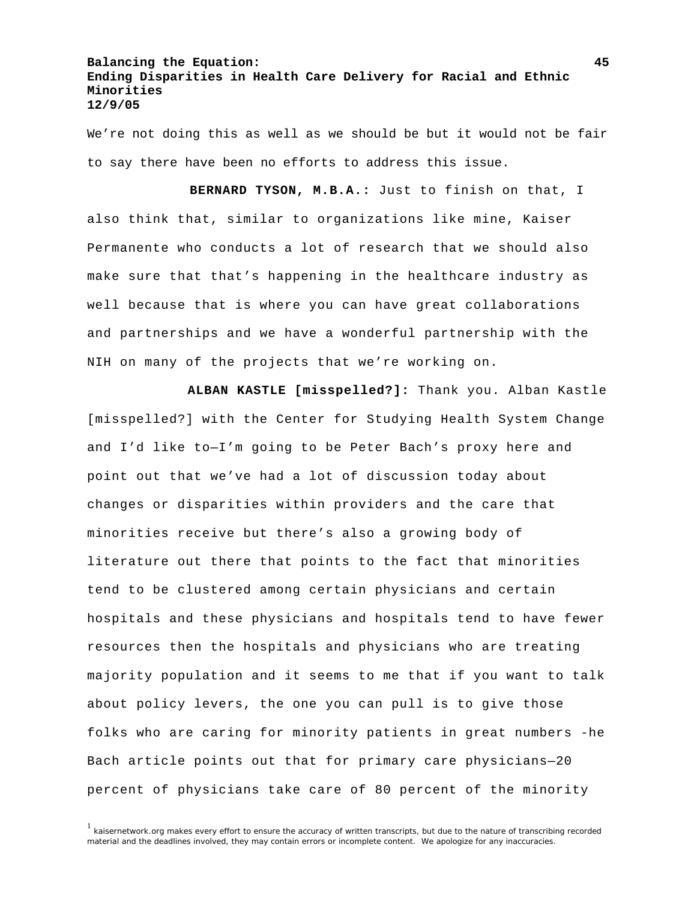We're not doing this as well as we should be but it would not be fair to say there have been no efforts to address this issue.

**BERNARD TYSON, M.B.A.:** Just to finish on that, I also think that, similar to organizations like mine, Kaiser Permanente who conducts a lot of research that we should also make sure that that's happening in the healthcare industry as well because that is where you can have great collaborations and partnerships and we have a wonderful partnership with the NIH on many of the projects that we're working on.

**ALBAN KASTLE [misspelled?]:** Thank you. Alban Kastle [misspelled?] with the Center for Studying Health System Change and I'd like to—I'm going to be Peter Bach's proxy here and point out that we've had a lot of discussion today about changes or disparities within providers and the care that minorities receive but there's also a growing body of literature out there that points to the fact that minorities tend to be clustered among certain physicians and certain hospitals and these physicians and hospitals tend to have fewer resources then the hospitals and physicians who are treating majority population and it seems to me that if you want to talk about policy levers, the one you can pull is to give those folks who are caring for minority patients in great numbers -he Bach article points out that for primary care physicians—20 percent of physicians take care of 80 percent of the minority

[1] kaisernetwork.org makes every effort to ensure the accuracy of written transcripts, but due to the nature of transcribing recorded material and the deadlines involved, they may contain errors or incomplete content. We apologize for any inaccuracies.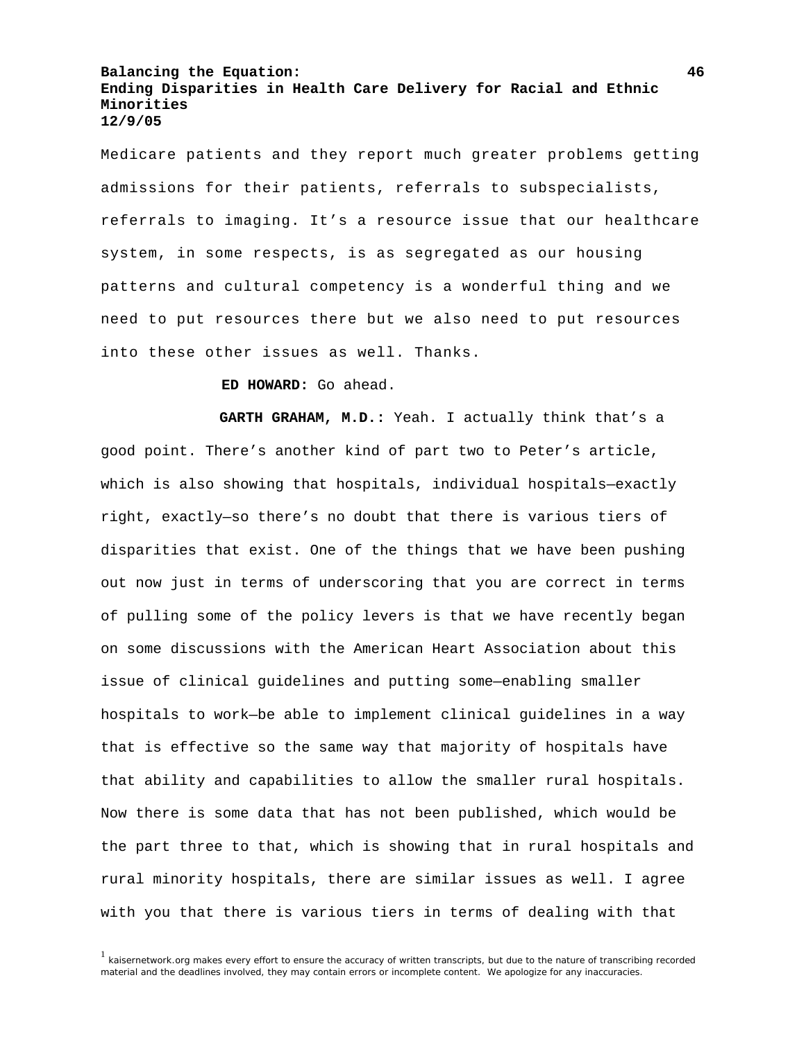Medicare patients and they report much greater problems getting admissions for their patients, referrals to subspecialists, referrals to imaging. It's a resource issue that our healthcare system, in some respects, is as segregated as our housing patterns and cultural competency is a wonderful thing and we need to put resources there but we also need to put resources into these other issues as well. Thanks.

**ED HOWARD:** Go ahead.

**GARTH GRAHAM, M.D.:** Yeah. I actually think that's a good point. There's another kind of part two to Peter's article, which is also showing that hospitals, individual hospitals—exactly right, exactly—so there's no doubt that there is various tiers of disparities that exist. One of the things that we have been pushing out now just in terms of underscoring that you are correct in terms of pulling some of the policy levers is that we have recently began on some discussions with the American Heart Association about this issue of clinical guidelines and putting some—enabling smaller hospitals to work—be able to implement clinical guidelines in a way that is effective so the same way that majority of hospitals have that ability and capabilities to allow the smaller rural hospitals. Now there is some data that has not been published, which would be the part three to that, which is showing that in rural hospitals and rural minority hospitals, there are similar issues as well. I agree with you that there is various tiers in terms of dealing with that

[1] kaisernetwork.org makes every effort to ensure the accuracy of written transcripts, but due to the nature of transcribing recorded material and the deadlines involved, they may contain errors or incomplete content. We apologize for any inaccuracies.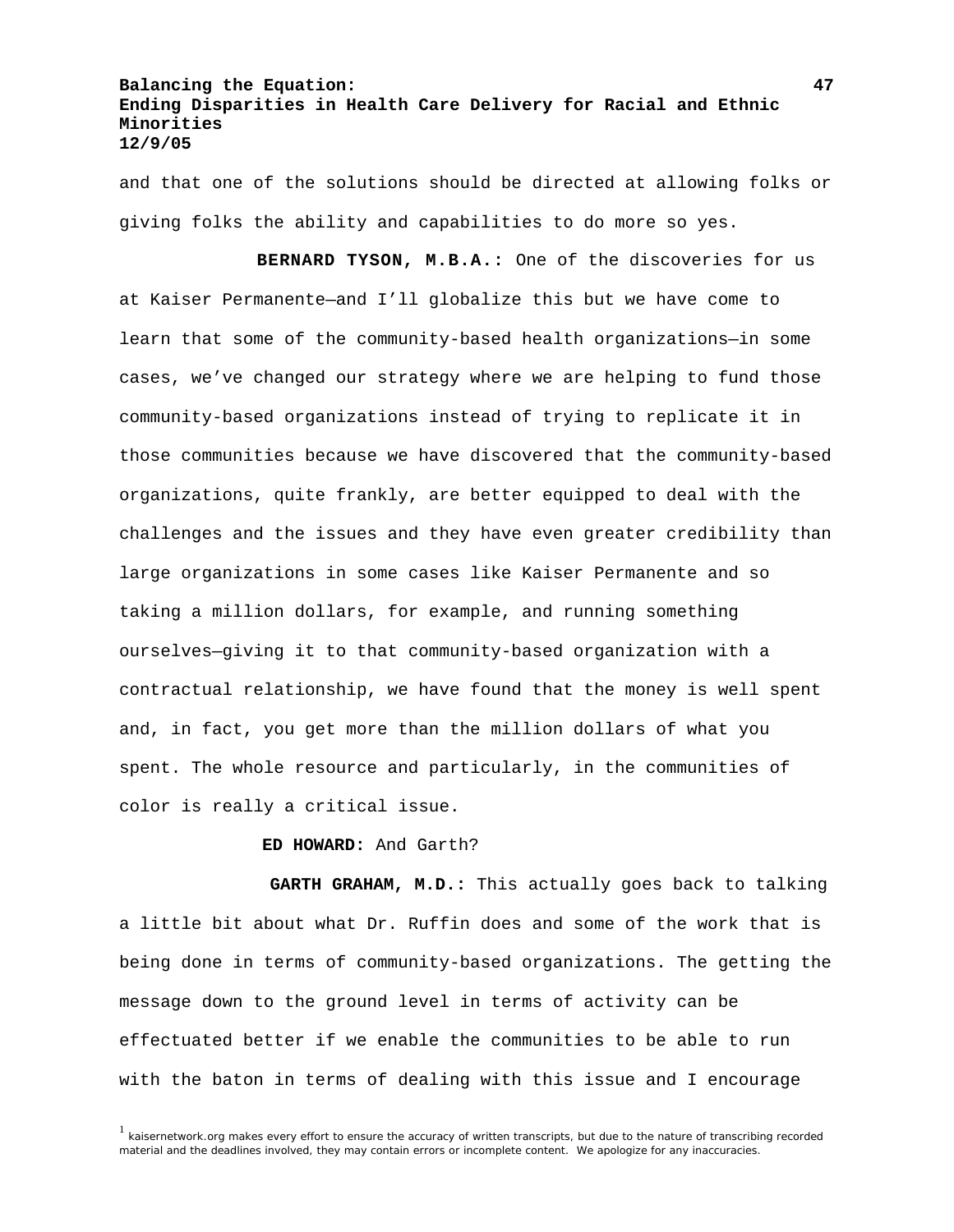and that one of the solutions should be directed at allowing folks or giving folks the ability and capabilities to do more so yes.

**BERNARD TYSON, M.B.A.:** One of the discoveries for us at Kaiser Permanente—and I'll globalize this but we have come to learn that some of the community-based health organizations—in some cases, we've changed our strategy where we are helping to fund those community-based organizations instead of trying to replicate it in those communities because we have discovered that the community-based organizations, quite frankly, are better equipped to deal with the challenges and the issues and they have even greater credibility than large organizations in some cases like Kaiser Permanente and so taking a million dollars, for example, and running something ourselves—giving it to that community-based organization with a contractual relationship, we have found that the money is well spent and, in fact, you get more than the million dollars of what you spent. The whole resource and particularly, in the communities of color is really a critical issue.

**ED HOWARD:** And Garth?

**GARTH GRAHAM, M.D.:** This actually goes back to talking a little bit about what Dr. Ruffin does and some of the work that is being done in terms of community-based organizations. The getting the message down to the ground level in terms of activity can be effectuated better if we enable the communities to be able to run with the baton in terms of dealing with this issue and I encourage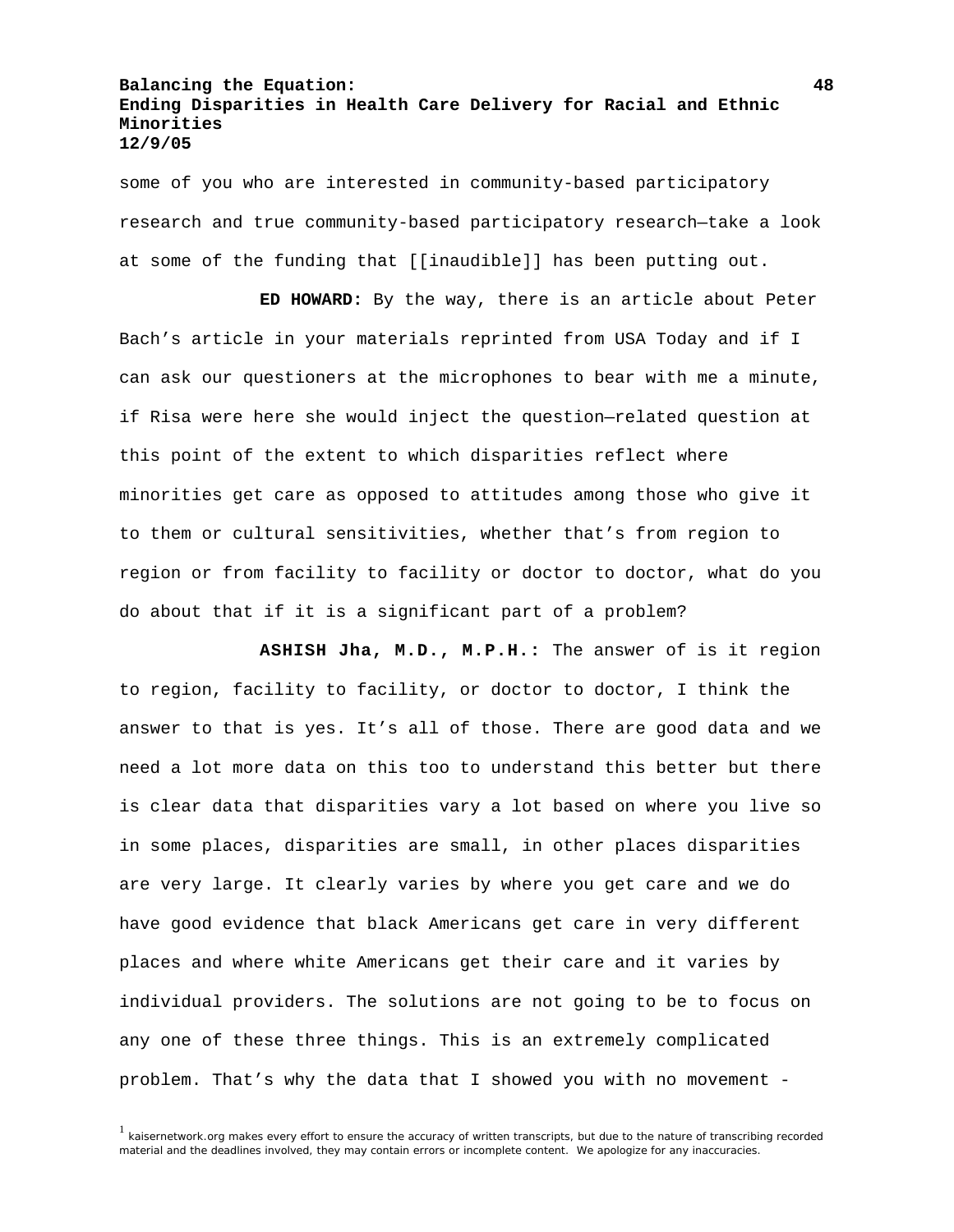some of you who are interested in community-based participatory research and true community-based participatory research—take a look at some of the funding that [[inaudible]] has been putting out.

**ED HOWARD:** By the way, there is an article about Peter Bach's article in your materials reprinted from USA Today and if I can ask our questioners at the microphones to bear with me a minute, if Risa were here she would inject the question—related question at this point of the extent to which disparities reflect where minorities get care as opposed to attitudes among those who give it to them or cultural sensitivities, whether that's from region to region or from facility to facility or doctor to doctor, what do you do about that if it is a significant part of a problem?

**ASHISH Jha, M.D., M.P.H.:** The answer of is it region to region, facility to facility, or doctor to doctor, I think the answer to that is yes. It's all of those. There are good data and we need a lot more data on this too to understand this better but there is clear data that disparities vary a lot based on where you live so in some places, disparities are small, in other places disparities are very large. It clearly varies by where you get care and we do have good evidence that black Americans get care in very different places and where white Americans get their care and it varies by individual providers. The solutions are not going to be to focus on any one of these three things. This is an extremely complicated problem. That's why the data that I showed you with no movement -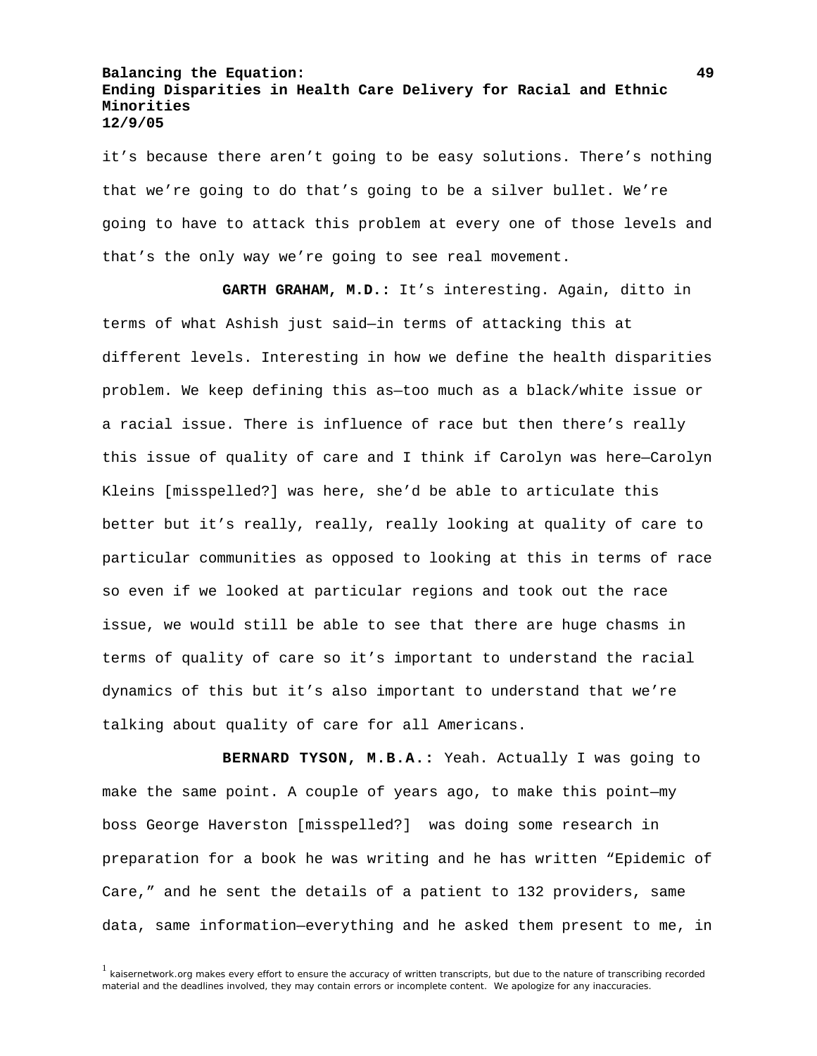it's because there aren't going to be easy solutions. There's nothing that we're going to do that's going to be a silver bullet. We're going to have to attack this problem at every one of those levels and that's the only way we're going to see real movement.

**GARTH GRAHAM, M.D.:** It's interesting. Again, ditto in terms of what Ashish just said—in terms of attacking this at different levels. Interesting in how we define the health disparities problem. We keep defining this as—too much as a black/white issue or a racial issue. There is influence of race but then there's really this issue of quality of care and I think if Carolyn was here—Carolyn Kleins [misspelled?] was here, she'd be able to articulate this better but it's really, really, really looking at quality of care to particular communities as opposed to looking at this in terms of race so even if we looked at particular regions and took out the race issue, we would still be able to see that there are huge chasms in terms of quality of care so it's important to understand the racial dynamics of this but it's also important to understand that we're talking about quality of care for all Americans.

**BERNARD TYSON, M.B.A.:** Yeah. Actually I was going to make the same point. A couple of years ago, to make this point—my boss George Haverston [misspelled?] was doing some research in preparation for a book he was writing and he has written "Epidemic of Care," and he sent the details of a patient to 132 providers, same data, same information—everything and he asked them present to me, in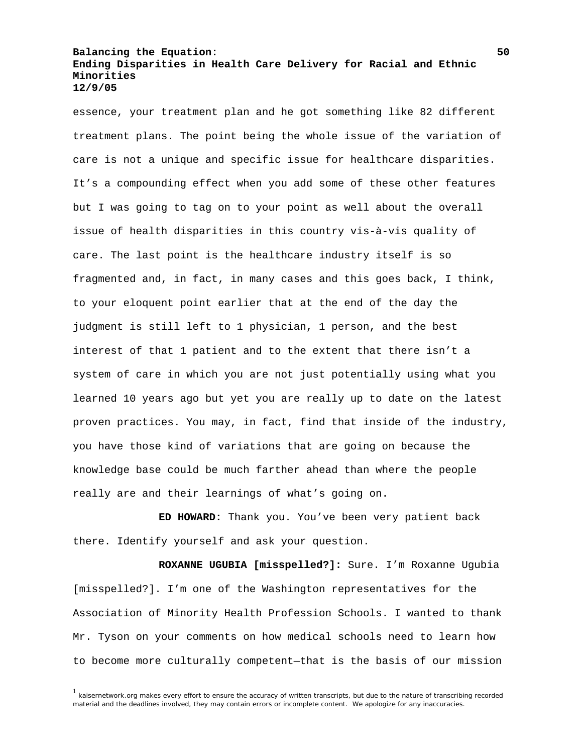essence, your treatment plan and he got something like 82 different treatment plans. The point being the whole issue of the variation of care is not a unique and specific issue for healthcare disparities. It's a compounding effect when you add some of these other features but I was going to tag on to your point as well about the overall issue of health disparities in this country vis-à-vis quality of care. The last point is the healthcare industry itself is so fragmented and, in fact, in many cases and this goes back, I think, to your eloquent point earlier that at the end of the day the judgment is still left to 1 physician, 1 person, and the best interest of that 1 patient and to the extent that there isn't a system of care in which you are not just potentially using what you learned 10 years ago but yet you are really up to date on the latest proven practices. You may, in fact, find that inside of the industry, you have those kind of variations that are going on because the knowledge base could be much farther ahead than where the people really are and their learnings of what's going on.

**ED HOWARD:** Thank you. You've been very patient back there. Identify yourself and ask your question.

**ROXANNE UGUBIA [misspelled?]:** Sure. I'm Roxanne Ugubia [misspelled?]. I'm one of the Washington representatives for the Association of Minority Health Profession Schools. I wanted to thank Mr. Tyson on your comments on how medical schools need to learn how to become more culturally competent—that is the basis of our mission

[1] kaisernetwork.org makes every effort to ensure the accuracy of written transcripts, but due to the nature of transcribing recorded material and the deadlines involved, they may contain errors or incomplete content. We apologize for any inaccuracies.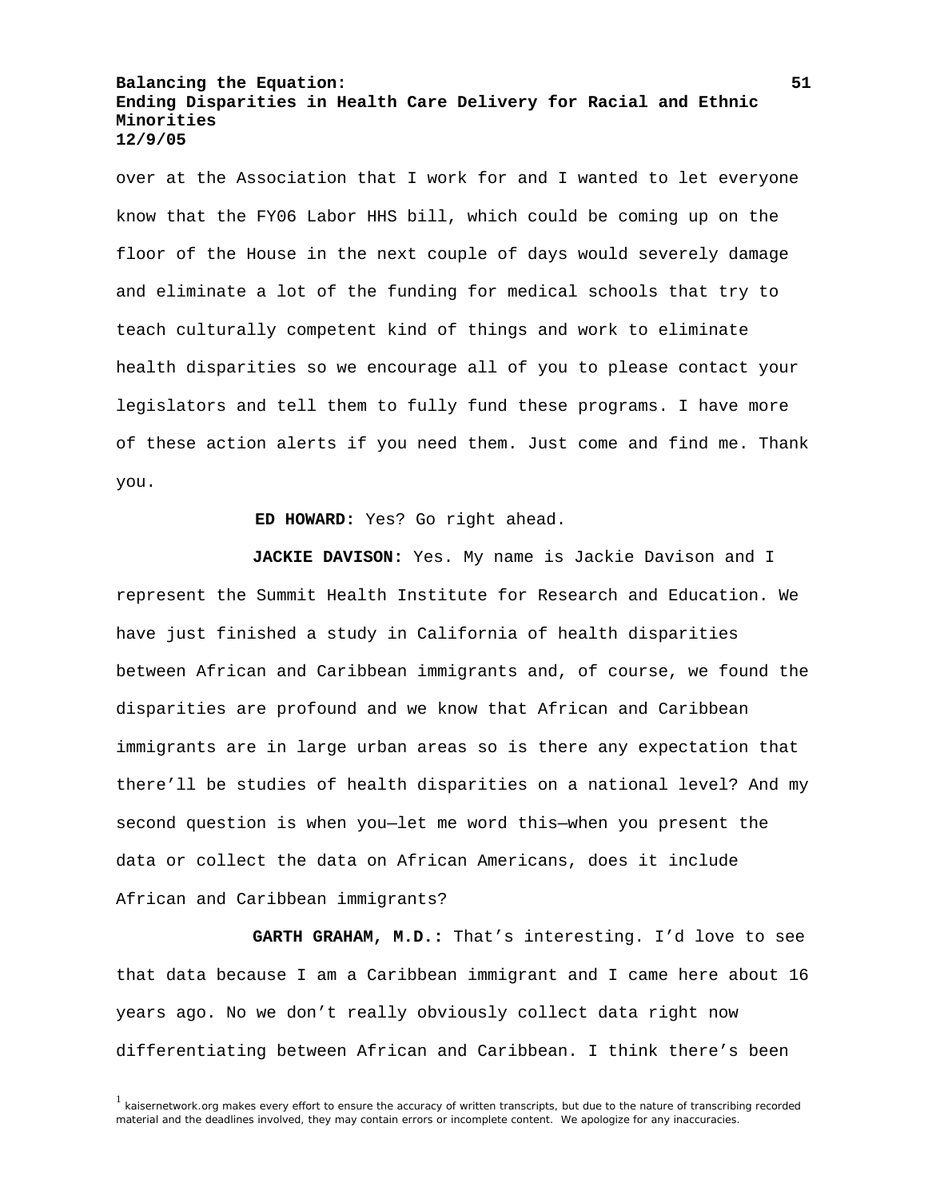over at the Association that I work for and I wanted to let everyone know that the FY06 Labor HHS bill, which could be coming up on the floor of the House in the next couple of days would severely damage and eliminate a lot of the funding for medical schools that try to teach culturally competent kind of things and work to eliminate health disparities so we encourage all of you to please contact your legislators and tell them to fully fund these programs. I have more of these action alerts if you need them. Just come and find me. Thank you.

**ED HOWARD:** Yes? Go right ahead.

**JACKIE DAVISON:** Yes. My name is Jackie Davison and I represent the Summit Health Institute for Research and Education. We have just finished a study in California of health disparities between African and Caribbean immigrants and, of course, we found the disparities are profound and we know that African and Caribbean immigrants are in large urban areas so is there any expectation that there'll be studies of health disparities on a national level? And my second question is when you—let me word this—when you present the data or collect the data on African Americans, does it include African and Caribbean immigrants?

**GARTH GRAHAM, M.D.:** That's interesting. I'd love to see that data because I am a Caribbean immigrant and I came here about 16 years ago. No we don't really obviously collect data right now differentiating between African and Caribbean. I think there's been

[1] kaisernetwork.org makes every effort to ensure the accuracy of written transcripts, but due to the nature of transcribing recorded material and the deadlines involved, they may contain errors or incomplete content. We apologize for any inaccuracies.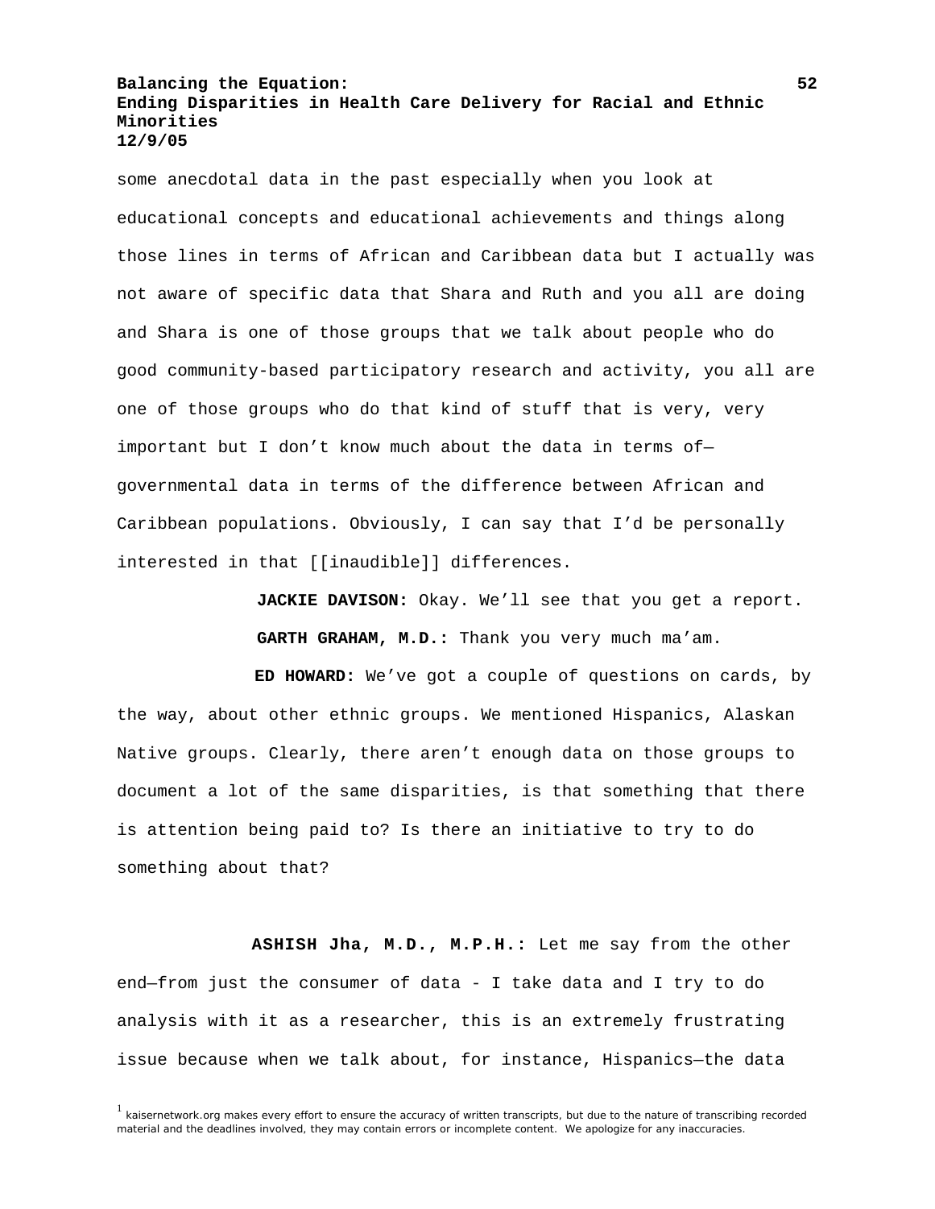some anecdotal data in the past especially when you look at educational concepts and educational achievements and things along those lines in terms of African and Caribbean data but I actually was not aware of specific data that Shara and Ruth and you all are doing and Shara is one of those groups that we talk about people who do good community-based participatory research and activity, you all are one of those groups who do that kind of stuff that is very, very important but I don't know much about the data in terms of—governmental data in terms of the difference between African and Caribbean populations. Obviously, I can say that I'd be personally interested in that [[inaudible]] differences.

**JACKIE DAVISON:** Okay. We'll see that you get a report.

**GARTH GRAHAM, M.D.:** Thank you very much ma'am.

**ED HOWARD:** We've got a couple of questions on cards, by the way, about other ethnic groups. We mentioned Hispanics, Alaskan Native groups. Clearly, there aren't enough data on those groups to document a lot of the same disparities, is that something that there is attention being paid to? Is there an initiative to try to do something about that?

**ASHISH Jha, M.D., M.P.H.:** Let me say from the other end—from just the consumer of data - I take data and I try to do analysis with it as a researcher, this is an extremely frustrating issue because when we talk about, for instance, Hispanics—the data

[1] kaisernetwork.org makes every effort to ensure the accuracy of written transcripts, but due to the nature of transcribing recorded material and the deadlines involved, they may contain errors or incomplete content. We apologize for any inaccuracies.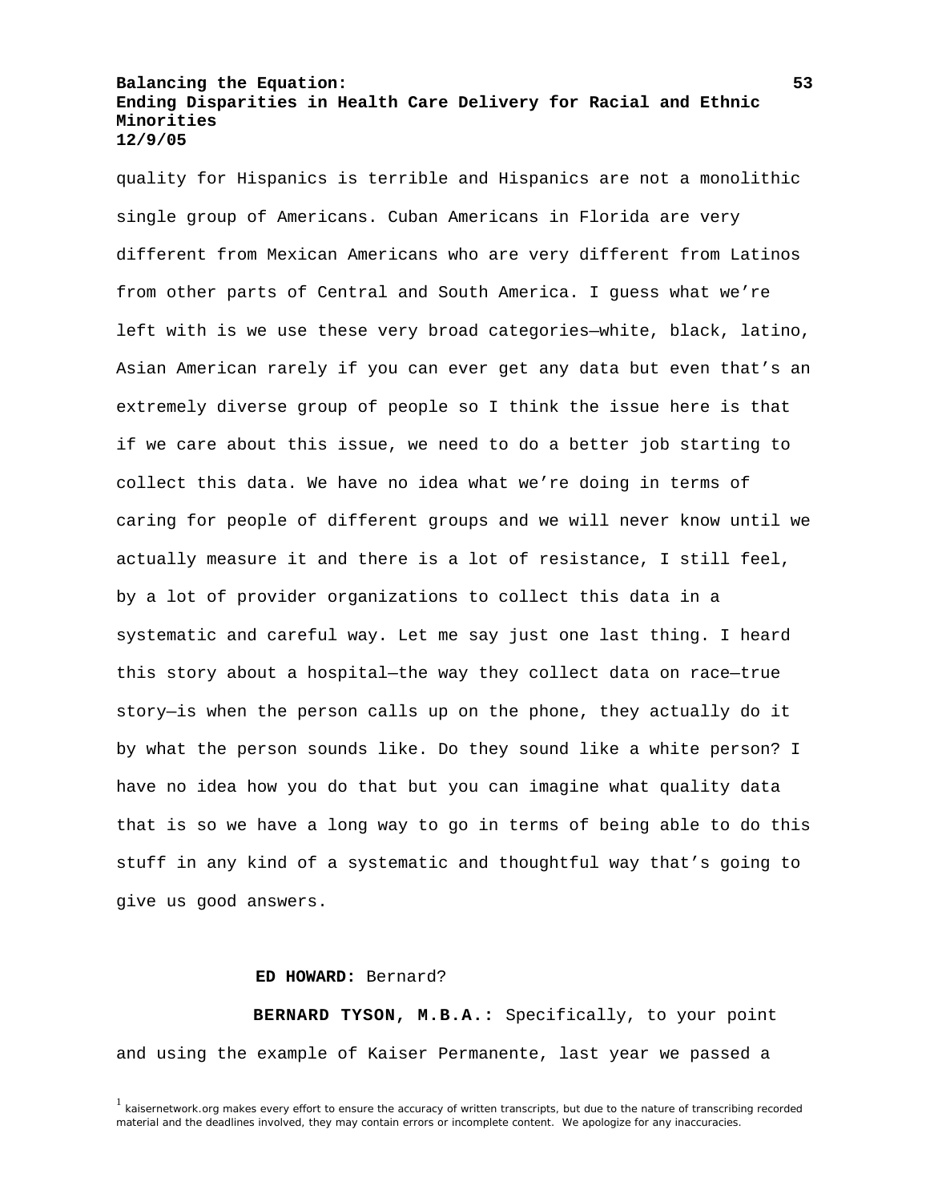quality for Hispanics is terrible and Hispanics are not a monolithic single group of Americans. Cuban Americans in Florida are very different from Mexican Americans who are very different from Latinos from other parts of Central and South America. I guess what we're left with is we use these very broad categories—white, black, latino, Asian American rarely if you can ever get any data but even that's an extremely diverse group of people so I think the issue here is that if we care about this issue, we need to do a better job starting to collect this data. We have no idea what we're doing in terms of caring for people of different groups and we will never know until we actually measure it and there is a lot of resistance, I still feel, by a lot of provider organizations to collect this data in a systematic and careful way. Let me say just one last thing. I heard this story about a hospital—the way they collect data on race—true story—is when the person calls up on the phone, they actually do it by what the person sounds like. Do they sound like a white person? I have no idea how you do that but you can imagine what quality data that is so we have a long way to go in terms of being able to do this stuff in any kind of a systematic and thoughtful way that's going to give us good answers.

**ED HOWARD:** Bernard?

**BERNARD TYSON, M.B.A.:** Specifically, to your point and using the example of Kaiser Permanente, last year we passed a

[1] kaisernetwork.org makes every effort to ensure the accuracy of written transcripts, but due to the nature of transcribing recorded material and the deadlines involved, they may contain errors or incomplete content. We apologize for any inaccuracies.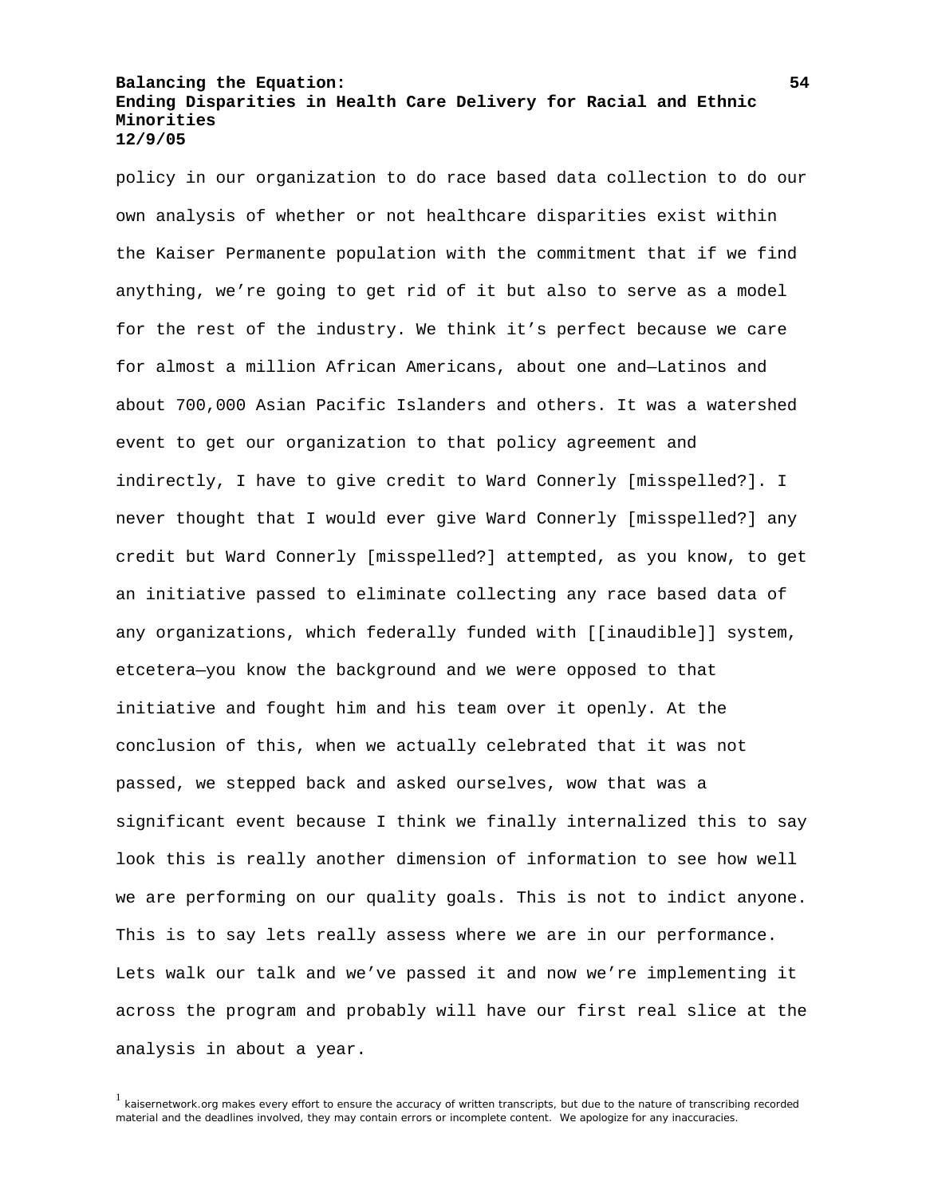policy in our organization to do race based data collection to do our own analysis of whether or not healthcare disparities exist within the Kaiser Permanente population with the commitment that if we find anything, we're going to get rid of it but also to serve as a model for the rest of the industry. We think it's perfect because we care for almost a million African Americans, about one and—Latinos and about 700,000 Asian Pacific Islanders and others. It was a watershed event to get our organization to that policy agreement and indirectly, I have to give credit to Ward Connerly [misspelled?]. I never thought that I would ever give Ward Connerly [misspelled?] any credit but Ward Connerly [misspelled?] attempted, as you know, to get an initiative passed to eliminate collecting any race based data of any organizations, which federally funded with [[inaudible]] system, etcetera—you know the background and we were opposed to that initiative and fought him and his team over it openly. At the conclusion of this, when we actually celebrated that it was not passed, we stepped back and asked ourselves, wow that was a significant event because I think we finally internalized this to say look this is really another dimension of information to see how well we are performing on our quality goals. This is not to indict anyone. This is to say lets really assess where we are in our performance. Lets walk our talk and we've passed it and now we're implementing it across the program and probably will have our first real slice at the analysis in about a year.

[1] kaisernetwork.org makes every effort to ensure the accuracy of written transcripts, but due to the nature of transcribing recorded material and the deadlines involved, they may contain errors or incomplete content. We apologize for any inaccuracies.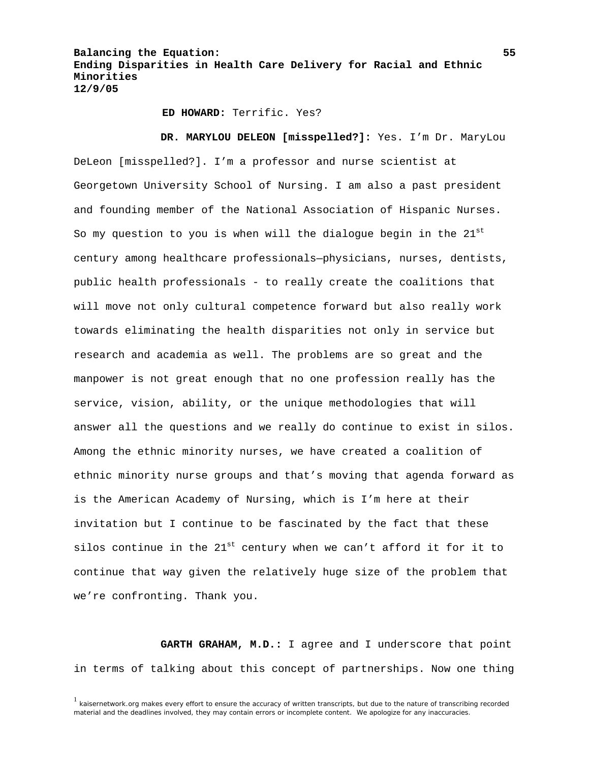**ED HOWARD:** Terrific. Yes?

**DR. MARYLOU DELEON [misspelled?]:** Yes. I'm Dr. MaryLou DeLeon [misspelled?]. I'm a professor and nurse scientist at Georgetown University School of Nursing. I am also a past president and founding member of the National Association of Hispanic Nurses. So my question to you is when will the dialogue begin in the 21st century among healthcare professionals—physicians, nurses, dentists, public health professionals - to really create the coalitions that will move not only cultural competence forward but also really work towards eliminating the health disparities not only in service but research and academia as well. The problems are so great and the manpower is not great enough that no one profession really has the service, vision, ability, or the unique methodologies that will answer all the questions and we really do continue to exist in silos. Among the ethnic minority nurses, we have created a coalition of ethnic minority nurse groups and that's moving that agenda forward as is the American Academy of Nursing, which is I'm here at their invitation but I continue to be fascinated by the fact that these silos continue in the 21st century when we can't afford it for it to continue that way given the relatively huge size of the problem that we're confronting. Thank you.

**GARTH GRAHAM, M.D.:** I agree and I underscore that point in terms of talking about this concept of partnerships. Now one thing

[1] kaisernetwork.org makes every effort to ensure the accuracy of written transcripts, but due to the nature of transcribing recorded material and the deadlines involved, they may contain errors or incomplete content. We apologize for any inaccuracies.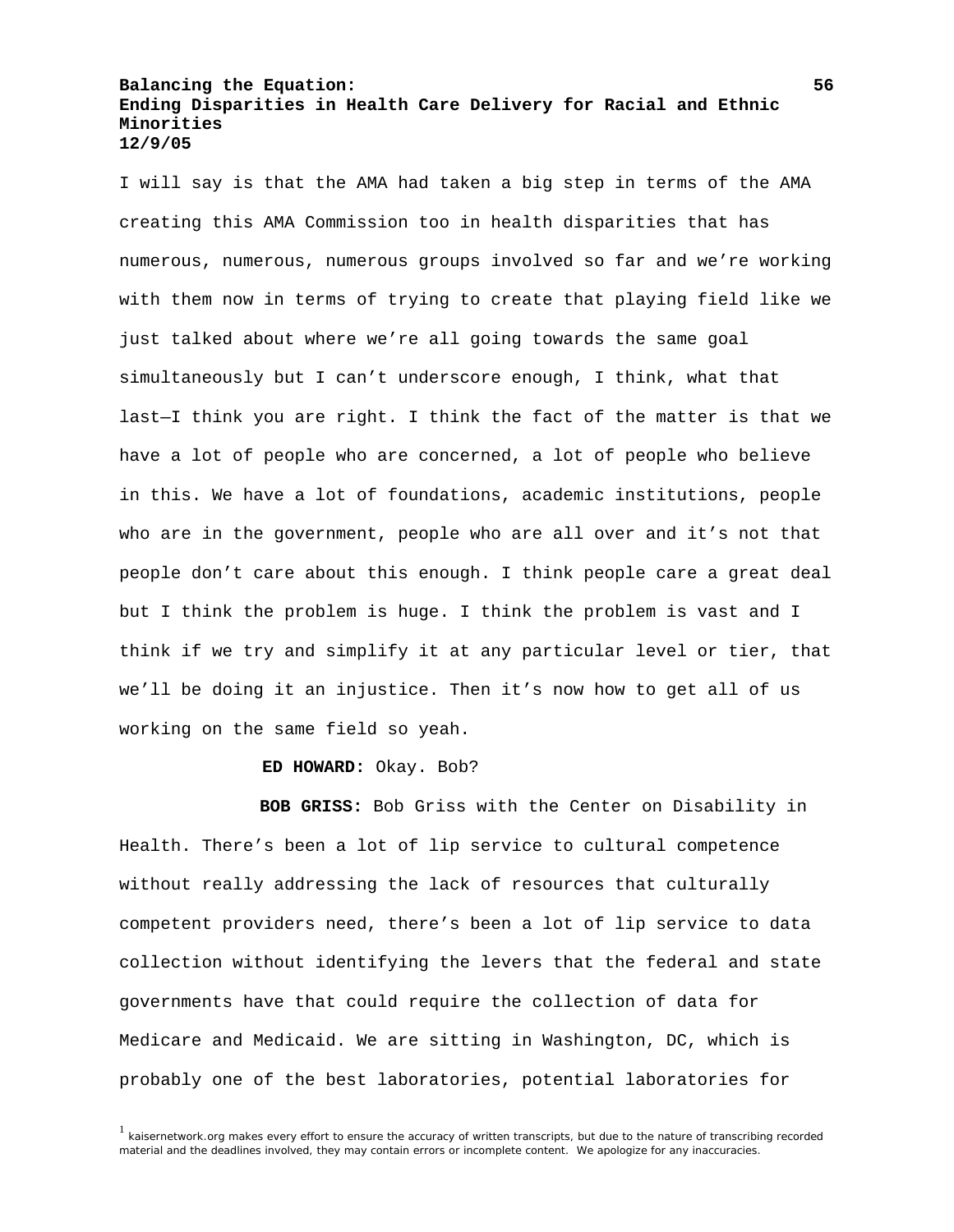I will say is that the AMA had taken a big step in terms of the AMA creating this AMA Commission too in health disparities that has numerous, numerous, numerous groups involved so far and we're working with them now in terms of trying to create that playing field like we just talked about where we're all going towards the same goal simultaneously but I can't underscore enough, I think, what that last—I think you are right. I think the fact of the matter is that we have a lot of people who are concerned, a lot of people who believe in this. We have a lot of foundations, academic institutions, people who are in the government, people who are all over and it's not that people don't care about this enough. I think people care a great deal but I think the problem is huge. I think the problem is vast and I think if we try and simplify it at any particular level or tier, that we'll be doing it an injustice. Then it's now how to get all of us working on the same field so yeah.

**ED HOWARD:** Okay. Bob?

**BOB GRISS:** Bob Griss with the Center on Disability in Health. There's been a lot of lip service to cultural competence without really addressing the lack of resources that culturally competent providers need, there's been a lot of lip service to data collection without identifying the levers that the federal and state governments have that could require the collection of data for Medicare and Medicaid. We are sitting in Washington, DC, which is probably one of the best laboratories, potential laboratories for

[1] kaisernetwork.org makes every effort to ensure the accuracy of written transcripts, but due to the nature of transcribing recorded material and the deadlines involved, they may contain errors or incomplete content. We apologize for any inaccuracies.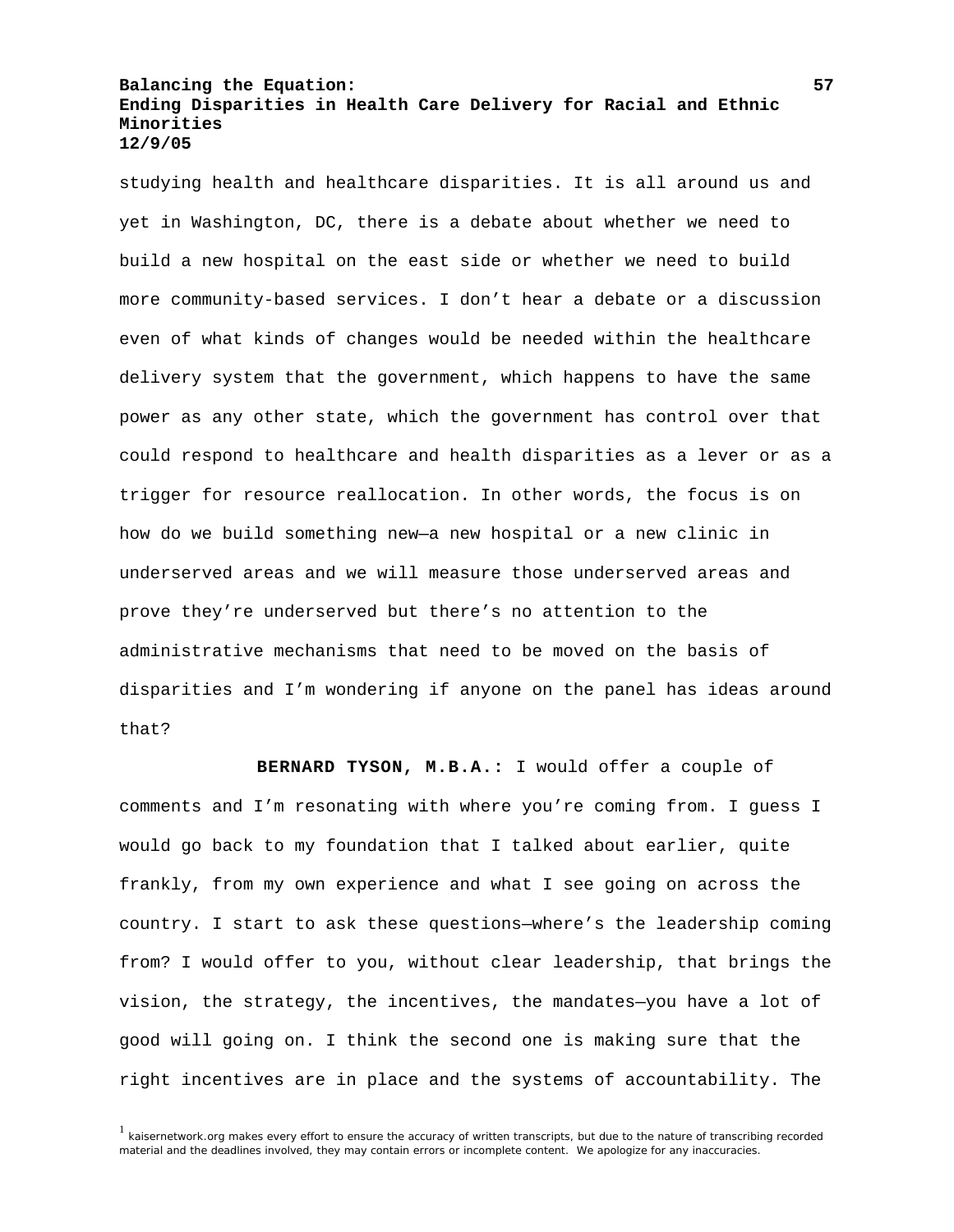studying health and healthcare disparities. It is all around us and yet in Washington, DC, there is a debate about whether we need to build a new hospital on the east side or whether we need to build more community-based services. I don't hear a debate or a discussion even of what kinds of changes would be needed within the healthcare delivery system that the government, which happens to have the same power as any other state, which the government has control over that could respond to healthcare and health disparities as a lever or as a trigger for resource reallocation. In other words, the focus is on how do we build something new—a new hospital or a new clinic in underserved areas and we will measure those underserved areas and prove they're underserved but there's no attention to the administrative mechanisms that need to be moved on the basis of disparities and I'm wondering if anyone on the panel has ideas around that?

**BERNARD TYSON, M.B.A.:** I would offer a couple of comments and I'm resonating with where you're coming from. I guess I would go back to my foundation that I talked about earlier, quite frankly, from my own experience and what I see going on across the country. I start to ask these questions—where's the leadership coming from? I would offer to you, without clear leadership, that brings the vision, the strategy, the incentives, the mandates—you have a lot of good will going on. I think the second one is making sure that the right incentives are in place and the systems of accountability. The

[1] kaisernetwork.org makes every effort to ensure the accuracy of written transcripts, but due to the nature of transcribing recorded material and the deadlines involved, they may contain errors or incomplete content. We apologize for any inaccuracies.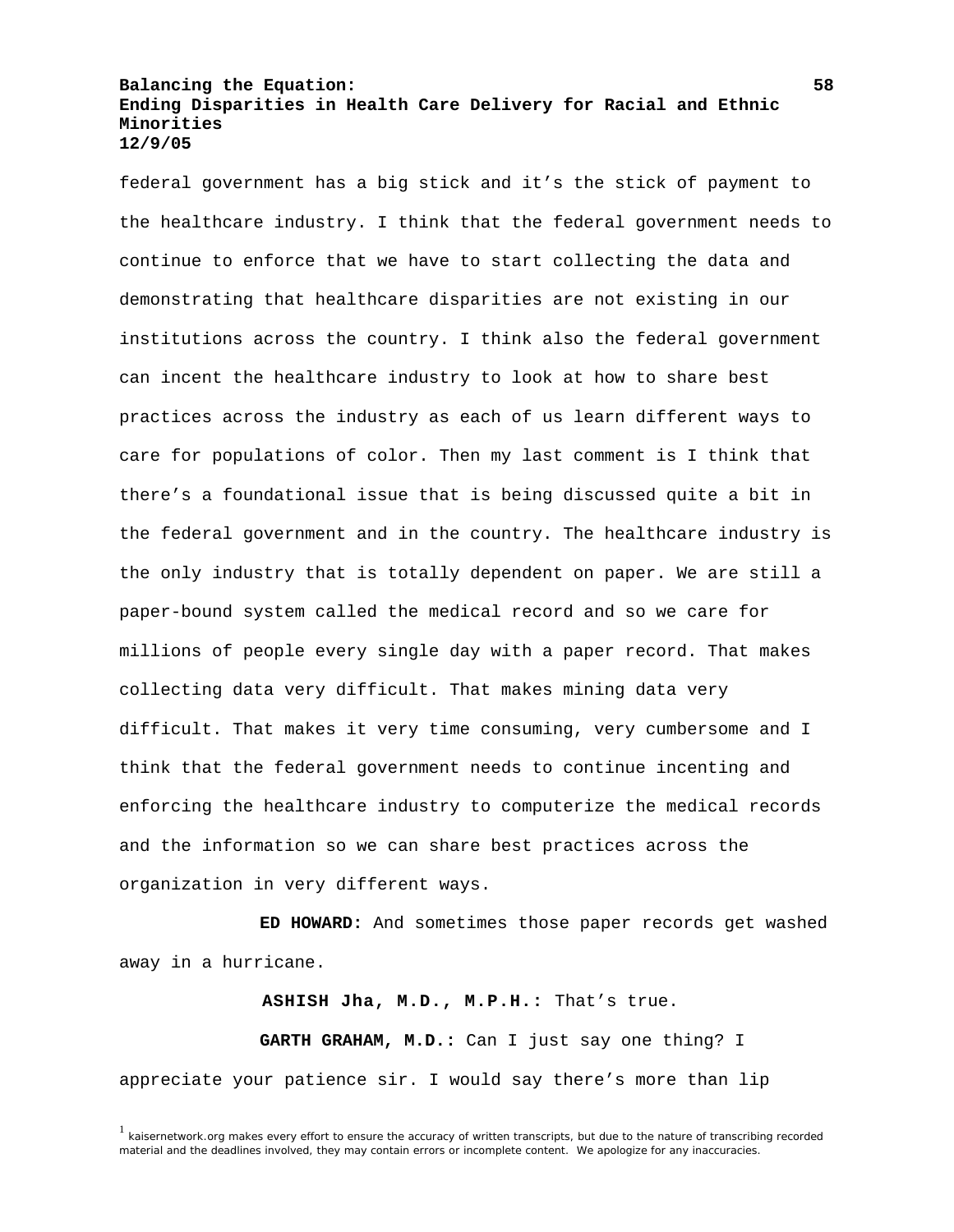federal government has a big stick and it's the stick of payment to the healthcare industry. I think that the federal government needs to continue to enforce that we have to start collecting the data and demonstrating that healthcare disparities are not existing in our institutions across the country. I think also the federal government can incent the healthcare industry to look at how to share best practices across the industry as each of us learn different ways to care for populations of color. Then my last comment is I think that there's a foundational issue that is being discussed quite a bit in the federal government and in the country. The healthcare industry is the only industry that is totally dependent on paper. We are still a paper-bound system called the medical record and so we care for millions of people every single day with a paper record. That makes collecting data very difficult. That makes mining data very difficult. That makes it very time consuming, very cumbersome and I think that the federal government needs to continue incenting and enforcing the healthcare industry to computerize the medical records and the information so we can share best practices across the organization in very different ways.

**ED HOWARD:** And sometimes those paper records get washed away in a hurricane.

**ASHISH Jha, M.D., M.P.H.:** That's true.

**GARTH GRAHAM, M.D.:** Can I just say one thing? I appreciate your patience sir. I would say there's more than lip

[1] kaisernetwork.org makes every effort to ensure the accuracy of written transcripts, but due to the nature of transcribing recorded material and the deadlines involved, they may contain errors or incomplete content. We apologize for any inaccuracies.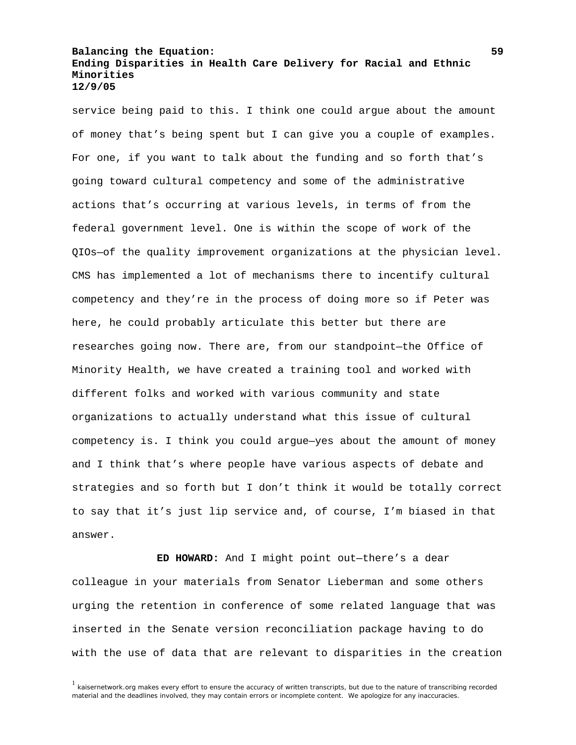service being paid to this. I think one could argue about the amount of money that's being spent but I can give you a couple of examples. For one, if you want to talk about the funding and so forth that's going toward cultural competency and some of the administrative actions that's occurring at various levels, in terms of from the federal government level. One is within the scope of work of the QIOs—of the quality improvement organizations at the physician level. CMS has implemented a lot of mechanisms there to incentify cultural competency and they're in the process of doing more so if Peter was here, he could probably articulate this better but there are researches going now. There are, from our standpoint—the Office of Minority Health, we have created a training tool and worked with different folks and worked with various community and state organizations to actually understand what this issue of cultural competency is. I think you could argue—yes about the amount of money and I think that's where people have various aspects of debate and strategies and so forth but I don't think it would be totally correct to say that it's just lip service and, of course, I'm biased in that answer.

**ED HOWARD:** And I might point out—there's a dear colleague in your materials from Senator Lieberman and some others urging the retention in conference of some related language that was inserted in the Senate version reconciliation package having to do with the use of data that are relevant to disparities in the creation

[1] kaisernetwork.org makes every effort to ensure the accuracy of written transcripts, but due to the nature of transcribing recorded material and the deadlines involved, they may contain errors or incomplete content. We apologize for any inaccuracies.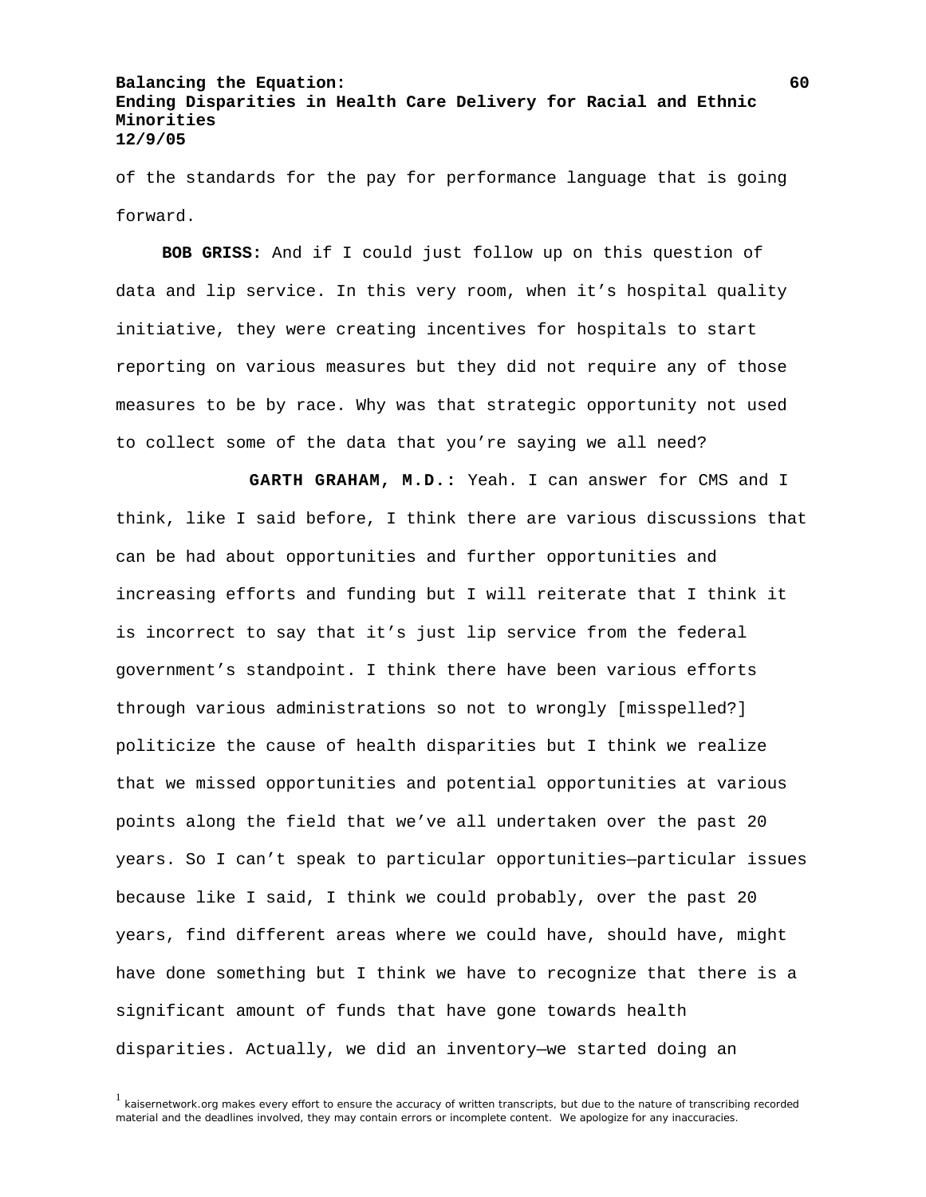of the standards for the pay for performance language that is going forward.

**BOB GRISS:** And if I could just follow up on this question of data and lip service. In this very room, when it's hospital quality initiative, they were creating incentives for hospitals to start reporting on various measures but they did not require any of those measures to be by race. Why was that strategic opportunity not used to collect some of the data that you're saying we all need?

**GARTH GRAHAM, M.D.:** Yeah. I can answer for CMS and I think, like I said before, I think there are various discussions that can be had about opportunities and further opportunities and increasing efforts and funding but I will reiterate that I think it is incorrect to say that it's just lip service from the federal government's standpoint. I think there have been various efforts through various administrations so not to wrongly [misspelled?] politicize the cause of health disparities but I think we realize that we missed opportunities and potential opportunities at various points along the field that we've all undertaken over the past 20 years. So I can't speak to particular opportunities—particular issues because like I said, I think we could probably, over the past 20 years, find different areas where we could have, should have, might have done something but I think we have to recognize that there is a significant amount of funds that have gone towards health disparities. Actually, we did an inventory—we started doing an

[1] kaisernetwork.org makes every effort to ensure the accuracy of written transcripts, but due to the nature of transcribing recorded material and the deadlines involved, they may contain errors or incomplete content. We apologize for any inaccuracies.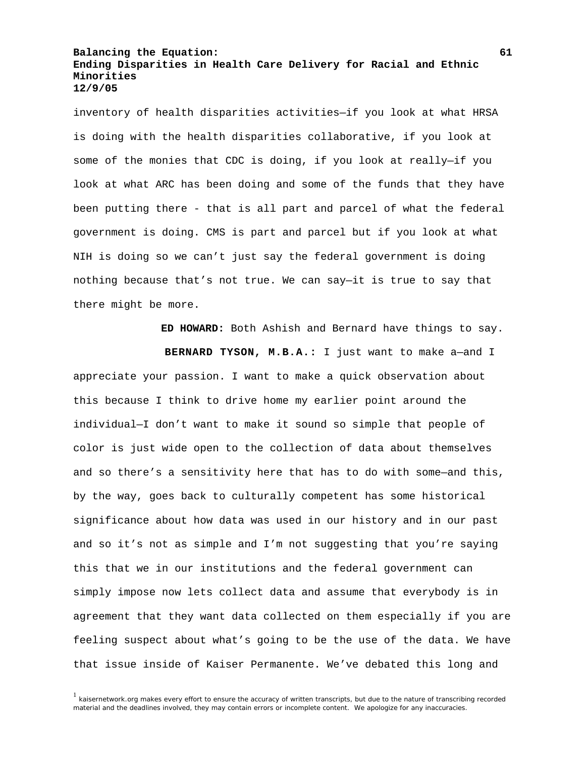inventory of health disparities activities—if you look at what HRSA is doing with the health disparities collaborative, if you look at some of the monies that CDC is doing, if you look at really—if you look at what ARC has been doing and some of the funds that they have been putting there - that is all part and parcel of what the federal government is doing. CMS is part and parcel but if you look at what NIH is doing so we can't just say the federal government is doing nothing because that's not true. We can say—it is true to say that there might be more.

**ED HOWARD:** Both Ashish and Bernard have things to say.

**BERNARD TYSON, M.B.A.:** I just want to make a—and I appreciate your passion. I want to make a quick observation about this because I think to drive home my earlier point around the individual—I don't want to make it sound so simple that people of color is just wide open to the collection of data about themselves and so there's a sensitivity here that has to do with some—and this, by the way, goes back to culturally competent has some historical significance about how data was used in our history and in our past and so it's not as simple and I'm not suggesting that you're saying this that we in our institutions and the federal government can simply impose now lets collect data and assume that everybody is in agreement that they want data collected on them especially if you are feeling suspect about what's going to be the use of the data. We have that issue inside of Kaiser Permanente. We've debated this long and

[1] kaisernetwork.org makes every effort to ensure the accuracy of written transcripts, but due to the nature of transcribing recorded material and the deadlines involved, they may contain errors or incomplete content. We apologize for any inaccuracies.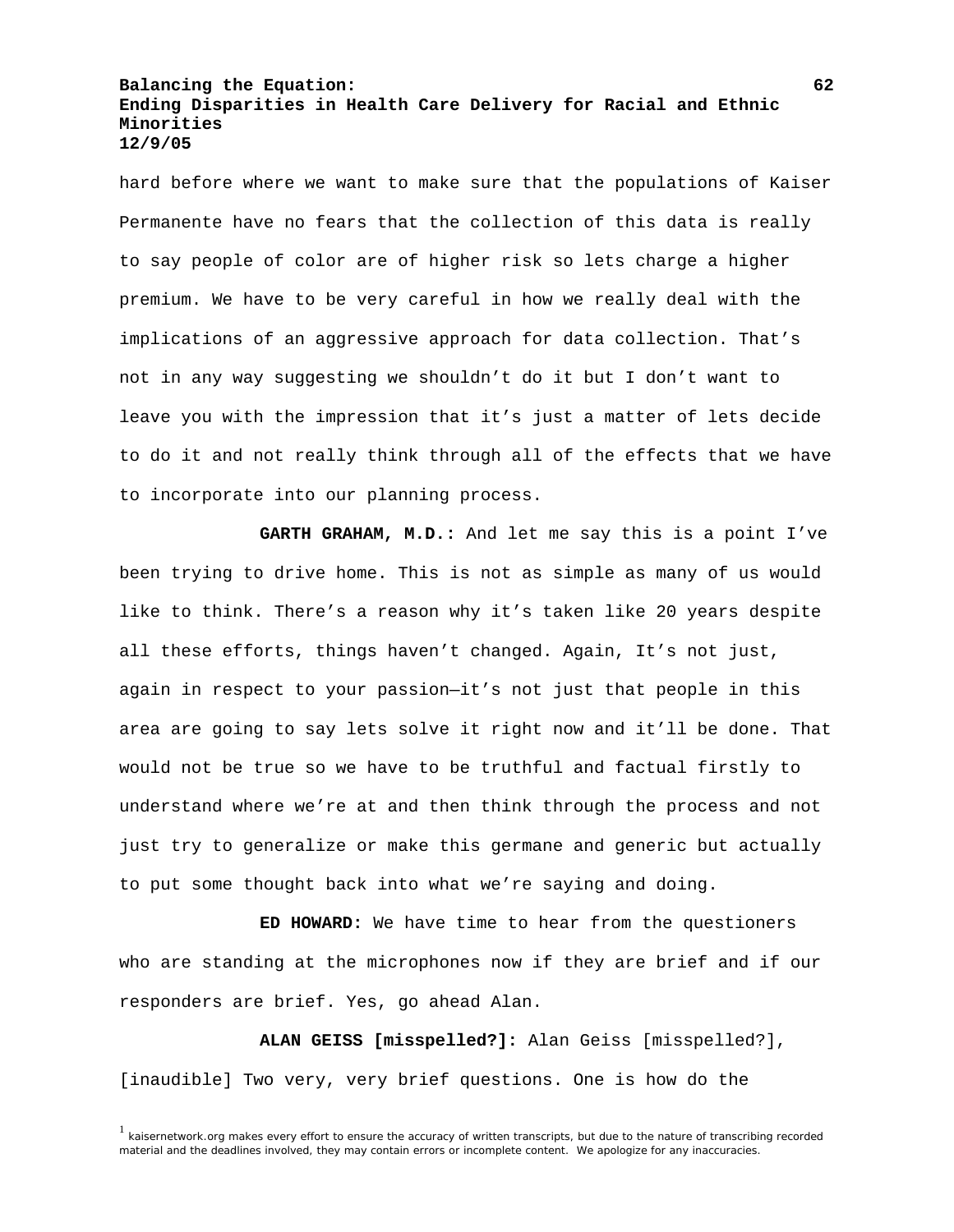hard before where we want to make sure that the populations of Kaiser Permanente have no fears that the collection of this data is really to say people of color are of higher risk so lets charge a higher premium. We have to be very careful in how we really deal with the implications of an aggressive approach for data collection. That's not in any way suggesting we shouldn't do it but I don't want to leave you with the impression that it's just a matter of lets decide to do it and not really think through all of the effects that we have to incorporate into our planning process.

**GARTH GRAHAM, M.D.:** And let me say this is a point I've been trying to drive home. This is not as simple as many of us would like to think. There's a reason why it's taken like 20 years despite all these efforts, things haven't changed. Again, It's not just, again in respect to your passion—it's not just that people in this area are going to say lets solve it right now and it'll be done. That would not be true so we have to be truthful and factual firstly to understand where we're at and then think through the process and not just try to generalize or make this germane and generic but actually to put some thought back into what we're saying and doing.

**ED HOWARD:** We have time to hear from the questioners who are standing at the microphones now if they are brief and if our responders are brief. Yes, go ahead Alan.

**ALAN GEISS [misspelled?]:** Alan Geiss [misspelled?], [inaudible] Two very, very brief questions. One is how do the

[1] kaisernetwork.org makes every effort to ensure the accuracy of written transcripts, but due to the nature of transcribing recorded material and the deadlines involved, they may contain errors or incomplete content. We apologize for any inaccuracies.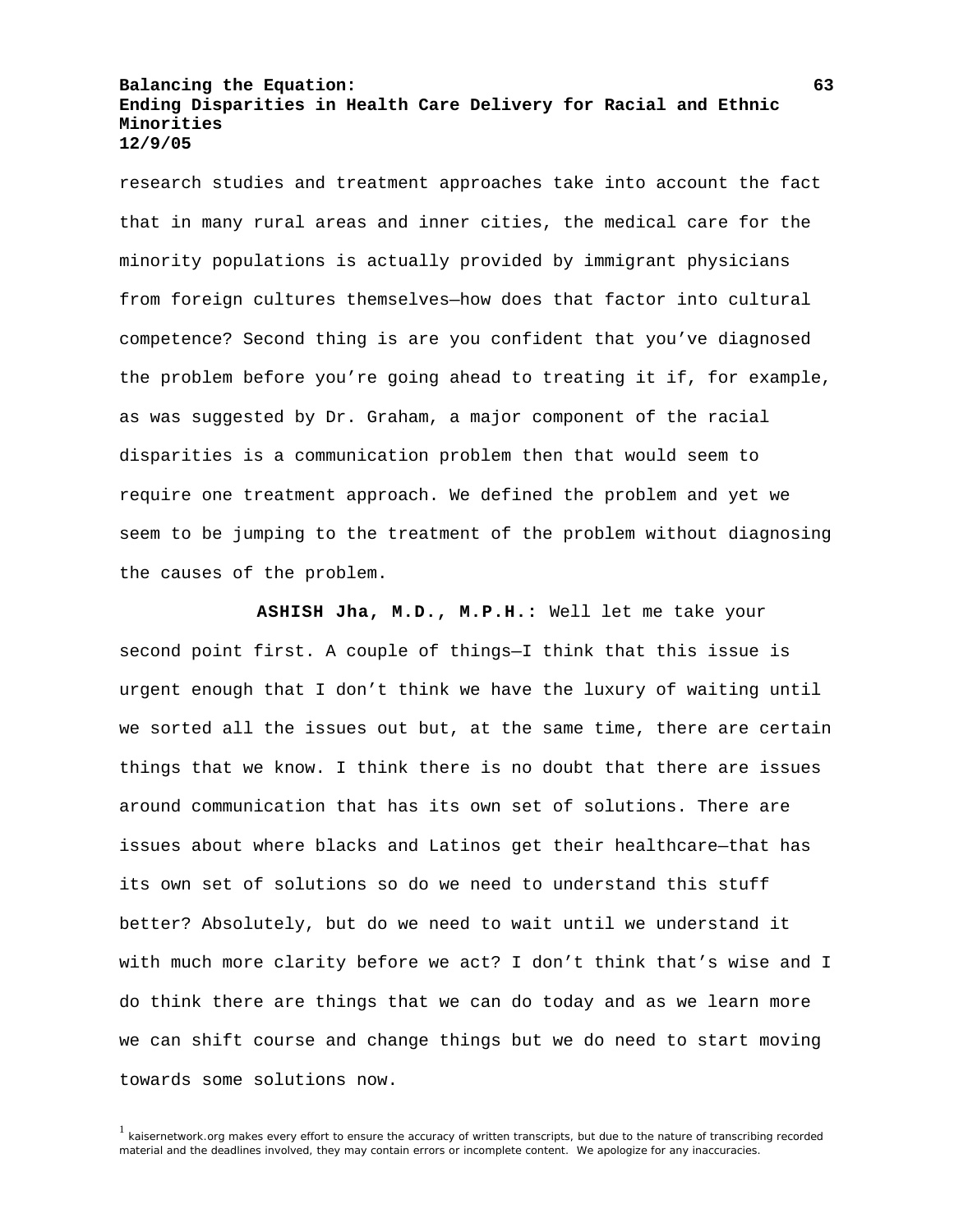research studies and treatment approaches take into account the fact that in many rural areas and inner cities, the medical care for the minority populations is actually provided by immigrant physicians from foreign cultures themselves—how does that factor into cultural competence? Second thing is are you confident that you've diagnosed the problem before you're going ahead to treating it if, for example, as was suggested by Dr. Graham, a major component of the racial disparities is a communication problem then that would seem to require one treatment approach. We defined the problem and yet we seem to be jumping to the treatment of the problem without diagnosing the causes of the problem.

**ASHISH Jha, M.D., M.P.H.:** Well let me take your second point first. A couple of things—I think that this issue is urgent enough that I don't think we have the luxury of waiting until we sorted all the issues out but, at the same time, there are certain things that we know. I think there is no doubt that there are issues around communication that has its own set of solutions. There are issues about where blacks and Latinos get their healthcare—that has its own set of solutions so do we need to understand this stuff better? Absolutely, but do we need to wait until we understand it with much more clarity before we act? I don't think that's wise and I do think there are things that we can do today and as we learn more we can shift course and change things but we do need to start moving towards some solutions now.

[1] kaisernetwork.org makes every effort to ensure the accuracy of written transcripts, but due to the nature of transcribing recorded material and the deadlines involved, they may contain errors or incomplete content. We apologize for any inaccuracies.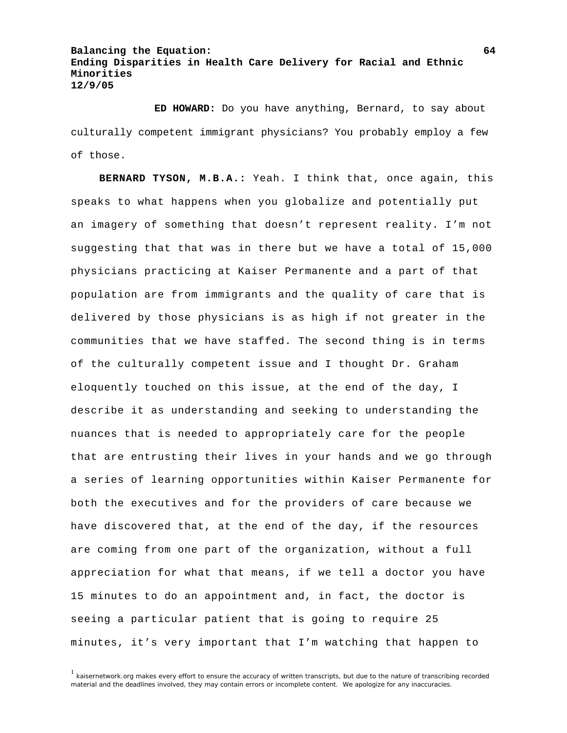**ED HOWARD:** Do you have anything, Bernard, to say about culturally competent immigrant physicians? You probably employ a few of those.

**BERNARD TYSON, M.B.A.:** Yeah. I think that, once again, this speaks to what happens when you globalize and potentially put an imagery of something that doesn't represent reality. I'm not suggesting that that was in there but we have a total of 15,000 physicians practicing at Kaiser Permanente and a part of that population are from immigrants and the quality of care that is delivered by those physicians is as high if not greater in the communities that we have staffed. The second thing is in terms of the culturally competent issue and I thought Dr. Graham eloquently touched on this issue, at the end of the day, I describe it as understanding and seeking to understanding the nuances that is needed to appropriately care for the people that are entrusting their lives in your hands and we go through a series of learning opportunities within Kaiser Permanente for both the executives and for the providers of care because we have discovered that, at the end of the day, if the resources are coming from one part of the organization, without a full appreciation for what that means, if we tell a doctor you have 15 minutes to do an appointment and, in fact, the doctor is seeing a particular patient that is going to require 25 minutes, it's very important that I'm watching that happen to

[1] kaisernetwork.org makes every effort to ensure the accuracy of written transcripts, but due to the nature of transcribing recorded material and the deadlines involved, they may contain errors or incomplete content. We apologize for any inaccuracies.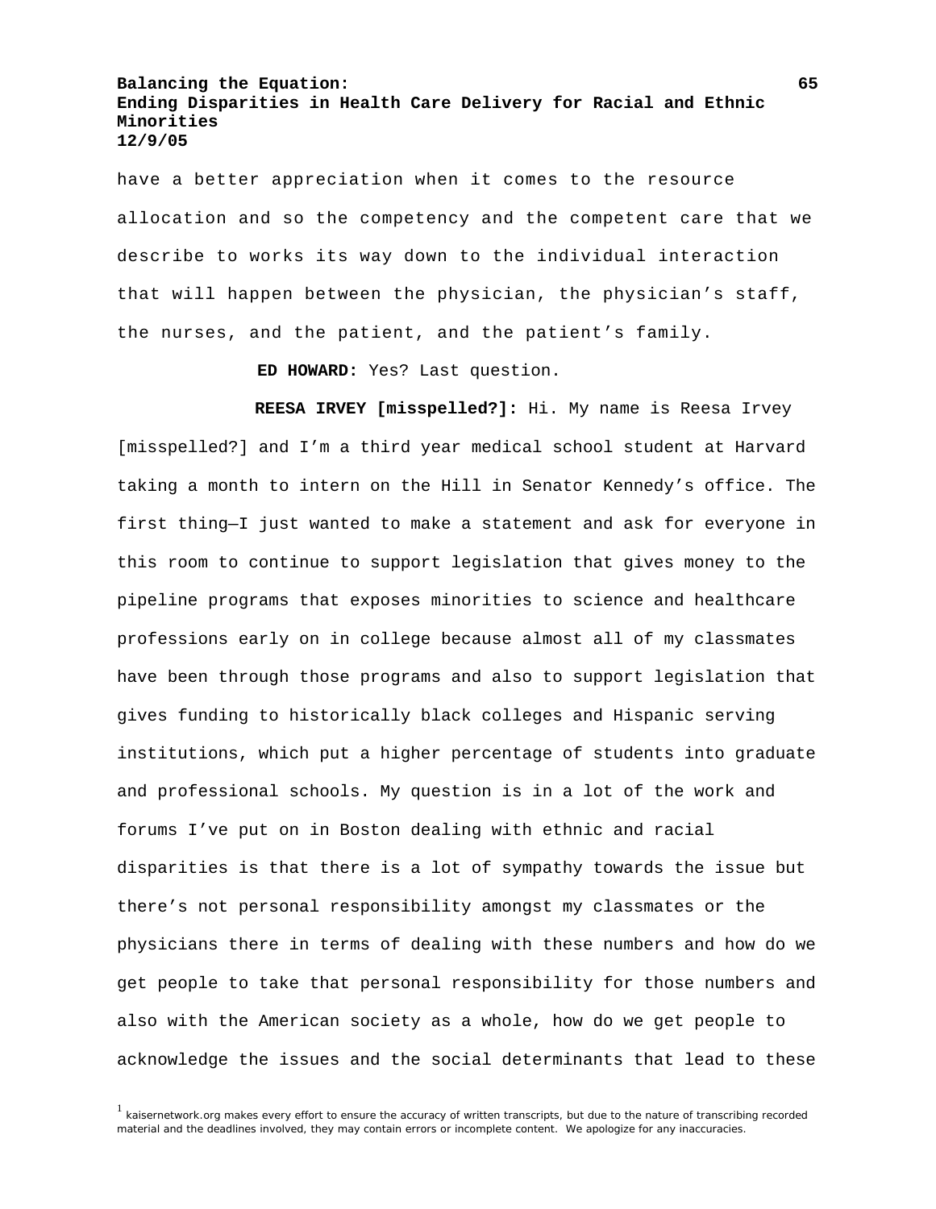have a better appreciation when it comes to the resource allocation and so the competency and the competent care that we describe to works its way down to the individual interaction that will happen between the physician, the physician's staff, the nurses, and the patient, and the patient's family.

**ED HOWARD:** Yes? Last question.

**REESA IRVEY [misspelled?]:** Hi. My name is Reesa Irvey [misspelled?] and I'm a third year medical school student at Harvard taking a month to intern on the Hill in Senator Kennedy's office. The first thing—I just wanted to make a statement and ask for everyone in this room to continue to support legislation that gives money to the pipeline programs that exposes minorities to science and healthcare professions early on in college because almost all of my classmates have been through those programs and also to support legislation that gives funding to historically black colleges and Hispanic serving institutions, which put a higher percentage of students into graduate and professional schools. My question is in a lot of the work and forums I've put on in Boston dealing with ethnic and racial disparities is that there is a lot of sympathy towards the issue but there's not personal responsibility amongst my classmates or the physicians there in terms of dealing with these numbers and how do we get people to take that personal responsibility for those numbers and also with the American society as a whole, how do we get people to acknowledge the issues and the social determinants that lead to these

[1] kaisernetwork.org makes every effort to ensure the accuracy of written transcripts, but due to the nature of transcribing recorded material and the deadlines involved, they may contain errors or incomplete content. We apologize for any inaccuracies.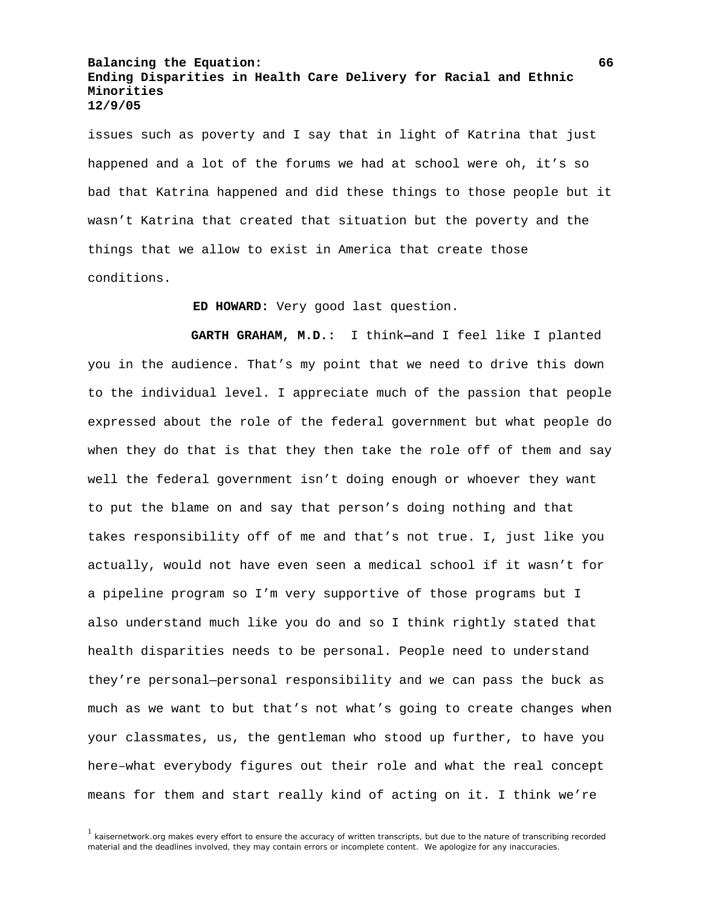issues such as poverty and I say that in light of Katrina that just happened and a lot of the forums we had at school were oh, it's so bad that Katrina happened and did these things to those people but it wasn't Katrina that created that situation but the poverty and the things that we allow to exist in America that create those conditions.

**ED HOWARD:** Very good last question.

**GARTH GRAHAM, M.D.:** I think—and I feel like I planted you in the audience. That's my point that we need to drive this down to the individual level. I appreciate much of the passion that people expressed about the role of the federal government but what people do when they do that is that they then take the role off of them and say well the federal government isn't doing enough or whoever they want to put the blame on and say that person's doing nothing and that takes responsibility off of me and that's not true. I, just like you actually, would not have even seen a medical school if it wasn't for a pipeline program so I'm very supportive of those programs but I also understand much like you do and so I think rightly stated that health disparities needs to be personal. People need to understand they're personal—personal responsibility and we can pass the buck as much as we want to but that's not what's going to create changes when your classmates, us, the gentleman who stood up further, to have you here–what everybody figures out their role and what the real concept means for them and start really kind of acting on it. I think we're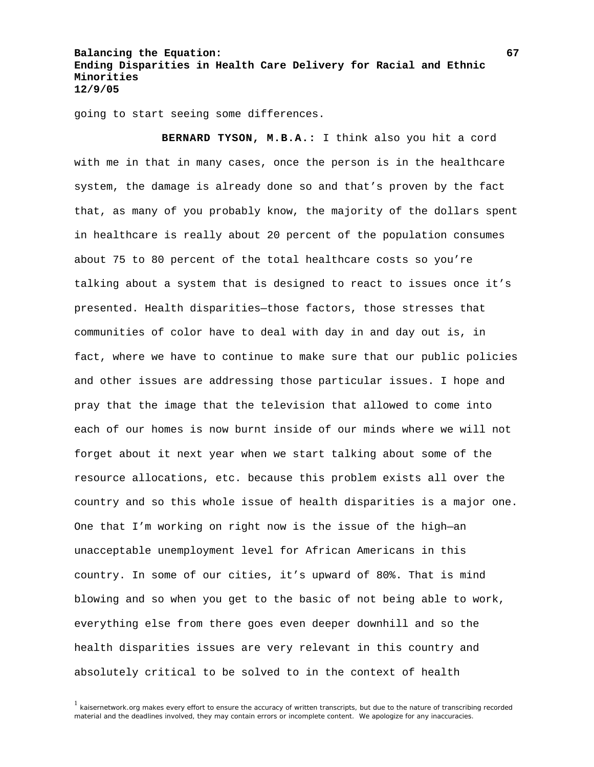going to start seeing some differences.

**BERNARD TYSON, M.B.A.:** I think also you hit a cord with me in that in many cases, once the person is in the healthcare system, the damage is already done so and that's proven by the fact that, as many of you probably know, the majority of the dollars spent in healthcare is really about 20 percent of the population consumes about 75 to 80 percent of the total healthcare costs so you're talking about a system that is designed to react to issues once it's presented. Health disparities—those factors, those stresses that communities of color have to deal with day in and day out is, in fact, where we have to continue to make sure that our public policies and other issues are addressing those particular issues. I hope and pray that the image that the television that allowed to come into each of our homes is now burnt inside of our minds where we will not forget about it next year when we start talking about some of the resource allocations, etc. because this problem exists all over the country and so this whole issue of health disparities is a major one. One that I'm working on right now is the issue of the high—an unacceptable unemployment level for African Americans in this country. In some of our cities, it's upward of 80%. That is mind blowing and so when you get to the basic of not being able to work, everything else from there goes even deeper downhill and so the health disparities issues are very relevant in this country and absolutely critical to be solved to in the context of health

[1] kaisernetwork.org makes every effort to ensure the accuracy of written transcripts, but due to the nature of transcribing recorded material and the deadlines involved, they may contain errors or incomplete content. We apologize for any inaccuracies.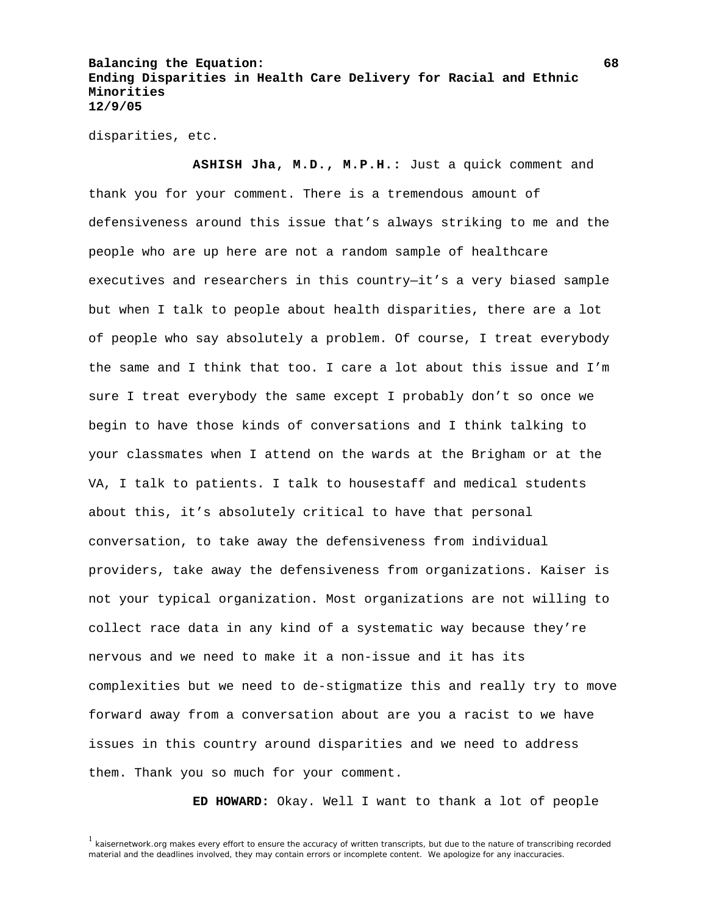disparities, etc.

**ASHISH Jha, M.D., M.P.H.:** Just a quick comment and thank you for your comment. There is a tremendous amount of defensiveness around this issue that's always striking to me and the people who are up here are not a random sample of healthcare executives and researchers in this country—it's a very biased sample but when I talk to people about health disparities, there are a lot of people who say absolutely a problem. Of course, I treat everybody the same and I think that too. I care a lot about this issue and I'm sure I treat everybody the same except I probably don't so once we begin to have those kinds of conversations and I think talking to your classmates when I attend on the wards at the Brigham or at the VA, I talk to patients. I talk to housestaff and medical students about this, it's absolutely critical to have that personal conversation, to take away the defensiveness from individual providers, take away the defensiveness from organizations. Kaiser is not your typical organization. Most organizations are not willing to collect race data in any kind of a systematic way because they're nervous and we need to make it a non-issue and it has its complexities but we need to de-stigmatize this and really try to move forward away from a conversation about are you a racist to we have issues in this country around disparities and we need to address them. Thank you so much for your comment.

**ED HOWARD:** Okay. Well I want to thank a lot of people

[1] kaisernetwork.org makes every effort to ensure the accuracy of written transcripts, but due to the nature of transcribing recorded material and the deadlines involved, they may contain errors or incomplete content. We apologize for any inaccuracies.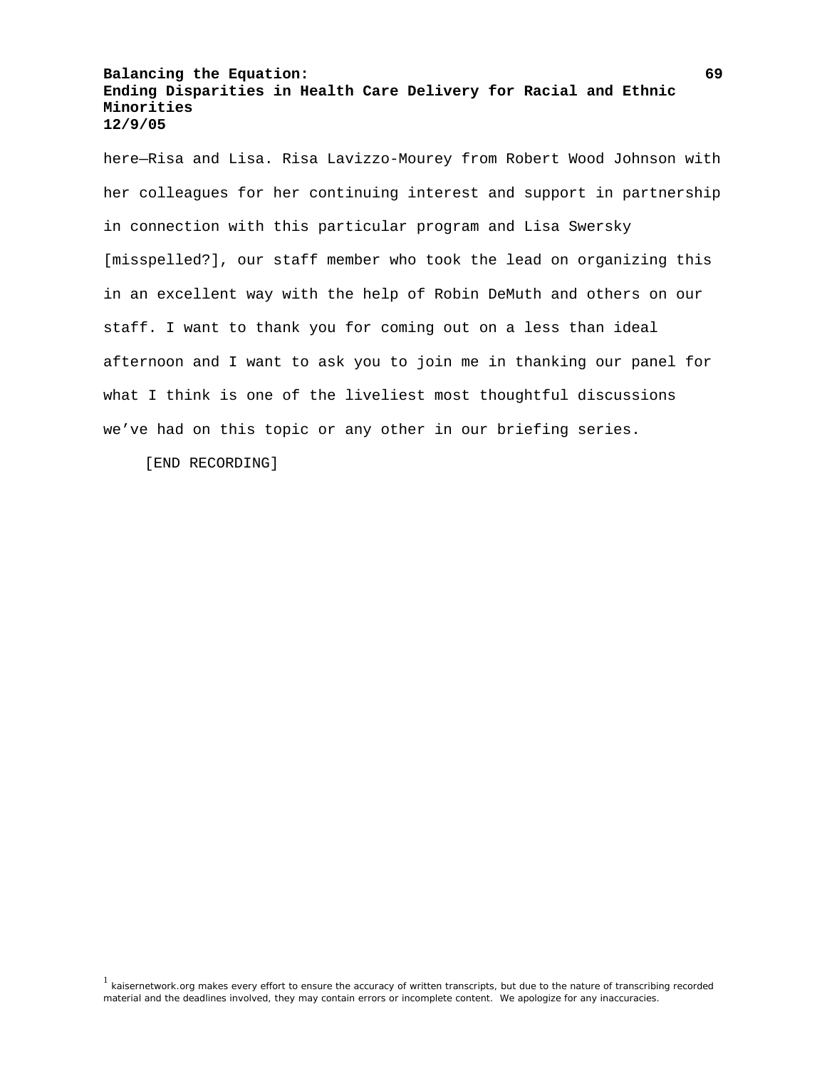here—Risa and Lisa. Risa Lavizzo-Mourey from Robert Wood Johnson with her colleagues for her continuing interest and support in partnership in connection with this particular program and Lisa Swersky [misspelled?], our staff member who took the lead on organizing this in an excellent way with the help of Robin DeMuth and others on our staff. I want to thank you for coming out on a less than ideal afternoon and I want to ask you to join me in thanking our panel for what I think is one of the liveliest most thoughtful discussions we've had on this topic or any other in our briefing series.

[END RECORDING]